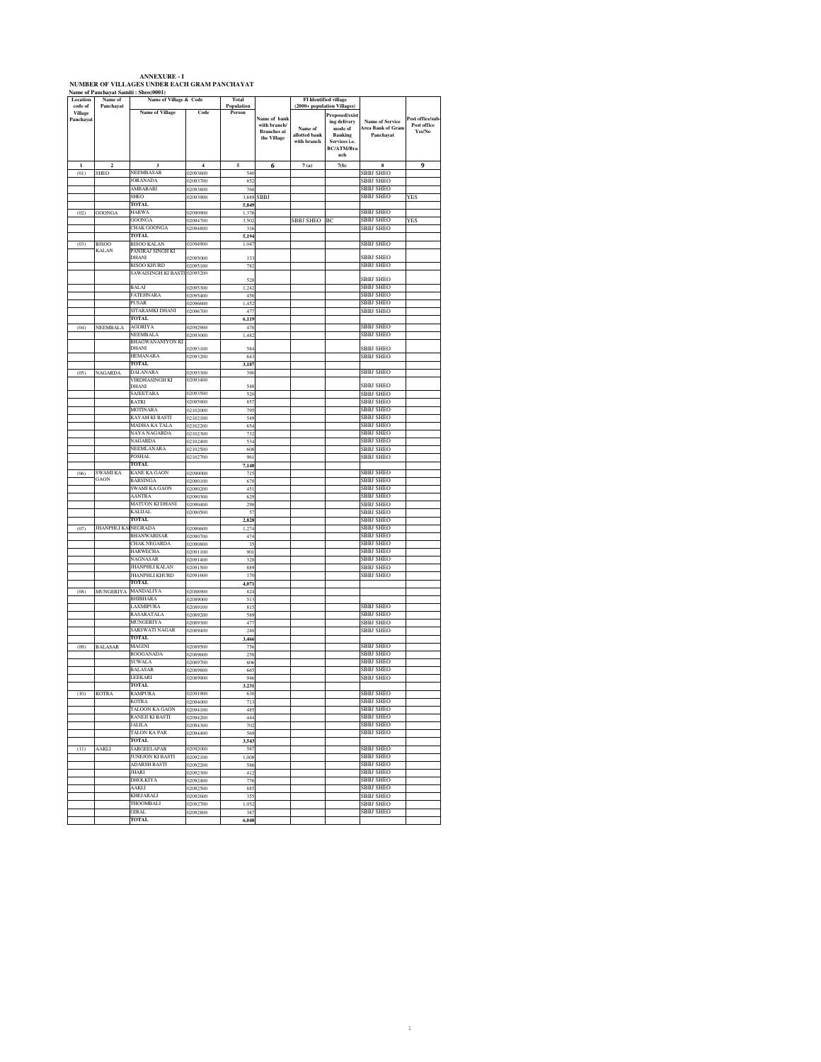# ANNEXURE - I

## NUMBER OF VILLAGES UNDER EACH GRAM PANCHAYAT

**Name of Panchayat Samiti : Sheo(0001)**

| Location code of Village Panchayat | Name of Panchayat | Name of Village & Code | | Total Population | | FI Identified village (2000+ population Villages) | | | |
|---|---|---|---|---|---|---|---|---|---|
| | | Name of Village | Code | Person | Name of bank with branch/ Branches at the Village | Name of allotted bank with branch | Proposed/existing delivery mode of Banking Services i.e. BC/ATM/Branch | Name of Service Area Bank of Gram Panchayat | Post office/sub-Post office Yes/No |
| 1 | 2 | 3 | 4 | 5 | 6 | 7 (a) | 7(b) | 8 | 9 |
| (01) | SHEO | NEEMBASAR | 02093600 | 540 | | | | SBBJ SHEO | |
| | | JORANADA | 02093700 | 852 | | | | SBBJ SHEO | |
| | | AMBABARI | 02093800 | 768 | | | | SBBJ SHEO | |
| | | SHEO | 02093900 | 3,689 | SBBJ | | | SBBJ SHEO | YES |
| | | TOTAL | | 5,849 | | | | | |
| (02) | GOONGA | HARWA | 02090900 | 1,376 | | | | SBBJ SHEO | |
| | | GOONGA | 02094700 | 3,502 | | SBBJ SHEO | BC | SBBJ SHEO | YES |
| | | CHAK GOONGA | 02094800 | 316 | | | | SBBJ SHEO | |
| | | TOTAL | | 5,194 | | | | | |
| (03) | BISOO KALAN | BISOO KALAN | 02094900 | 1,047 | | | | SBBJ SHEO | |
| | | PANJRAJ SINGH KI DHANI | 02095000 | 133 | | | | SBBJ SHEO | |
| | | BISOO KHURD | 02095100 | 782 | | | | SBBJ SHEO | |
| | | SAWAISINGH KI BASTI | 02095200 | 528 | | | | SBBJ SHEO | |
| | | BALAI | 02095300 | 1,242 | | | | SBBJ SHEO | |
| | | FATEHNARA | 02095400 | 458 | | | | SBBJ SHEO | |
| | | PUSAR | 02096600 | 1,452 | | | | SBBJ SHEO | |
| | | SITARAMKI DHANI | 02096700 | 477 | | | | SBBJ SHEO | |
| | | TOTAL | | 6,119 | | | | | |
| (04) | NEEMBALA | AGORIYA | 02092900 | 478 | | | | SBBJ SHEO | |
| | | NEEMBALA | 02093000 | 1,482 | | | | SBBJ SHEO | |
| | | BHAGWANANIYON KI DHANI | 02093100 | 584 | | | | SBBJ SHEO | |
| | | HEMANARA | 02093200 | 643 | | | | SBBJ SHEO | |
| | | TOTAL | | 3,187 | | | | | |
| (05) | NAGARDA | DALANARA | 02093300 | 390 | | | | SBBJ SHEO | |
| | | VIRDHASINGH KI DHANI | 02093400 | 548 | | | | SBBJ SHEO | |
| | | SAJEETARA | 02093500 | 520 | | | | SBBJ SHEO | |
| | | RATRI | 02095900 | 857 | | | | SBBJ SHEO | |
| | | MOTINARA | 02102000 | 795 | | | | SBBJ SHEO | |
| | | KAYAM KI BASTI | 02102100 | 549 | | | | SBBJ SHEO | |
| | | MADHA KA TALA | 02102200 | 654 | | | | SBBJ SHEO | |
| | | NAYA NAGARDA | 02102300 | 732 | | | | SBBJ SHEO | |
| | | NAGARDA | 02102400 | 534 | | | | SBBJ SHEO | |
| | | NEEMLANARA | 02102500 | 608 | | | | SBBJ SHEO | |
| | | POSHAL | 02102700 | 961 | | | | SBBJ SHEO | |
| | | TOTAL | | 7,148 | | | | | |
| (06) | SWAMI KA GAON | KANE KA GAON | 02090000 | 715 | | | | SBBJ SHEO | |
| | | BARSINGA | 02090100 | 678 | | | | SBBJ SHEO | |
| | | SWAMI KA GAON | 02090200 | 451 | | | | SBBJ SHEO | |
| | | AANTRA | 02090300 | 629 | | | | SBBJ SHEO | |
| | | MATUON KI DHANI | 02090400 | 298 | | | | SBBJ SHEO | |
| | | KALIJAL | 02090500 | 57 | | | | SBBJ SHEO | |
| | | TOTAL | | 2,828 | | | | SBBJ SHEO | |
| (07) | JHANPHLI KALAN | NEGRADA | 02090600 | 1,274 | | | | SBBJ SHEO | |
| | | BHANWARISAR | 02090700 | 474 | | | | SBBJ SHEO | |
| | | CHAK NEGARDA | 02090800 | 35 | | | | SBBJ SHEO | |
| | | HARWECHA | 02091100 | 901 | | | | SBBJ SHEO | |
| | | NAGNASAR | 02091400 | 328 | | | | SBBJ SHEO | |
| | | JHANPHLI KALAN | 02091500 | 889 | | | | SBBJ SHEO | |
| | | JHANPHLI KHURD | 02091600 | 170 | | | | SBBJ SHEO | |
| | | TOTAL | | 4,071 | | | | | |
| (08) | MUNGERIYA | MANDALIYA | 02088900 | 824 | | | | | |
| | | BHIBHARA | 02089000 | 513 | | | | | |
| | | LAXMIPURA | 02089100 | 815 | | | | SBBJ SHEO | |
| | | RASARATALA | 02089200 | 589 | | | | SBBJ SHEO | |
| | | MUNGERIYA | 02089300 | 477 | | | | SBBJ SHEO | |
| | | SARSWATI NAGAR | 02089400 | 248 | | | | SBBJ SHEO | |
| | | TOTAL | | 3,466 | | | | | |
| (09) | BALASAR | MAGINI | 02089500 | 756 | | | | SBBJ SHEO | |
| | | ROOGANADA | 02089600 | 258 | | | | SBBJ SHEO | |
| | | SUWALA | 02089700 | 606 | | | | SBBJ SHEO | |
| | | BALASAR | 02089800 | 665 | | | | SBBJ SHEO | |
| | | LEEKARI | 02089900 | 946 | | | | SBBJ SHEO | |
| | | TOTAL | | 3,231 | | | | | |
| (10) | KOTRA | RAMPURA | 02091900 | 630 | | | | SBBJ SHEO | |
| | | KOTRA | 02094000 | 713 | | | | SBBJ SHEO | |
| | | TALOON KA GAON | 02094100 | 485 | | | | SBBJ SHEO | |
| | | RANEJI KI BASTI | 02094200 | 444 | | | | SBBJ SHEO | |
| | | JALILA | 02094300 | 702 | | | | SBBJ SHEO | |
| | | TALON KA PAR | 02094400 | 569 | | | | SBBJ SHEO | |
| | | TOTAL | | 3,543 | | | | | |
| (11) | AAKLI | SARGEELAPAR | 02092000 | 587 | | | | SBBJ SHEO | |
| | | JUNEJON KI BASTI | 02092100 | 1,008 | | | | SBBJ SHEO | |
| | | ADARSH BASTI | 02092200 | 586 | | | | SBBJ SHEO | |
| | | JHARI | 02092300 | 412 | | | | SBBJ SHEO | |
| | | DHOLKIYA | 02092400 | 776 | | | | SBBJ SHEO | |
| | | AAKLI | 02092500 | 885 | | | | SBBJ SHEO | |
| | | KHEJARALI | 02092600 | 355 | | | | SBBJ SHEO | |
| | | THOOMBALI | 02092700 | 1,052 | | | | SBBJ SHEO | |
| | | GIRAL | 02092800 | 387 | | | | SBBJ SHEO | |
| | | TOTAL | | 6,048 | | | | | |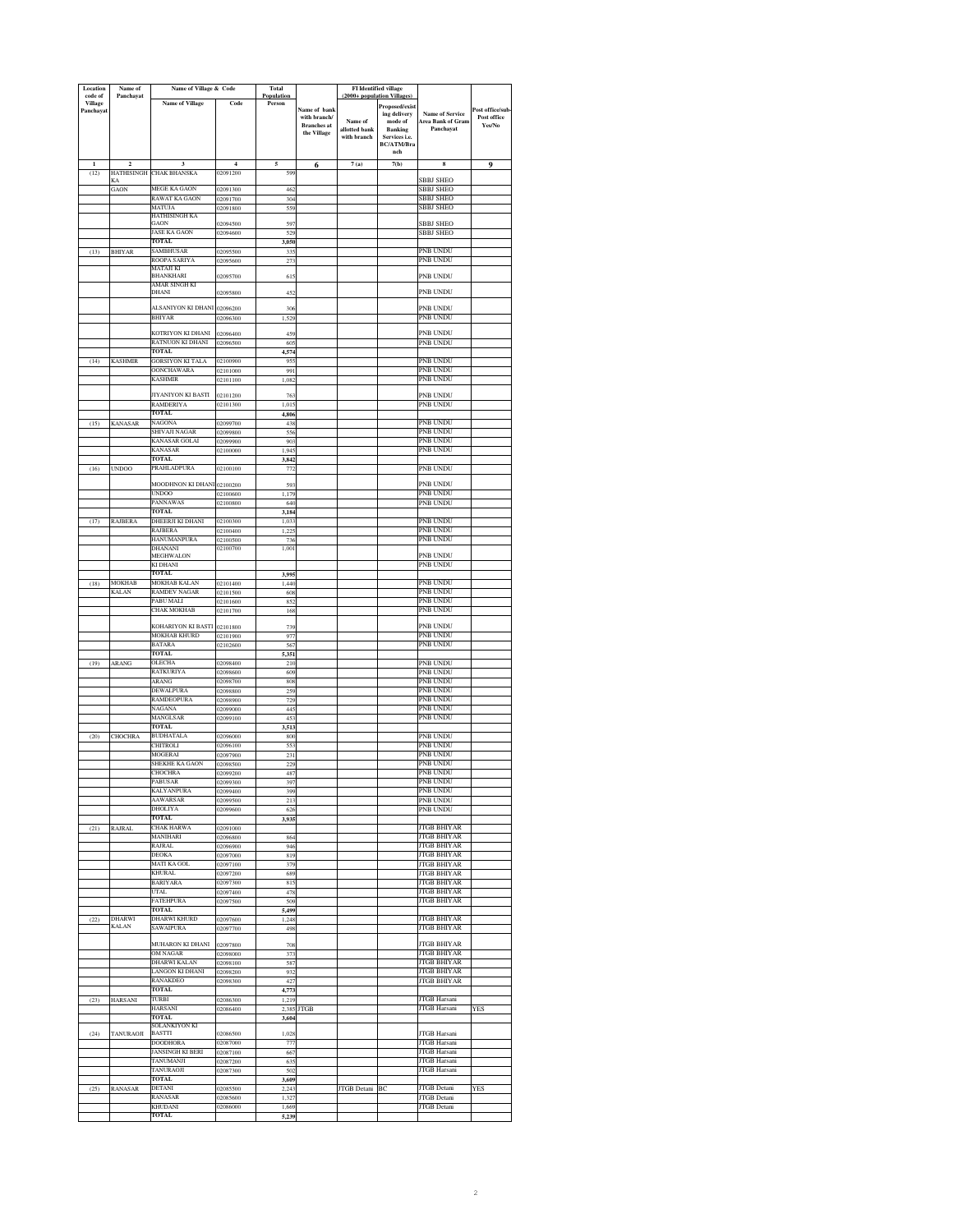| Location code of Village Panchayat | Name of Panchayat | Name of Village & Code | | Total Population | Name of bank with branch/ Branches at the Village | FI Identified village (2000+ population Villages) | | Name of Service Area Bank of Gram Panchayat | Post office/sub-Post office Yes/No |
|---|---|---|---|---|---|---|---|---|---|
| | | Name of Village | Code | Person | | Name of allotted bank with branch | Proposed/existing delivery mode of Banking Services i.e. BC/ATM/Branch | | |
| 1 | 2 | 3 | 4 | 5 | 6 | 7 (a) | 7(b) | 8 | 9 |
| (12) | HATHISINGH KA GAON | CHAK BHANSKA | 02091200 | 599 | | | | SBBJ SHEO | |
| | | MEGE KA GAON | 02091300 | 462 | | | | SBBJ SHEO | |
| | | RAWAT KA GAON | 02091700 | 304 | | | | SBBJ SHEO | |
| | | MATUJA | 02091800 | 559 | | | | SBBJ SHEO | |
| | | HATHISINGH KA GAON | 02094500 | 597 | | | | SBBJ SHEO | |
| | | JASE KA GAON | 02094600 | 529 | | | | SBBJ SHEO | |
| | | TOTAL | | 3,050 | | | | | |
| (13) | BHIYAR | SAMBHUSAR | 02095500 | 335 | | | | PNB UNDU | |
| | | ROOPA SARIYA | 02095600 | 273 | | | | PNB UNDU | |
| | | MATAJI KI BHANKHARI | 02095700 | 615 | | | | PNB UNDU | |
| | | AMAR SINGH KI DHANI | 02095800 | 452 | | | | PNB UNDU | |
| | | ALSANIYON KI DHANI | 02096200 | 306 | | | | PNB UNDU | |
| | | BHIYAR | 02096300 | 1,529 | | | | PNB UNDU | |
| | | KOTRIYON KI DHANI | 02096400 | 459 | | | | PNB UNDU | |
| | | RATNUON KI DHANI | 02096500 | 605 | | | | PNB UNDU | |
| | | TOTAL | | 4,574 | | | | | |
| (14) | KASHMIR | GORSIYON KI TALA | 02100900 | 955 | | | | PNB UNDU | |
| | | OONCHAWARA | 02101000 | 991 | | | | PNB UNDU | |
| | | KASHMIR | 02101100 | 1,082 | | | | PNB UNDU | |
| | | JIYANIYON KI BASTI | 02101200 | 763 | | | | PNB UNDU | |
| | | RAMDERIYA | 02101300 | 1,015 | | | | PNB UNDU | |
| | | TOTAL | | 4,806 | | | | | |
| (15) | KANASAR | NAGONA | 02099700 | 438 | | | | PNB UNDU | |
| | | SHIVAJI NAGAR | 02099800 | 556 | | | | PNB UNDU | |
| | | KANASAR GOLAI | 02099900 | 903 | | | | PNB UNDU | |
| | | KANASAR | 02100000 | 1,945 | | | | PNB UNDU | |
| | | TOTAL | | 3,842 | | | | | |
| (16) | UNDOO | PRAHLADPURA | 02100100 | 772 | | | | PNB UNDU | |
| | | MOODHNON KI DHANI | 02100200 | 593 | | | | PNB UNDU | |
| | | UNDOO | 02100600 | 1,179 | | | | PNB UNDU | |
| | | PANNAWAS | 02100800 | 640 | | | | PNB UNDU | |
| | | TOTAL | | 3,184 | | | | | |
| (17) | RAJBERA | DHEERJI KI DHANI | 02100300 | 1,033 | | | | PNB UNDU | |
| | | RAJBERA | 02100400 | 1,225 | | | | PNB UNDU | |
| | | HANUMANPURA | 02100500 | 736 | | | | PNB UNDU | |
| | | DHANANI MEGHWALON KI DHANI | 02100700 | 1,001 | | | | PNB UNDU | |
| | | | | | | | | PNB UNDU | |
| | | TOTAL | | 3,995 | | | | | |
| (18) | MOKHAB KALAN | MOKHAB KALAN | 02101400 | 1,440 | | | | PNB UNDU | |
| | | RAMDEV NAGAR | 02101500 | 608 | | | | PNB UNDU | |
| | | PABU MALI | 02101600 | 852 | | | | PNB UNDU | |
| | | CHAK MOKHAB | 02101700 | 168 | | | | PNB UNDU | |
| | | KOHARIYON KI BASTI | 02101800 | 739 | | | | PNB UNDU | |
| | | MOKHAB KHURD | 02101900 | 977 | | | | PNB UNDU | |
| | | BATARA | 02102600 | 567 | | | | PNB UNDU | |
| | | TOTAL | | 5,351 | | | | | |
| (19) | ARANG | OLECHA | 02098400 | 210 | | | | PNB UNDU | |
| | | RATKURIYA | 02098600 | 609 | | | | PNB UNDU | |
| | | ARANG | 02098700 | 808 | | | | PNB UNDU | |
| | | DEWALPURA | 02098800 | 259 | | | | PNB UNDU | |
| | | RAMDEOPURA | 02098900 | 729 | | | | PNB UNDU | |
| | | NAGANA | 02099000 | 445 | | | | PNB UNDU | |
| | | MANGLSAR | 02099100 | 453 | | | | PNB UNDU | |
| | | TOTAL | | 3,513 | | | | | |
| (20) | CHOCHRA | BUDHATALA | 02096000 | 800 | | | | PNB UNDU | |
| | | CHITROLI | 02096100 | 553 | | | | PNB UNDU | |
| | | MOGERAI | 02097900 | 231 | | | | PNB UNDU | |
| | | SHEKHE KA GAON | 02098500 | 229 | | | | PNB UNDU | |
| | | CHOCHRA | 02099200 | 487 | | | | PNB UNDU | |
| | | PABUSAR | 02099300 | 397 | | | | PNB UNDU | |
| | | KALYANPURA | 02099400 | 399 | | | | PNB UNDU | |
| | | AAWARSAR | 02099500 | 213 | | | | PNB UNDU | |
| | | DHOLIYA | 02099600 | 626 | | | | PNB UNDU | |
| | | TOTAL | | 3,935 | | | | | |
| (21) | RAJRAL | CHAK HARWA | 02091000 | | | | | JTGB BHIYAR | |
| | | MANIHARI | 02096800 | 864 | | | | JTGB BHIYAR | |
| | | RAJRAL | 02096900 | 946 | | | | JTGB BHIYAR | |
| | | DEOKA | 02097000 | 819 | | | | JTGB BHIYAR | |
| | | MATI KA GOL | 02097100 | 379 | | | | JTGB BHIYAR | |
| | | KHURAL | 02097200 | 689 | | | | JTGB BHIYAR | |
| | | BARIYARA | 02097300 | 815 | | | | JTGB BHIYAR | |
| | | UTAL | 02097400 | 478 | | | | JTGB BHIYAR | |
| | | FATEHPURA | 02097500 | 509 | | | | JTGB BHIYAR | |
| | | TOTAL | | 5,499 | | | | | |
| (22) | DHARWI KALAN | DHARWI KHURD | 02097600 | 1,248 | | | | JTGB BHIYAR | |
| | | SAWAIPURA | 02097700 | 498 | | | | JTGB BHIYAR | |
| | | MUHARON KI DHANI | 02097800 | 708 | | | | JTGB BHIYAR | |
| | | OM NAGAR | 02098000 | 373 | | | | JTGB BHIYAR | |
| | | DHARWI KALAN | 02098100 | 587 | | | | JTGB BHIYAR | |
| | | LANGON KI DHANI | 02098200 | 932 | | | | JTGB BHIYAR | |
| | | RANAKDEO | 02098300 | 427 | | | | JTGB BHIYAR | |
| | | TOTAL | | 4,773 | | | | | |
| (23) | HARSANI | TURBI | 02086300 | 1,219 | | | | JTGB Harsani | |
| | | HARSANI | 02086400 | 2,385 | JTGB | | | JTGB Harsani | YES |
| | | TOTAL | | 3,604 | | | | | |
| (24) | TANURAOJI | SOLANKIYON KI BASTTI | 02086500 | 1,028 | | | | JTGB Harsani | |
| | | DOODHORA | 02087000 | 777 | | | | JTGB Harsani | |
| | | JANSINGH KI BERI | 02087100 | 667 | | | | JTGB Harsani | |
| | | TANUMANJI | 02087200 | 635 | | | | JTGB Harsani | |
| | | TANURAOJI | 02087300 | 502 | | | | JTGB Harsani | |
| | | TOTAL | | 3,609 | | | | | |
| (25) | RANASAR | DETANI | 02085500 | 2,243 | | JTGB Detani | BC | JTGB Detani | YES |
| | | RANASAR | 02085600 | 1,327 | | | | JTGB Detani | |
| | | KHUDANI | 02086000 | 1,669 | | | | JTGB Detani | |
| | | TOTAL | | 5,239 | | | | | |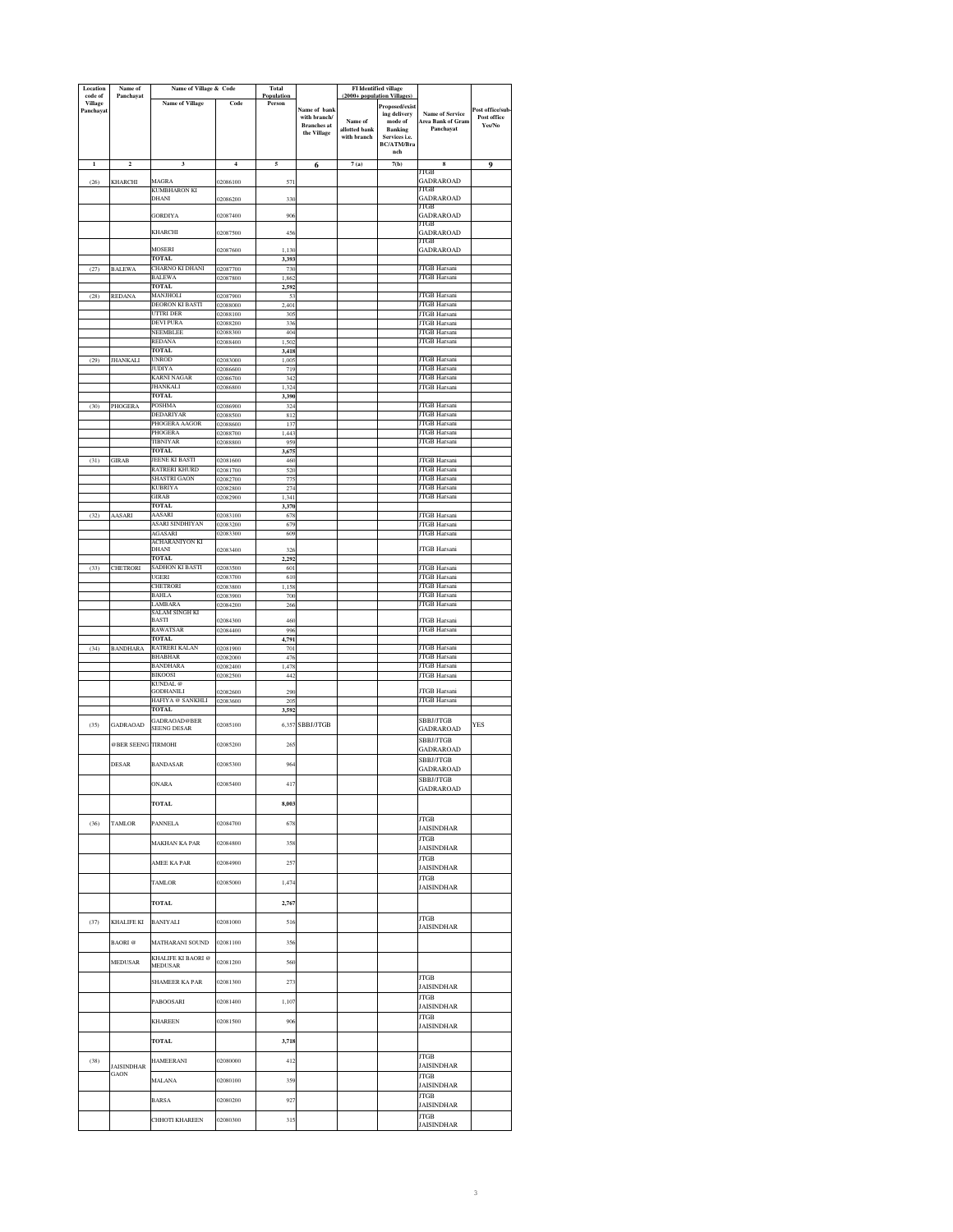| Location code of Village Panchayat | Name of Panchayat | Name of Village & Code | | Total Population | | FI Identified village (2000+ population Villages) | | | |
|---|---|---|---|---|---|---|---|---|---|
| | | Name of Village | Code | Person | Name of bank with branch/ Branches at the Village | Name of allotted bank with branch | Proposed/existing delivery mode of Banking Services i.e. BC/ATM/Branch | Name of Service Area Bank of Gram Panchayat | Post office/sub-Post office Yes/No |
| 1 | 2 | 3 | 4 | 5 | 6 | 7 (a) | 7(b) | 8 | 9 |
| (26) | KHARCHI | MAGRA | 02086100 | 571 | | | | JTGB GADRAROAD | |
| | | KUMBHARON KI DHANI | 02086200 | 330 | | | | JTGB GADRAROAD | |
| | | GORDIYA | 02087400 | 906 | | | | JTGB GADRAROAD | |
| | | KHARCHI | 02087500 | 456 | | | | JTGB GADRAROAD | |
| | | MOSERI | 02087600 | 1,130 | | | | JTGB GADRAROAD | |
| | | TOTAL | | 3,393 | | | | | |
| (27) | BALEWA | CHARNO KI DHANI | 02087700 | 730 | | | | JTGB Harsani | |
| | | BALEWA | 02087800 | 1,862 | | | | JTGB Harsani | |
| | | TOTAL | | 2,592 | | | | | |
| (28) | REDANA | MANJHOLI | 02087900 | 53 | | | | JTGB Harsani | |
| | | DEORON KI BASTI | 02088000 | 2,401 | | | | JTGB Harsani | |
| | | UTTRI DER | 02088100 | 305 | | | | JTGB Harsani | |
| | | DEVI PURA | 02088200 | 336 | | | | JTGB Harsani | |
| | | NEEMBLEE | 02088300 | 404 | | | | JTGB Harsani | |
| | | REDANA | 02088400 | 1,502 | | | | JTGB Harsani | |
| | | TOTAL | | 3,418 | | | | | |
| (29) | JHANKALI | UNROD | 02083000 | 1,005 | | | | JTGB Harsani | |
| | | JUDIYA | 02086600 | 719 | | | | JTGB Harsani | |
| | | KARNI NAGAR | 02086700 | 342 | | | | JTGB Harsani | |
| | | JHANKALI | 02086800 | 1,324 | | | | JTGB Harsani | |
| | | TOTAL | | 3,390 | | | | | |
| (30) | PHOGERA | POSHMA | 02086900 | 324 | | | | JTGB Harsani | |
| | | DEDARIYAR | 02088500 | 812 | | | | JTGB Harsani | |
| | | PHOGERA AAGOR | 02088600 | 137 | | | | JTGB Harsani | |
| | | PHOGERA | 02088700 | 1,443 | | | | JTGB Harsani | |
| | | TIBNIYAR | 02088800 | 959 | | | | JTGB Harsani | |
| | | TOTAL | | 3,675 | | | | | |
| (31) | GIRAB | JEENE KI BASTI | 02081600 | 460 | | | | JTGB Harsani | |
| | | RATRERI KHURD | 02081700 | 520 | | | | JTGB Harsani | |
| | | SHASTRI GAON | 02082700 | 775 | | | | JTGB Harsani | |
| | | KUBRIYA | 02082800 | 274 | | | | JTGB Harsani | |
| | | GIRAB | 02082900 | 1,341 | | | | JTGB Harsani | |
| | | TOTAL | | 3,370 | | | | | |
| (32) | AASARI | AASARI | 02083100 | 678 | | | | JTGB Harsani | |
| | | ASARI SINDHIYAN | 02083200 | 679 | | | | JTGB Harsani | |
| | | AGASARI | 02083300 | 609 | | | | JTGB Harsani | |
| | | ACHARANIYON KI DHANI | 02083400 | 326 | | | | JTGB Harsani | |
| | | TOTAL | | 2,292 | | | | | |
| (33) | CHETRORI | SADHON KI BASTI | 02083500 | 601 | | | | JTGB Harsani | |
| | | UGERI | 02083700 | 610 | | | | JTGB Harsani | |
| | | CHETRORI | 02083800 | 1,158 | | | | JTGB Harsani | |
| | | BAHLA | 02083900 | 700 | | | | JTGB Harsani | |
| | | LAMBARA | 02084200 | 266 | | | | JTGB Harsani | |
| | | SALAM SINGH KI BASTI | 02084300 | 460 | | | | JTGB Harsani | |
| | | RAWATSAR | 02084400 | 996 | | | | JTGB Harsani | |
| | | TOTAL | | 4,791 | | | | | |
| (34) | BANDHARA | RATRERI KALAN | 02081900 | 701 | | | | JTGB Harsani | |
| | | BHABHAR | 02082000 | 476 | | | | JTGB Harsani | |
| | | BANDHARA | 02082400 | 1,478 | | | | JTGB Harsani | |
| | | BIKOOSI | 02082500 | 442 | | | | JTGB Harsani | |
| | | KUNDAL @ GODHANILI | 02082600 | 290 | | | | JTGB Harsani | |
| | | HAFIYA @ SANKHLI | 02083600 | 205 | | | | JTGB Harsani | |
| | | TOTAL | | 3,592 | | | | | |
| (35) | GADRAOAD | GADRAOAD@BER SEENG DESAR | 02085100 | 6,357 | SBBJ/JTGB | | | SBBJ/JTGB GADRAROAD | YES |
| | @BER SEENG | TIRMOHI | 02085200 | 265 | | | | SBBJ/JTGB GADRAROAD | |
| | DESAR | BANDASAR | 02085300 | 964 | | | | SBBJ/JTGB GADRAROAD | |
| | | ONARA | 02085400 | 417 | | | | SBBJ/JTGB GADRAROAD | |
| | | TOTAL | | 8,003 | | | | | |
| (36) | TAMLOR | PANNELA | 02084700 | 678 | | | | JTGB JAISINDHAR | |
| | | MAKHAN KA PAR | 02084800 | 358 | | | | JTGB JAISINDHAR | |
| | | AMEE KA PAR | 02084900 | 257 | | | | JTGB JAISINDHAR | |
| | | TAMLOR | 02085000 | 1,474 | | | | JTGB JAISINDHAR | |
| | | TOTAL | | 2,767 | | | | | |
| (37) | KHALIFE KI | BANIYALI | 02081000 | 516 | | | | JTGB JAISINDHAR | |
| | BAORI @ | MATHARANI SOUND | 02081100 | 356 | | | | | |
| | MEDUSAR | KHALIFE KI BAORI @ MEDUSAR | 02081200 | 560 | | | | | |
| | | SHAMEER KA PAR | 02081300 | 273 | | | | JTGB JAISINDHAR | |
| | | PABOOSARI | 02081400 | 1,107 | | | | JTGB JAISINDHAR | |
| | | KHAREEN | 02081500 | 906 | | | | JTGB JAISINDHAR | |
| | | TOTAL | | 3,718 | | | | | |
| (38) | JAISINDHAR GAON | HAMEERANI | 02080000 | 412 | | | | JTGB JAISINDHAR | |
| | | MALANA | 02080100 | 359 | | | | JTGB JAISINDHAR | |
| | | BARSA | 02080200 | 927 | | | | JTGB JAISINDHAR | |
| | | CHHOTI KHAREEN | 02080300 | 315 | | | | JTGB JAISINDHAR | |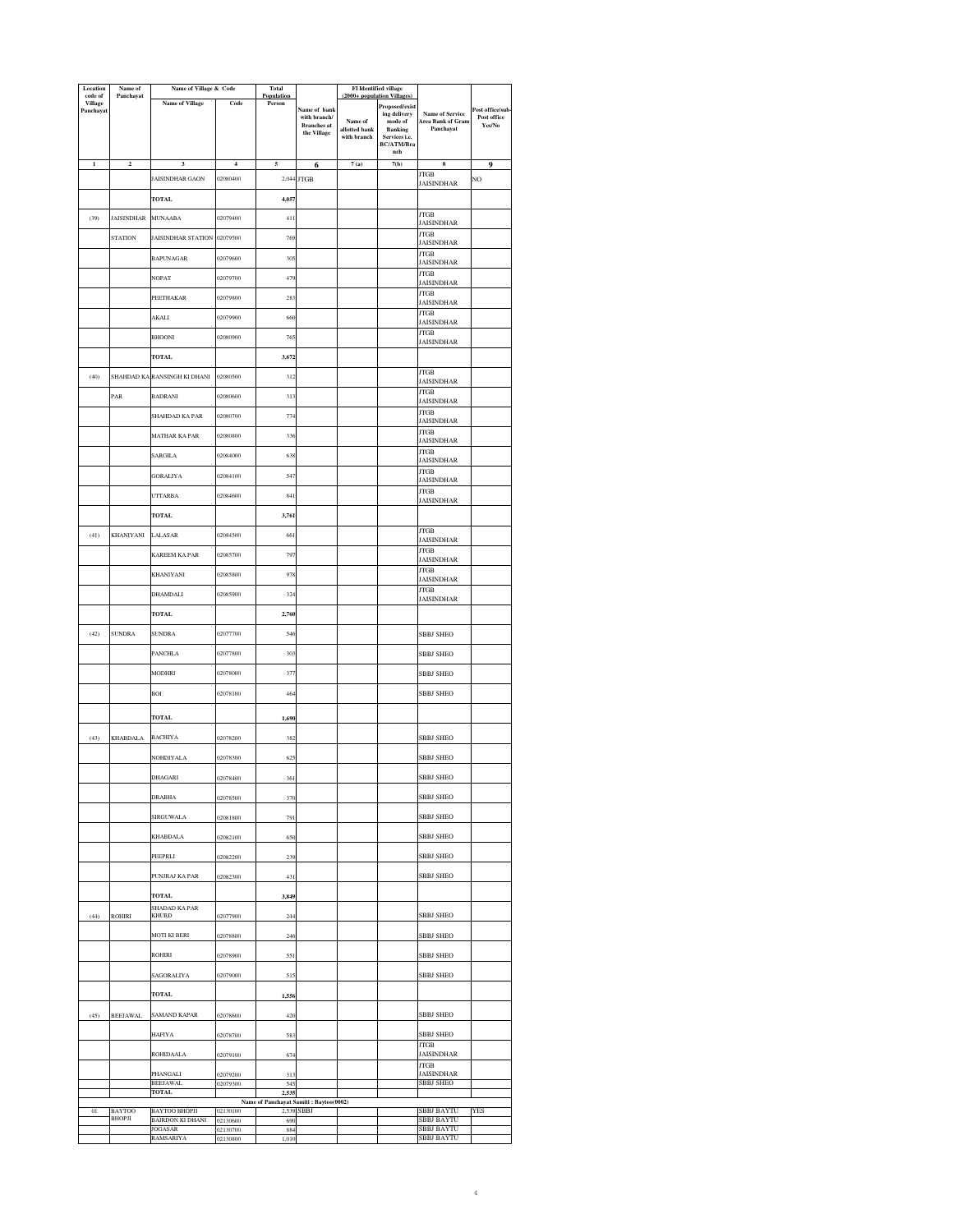| Location code of Village Panchayat | Name of Panchayat | Name of Village & Code | | Total Population | | FI Identified village (2000+ population Villages) | | | |
|---|---|---|---|---|---|---|---|---|---|
| | | Name of Village | Code | Person | Name of bank with branch/ Branches at the Village | Name of allotted bank with branch | Proposed/existing delivery mode of Banking Services i.e. BC/ATM/Branch | Name of Service Area Bank of Gram Panchayat | Post office/sub-Post office Yes/No |
| 1 | 2 | 3 | 4 | 5 | 6 | 7 (a) | 7(b) | 8 | 9 |
| | | JAISINDHAR GAON | 02080400 | 2,044 | JTGB | | | JTGB JAISINDHAR | NO |
| | | TOTAL | | 4,057 | | | | | |
| (39) | JAISINDHAR | MUNAABA | 02079400 | 411 | | | | JTGB JAISINDHAR | |
| | STATION | JAISINDHAR STATION | 02079500 | 769 | | | | JTGB JAISINDHAR | |
| | | BAPUNAGAR | 02079600 | 305 | | | | JTGB JAISINDHAR | |
| | | NOPAT | 02079700 | 479 | | | | JTGB JAISINDHAR | |
| | | PEETHAKAR | 02079800 | 283 | | | | JTGB JAISINDHAR | |
| | | AKALI | 02079900 | 660 | | | | JTGB JAISINDHAR | |
| | | BHOONI | 02080900 | 765 | | | | JTGB JAISINDHAR | |
| | | TOTAL | | 3,672 | | | | | |
| (40) | SHAHDAD KA | RANSINGH KI DHANI | 02080500 | 312 | | | | JTGB JAISINDHAR | |
| | PAR | BADRANI | 02080600 | 313 | | | | JTGB JAISINDHAR | |
| | | SHAHDAD KA PAR | 02080700 | 774 | | | | JTGB JAISINDHAR | |
| | | MATHAR KA PAR | 02080800 | 336 | | | | JTGB JAISINDHAR | |
| | | SARGILA | 02084000 | 638 | | | | JTGB JAISINDHAR | |
| | | GORALIYA | 02084100 | 547 | | | | JTGB JAISINDHAR | |
| | | UTTARBA | 02084600 | 841 | | | | JTGB JAISINDHAR | |
| | | TOTAL | | 3,761 | | | | | |
| (41) | KHANIYANI | LALASAR | 02084500 | 661 | | | | JTGB JAISINDHAR | |
| | | KAREEM KA PAR | 02085700 | 797 | | | | JTGB JAISINDHAR | |
| | | KHANIYANI | 02085800 | 978 | | | | JTGB JAISINDHAR | |
| | | DHAMDALI | 02085900 | 324 | | | | JTGB JAISINDHAR | |
| | | TOTAL | | 2,760 | | | | | |
| (42) | SUNDRA | SUNDRA | 02077700 | 546 | | | | SBBJ SHEO | |
| | | PANCHLA | 02077800 | 303 | | | | SBBJ SHEO | |
| | | MODHRI | 02078000 | 377 | | | | SBBJ SHEO | |
| | | BOI | 02078100 | 464 | | | | SBBJ SHEO | |
| | | TOTAL | | 1,690 | | | | | |
| (43) | KHABDALA | BACHIYA | 02078200 | 382 | | | | SBBJ SHEO | |
| | | NOHDIYALA | 02078300 | 625 | | | | SBBJ SHEO | |
| | | DHAGARI | 02078400 | 361 | | | | SBBJ SHEO | |
| | | DRABHA | 02078500 | 370 | | | | SBBJ SHEO | |
| | | SIRGUWALA | 02081800 | 791 | | | | SBBJ SHEO | |
| | | KHABDALA | 02082100 | 650 | | | | SBBJ SHEO | |
| | | PEEPRLI | 02082200 | 239 | | | | SBBJ SHEO | |
| | | PUNJRAJ KA PAR | 02082300 | 431 | | | | SBBJ SHEO | |
| | | TOTAL | | 3,849 | | | | | |
| (44) | ROHIRI | SHADAD KA PAR KHURD | 02077900 | 244 | | | | SBBJ SHEO | |
| | | MOTI KI BERI | 02078800 | 246 | | | | SBBJ SHEO | |
| | | ROHIRI | 02078900 | 551 | | | | SBBJ SHEO | |
| | | SAGORALIYA | 02079000 | 515 | | | | SBBJ SHEO | |
| | | TOTAL | | 1,556 | | | | | |
| (45) | BEEJAWAL | SAMAND KAPAR | 02078600 | 420 | | | | SBBJ SHEO | |
| | | HAFIYA | 02078700 | 583 | | | | SBBJ SHEO | |
| | | ROHIDAALA | 02079100 | 674 | | | | JTGB JAISINDHAR | |
| | | PHANGALI | 02079200 | 313 | | | | JTGB JAISINDHAR | |
| | | BEEJAWAL | 02079300 | 545 | | | | SBBJ SHEO | |
| | | TOTAL | | 2,535 | | | | | |
| | | Name of Panchayat Samiti : Baytoo(0002) | | | | | | | |
| 01 | BAYTOO BHOPJI | BAYTOO BHOPJI | 02130100 | 2,539 | SBBJ | | | SBBJ BAYTU | YES |
| | | BAIRDON KI DHANI | 02130600 | 690 | | | | SBBJ BAYTU | |
| | | JOGASAR | 02130700 | 884 | | | | SBBJ BAYTU | |
| | | RAMSARIYA | 02130800 | 1,010 | | | | SBBJ BAYTU | |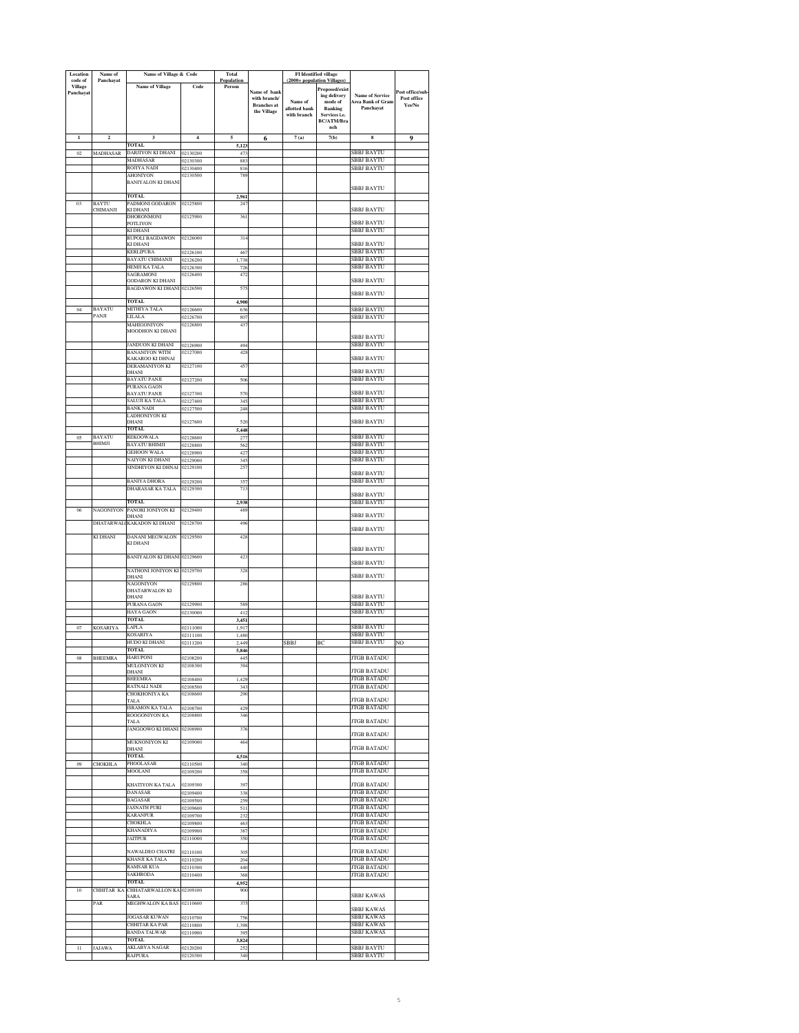| Location code of Village Panchayat | Name of Panchayat | Name of Village & Code | | Total Population | Name of bank with branch/ Branches at the Village | FI Identified village (2000+ population Villages) | | Name of Service Area Bank of Gram Panchayat | Post office/sub-Post office Yes/No |
|---|---|---|---|---|---|---|---|---|---|
| | | Name of Village | Code | Person | | Name of allotted bank with branch | Proposed/existing delivery mode of Banking Services i.e. BC/ATM/Branch | | |
| 1 | 2 | 3 | 4 | 5 | 6 | 7 (a) | 7(b) | 8 | 9 |
| | | TOTAL | | 5,123 | | | | | |
| 02 | MADHASAR | DARJIYON KI DHANI | 02130200 | 473 | | | | SBBJ BAYTU | |
| | | MADHASAR | 02130300 | 883 | | | | SBBJ BAYTU | |
| | | ROJIYA NADI | 02130400 | 816 | | | | SBBJ BAYTU | |
| | | AHONIYON BANIYALON KI DHANI | 02130500 | 789 | | | | SBBJ BAYTU | |
| | | TOTAL | | 2,961 | | | | | |
| 03 | BAYTU CHIMANJI | PADMONI GODARON KI DHANI | 02125800 | 247 | | | | SBBJ BAYTU | |
| | | DHORONMONI POTLIYON | 02125900 | 361 | | | | SBBJ BAYTU | |
| | | KI DHANI | | | | | | SBBJ BAYTU | |
| | | RUPOLI BAGDAWON KI DHANI | 02126000 | 314 | | | | SBBJ BAYTU | |
| | | KERLIPURA | 02126100 | 467 | | | | SBBJ BAYTU | |
| | | BAYATU CHIMANJI | 02126200 | 1,738 | | | | SBBJ BAYTU | |
| | | HEMJI KA TALA | 02126300 | 726 | | | | SBBJ BAYTU | |
| | | SAGRAMONI GODARON KI DHANI | 02126400 | 472 | | | | SBBJ BAYTU | |
| | | BAGDAWON KI DHANI | 02126500 | 575 | | | | SBBJ BAYTU | |
| | | TOTAL | | 4,900 | | | | | |
| 04 | BAYATU PANJI | MITHIYA TALA | 02126600 | 636 | | | | SBBJ BAYTU | |
| | | LILALA | 02126700 | 807 | | | | SBBJ BAYTU | |
| | | MAHIGONIYON MOODHON KI DHANI | 02126800 | 437 | | | | SBBJ BAYTU | |
| | | JANDUON KI DHANI | 02126900 | 494 | | | | SBBJ BAYTU | |
| | | BANANIYON WITH KAKAROO KI DHNAI | 02127000 | 428 | | | | SBBJ BAYTU | |
| | | DERAMANIYON KI DHANI | 02127100 | 457 | | | | SBBJ BAYTU | |
| | | BAYATU PANJI | 02127200 | 506 | | | | SBBJ BAYTU | |
| | | PURANA GAON BAYATU PANJI | 02127300 | 570 | | | | SBBJ BAYTU | |
| | | SALUJI KA TALA | 02127400 | 345 | | | | SBBJ BAYTU | |
| | | BANK NADI | 02127500 | 248 | | | | SBBJ BAYTU | |
| | | LADHONIYON KI DHANI | 02127600 | 520 | | | | SBBJ BAYTU | |
| | | TOTAL | | 5,448 | | | | | |
| 05 | BAYATU BHIMJI | REKOOWALA | 02128600 | 277 | | | | SBBJ BAYTU | |
| | | BAYATU BHIMJI | 02128800 | 562 | | | | SBBJ BAYTU | |
| | | GEHOON WALA | 02128900 | 427 | | | | SBBJ BAYTU | |
| | | NAIYON KI DHANI | 02129000 | 345 | | | | SBBJ BAYTU | |
| | | SINDHIYON KI DHNAI | 02129100 | 257 | | | | SBBJ BAYTU | |
| | | BANIYA DHORA | 02129200 | 357 | | | | SBBJ BAYTU | |
| | | DHARASAR KA TALA | 02129300 | 713 | | | | SBBJ BAYTU | |
| | | TOTAL | | 2,938 | | | | SBBJ BAYTU | |
| 06 | NAGONIYON | PANORI JONIYON KI DHANI | 02129400 | 489 | | | | SBBJ BAYTU | |
| | DHATARWALO | KAKADON KI DHANI | 02128700 | 496 | | | | SBBJ BAYTU | |
| | KI DHANI | DANANI MEGWALON KI DHANI | 02129500 | 428 | | | | SBBJ BAYTU | |
| | | BANIYALON KI DHANI | 02129600 | 423 | | | | SBBJ BAYTU | |
| | | NATHONI JONIYON KI DHANI | 02129700 | 328 | | | | SBBJ BAYTU | |
| | | NAGONIYON DHATARWALON KI DHANI | 02129800 | 286 | | | | SBBJ BAYTU | |
| | | PURANA GAON | 02129900 | 589 | | | | SBBJ BAYTU | |
| | | HAYA GAON | 02130000 | 412 | | | | SBBJ BAYTU | |
| | | TOTAL | | 3,451 | | | | | |
| 07 | KOSARIYA | LAPLA | 02111000 | 1,917 | | | | SBBJ BAYTU | |
| | | KOSARIYA | 02111100 | 1,480 | | | | SBBJ BAYTU | |
| | | HUDO KI DHANI | 02111200 | 2,449 | | SBBJ | BC | SBBJ BAYTU | NO |
| | | TOTAL | | 5,846 | | | | | |
| 08 | BHEEMRA | HARUPONI | 02108200 | 445 | | | | JTGB BATADU | |
| | | MULONIYON KI DHANI | 02108300 | 394 | | | | JTGB BATADU | |
| | | BHEEMRA | 02108400 | 1,429 | | | | JTGB BATADU | |
| | | RATNALI NADI | 02108500 | 343 | | | | JTGB BATADU | |
| | | CHOKHONIYA KA TALA | 02108600 | 290 | | | | JTGB BATADU | |
| | | ISRAMON KA TALA | 02108700 | 429 | | | | JTGB BATADU | |
| | | ROOGONIYON KA TALA | 02108800 | 346 | | | | JTGB BATADU | |
| | | JANGOOWO KI DHANI | 02108900 | 376 | | | | JTGB BATADU | |
| | | MUKNONIYON KI DHANI | 02109000 | 464 | | | | JTGB BATADU | |
| | | TOTAL | | 4,516 | | | | | |
| 09 | CHOKHLA | PHOOLASAR | 02110500 | 340 | | | | JTGB BATADU | |
| | | MOOLANI | 02109200 | 358 | | | | JTGB BATADU | |
| | | KHATIYON KA TALA | 02109300 | 397 | | | | JTGB BATADU | |
| | | DANASAR | 02109400 | 338 | | | | JTGB BATADU | |
| | | BAGASAR | 02109500 | 259 | | | | JTGB BATADU | |
| | | JASNATH PURI | 02109600 | 511 | | | | JTGB BATADU | |
| | | KARANPUR | 02109700 | 232 | | | | JTGB BATADU | |
| | | CHOKHLA | 02109800 | 463 | | | | JTGB BATADU | |
| | | KHANADIYA | 02109900 | 387 | | | | JTGB BATADU | |
| | | JAITPUR | 02110000 | 350 | | | | JTGB BATADU | |
| | | NAWALDEO CHATRI | 02110100 | 305 | | | | JTGB BATADU | |
| | | KHANJI KA TALA | 02110200 | 204 | | | | JTGB BATADU | |
| | | RAMSAR KUA | 02110300 | 440 | | | | JTGB BATADU | |
| | | SAKHRODA | 02110400 | 368 | | | | JTGB BATADU | |
| | | TOTAL | | 4,952 | | | | | |
| 10 | CHHITAR KA | CHHATARWALLON KA SARA | 02109100 | 900 | | | | SBBJ KAWAS | |
| | PAR | MEGHWALON KA BAS | 02110600 | 375 | | | | SBBJ KAWAS | |
| | | JOGASAR KUWAN | 02110700 | 756 | | | | SBBJ KAWAS | |
| | | CHHITAR KA PAR | 02110800 | 1,398 | | | | SBBJ KAWAS | |
| | | BANDA TALWAR | 02110900 | 395 | | | | SBBJ KAWAS | |
| | | TOTAL | | 3,824 | | | | | |
| 11 | JAJAWA | AKLABYA NAGAR | 02120200 | 252 | | | | SBBJ BAYTU | |
| | | RAJPURA | 02120300 | 340 | | | | SBBJ BAYTU | |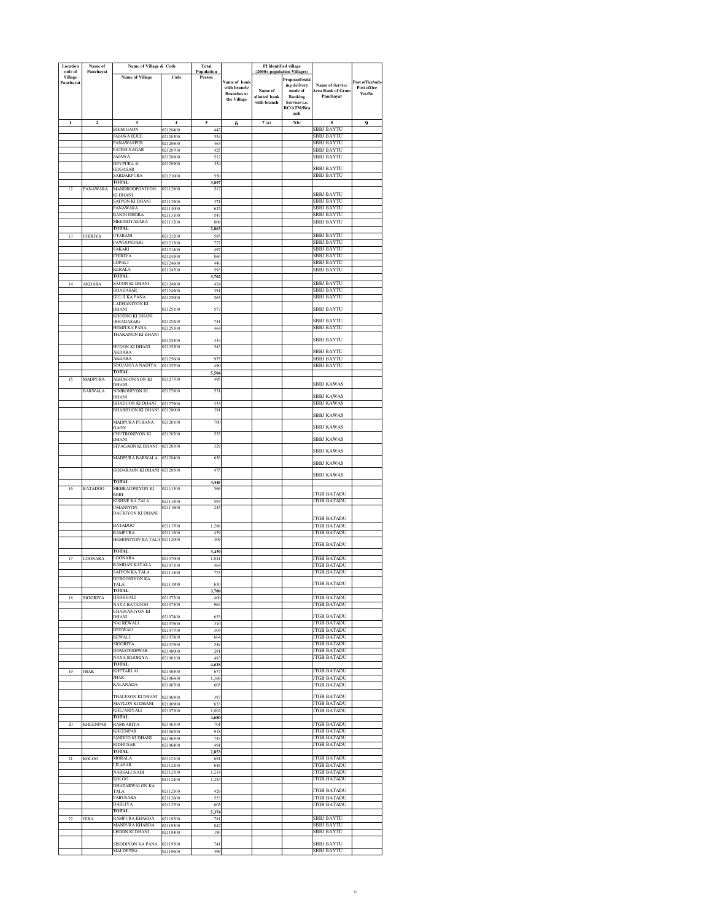| Location code of Village Panchayat | Name of Panchayat | Name of Village & Code | | Total Population | | FI Identified village (2000+ population Villages) | | | |
|---|---|---|---|---|---|---|---|---|---|
| | | Name of Village | Code | Person | Name of bank with branch/ Branches at the Village | Name of allotted bank with branch | Proposed/existing delivery mode of Banking Services i.e. BC/ATM/Branch | Name of Service Area Bank of Gram Panchayat | Post office/sub-Post office Yes/No |
| 1 | 2 | 3 | 4 | 5 | 6 | 7 (a) | 7(b) | 8 | 9 |
| | | BHIM GAON | 02120400 | 447 | | | | SBBJ BAYTU | |
| | | JAJAWA IIEJEE | 02120500 | 554 | | | | SBBJ BAYTU | |
| | | PANAWASPUR | 02120600 | 463 | | | | SBBJ BAYTU | |
| | | FATEH NAGAR | 02120700 | 425 | | | | SBBJ BAYTU | |
| | | JAJAWA | 02120800 | 512 | | | | SBBJ BAYTU | |
| | | DEVPURA @ GOGASAR | 02120900 | 354 | | | | SBBJ BAYTU | |
| | | SARDARPURA | 02121000 | 550 | | | | SBBJ BAYTU | |
| | | TOTAL | | 3,897 | | | | | |
| 12 | PANAWARA | MANDROOPONIYON KI DHANI | 02112800 | 512 | | | | SBBJ BAYTU | |
| | | SAIYON KI DHANI | 02112900 | 371 | | | | SBBJ BAYTU | |
| | | PANAWARA | 02113000 | 625 | | | | SBBJ BAYTU | |
| | | BANDI DHORA | 02113100 | 547 | | | | SBBJ BAYTU | |
| | | MEETHIYASARA | 02113200 | 808 | | | | SBBJ BAYTU | |
| | | TOTAL | | 2,863 | | | | | |
| 13 | CHIRIYA | UTARANI | 02121200 | 585 | | | | SBBJ BAYTU | |
| | | PAWOONDARI | 02121300 | 727 | | | | SBBJ BAYTU | |
| | | SAKARI | 02121400 | 497 | | | | SBBJ BAYTU | |
| | | CHIRIYA | 02124500 | 860 | | | | SBBJ BAYTU | |
| | | LOPALI | 02124600 | 440 | | | | SBBJ BAYTU | |
| | | KERALA | 02124700 | 593 | | | | SBBJ BAYTU | |
| | | TOTAL | | 3,702 | | | | | |
| 14 | AKDARA | SAUON KI DHANI | 02124800 | 424 | | | | SBBJ BAYTU | |
| | | BHADASAR | 02124900 | 391 | | | | SBBJ BAYTU | |
| | | GULJI KA PANA | 02125000 | 565 | | | | SBBJ BAYTU | |
| | | LADHANIYON KI DHANI | 02125100 | 577 | | | | SBBJ BAYTU | |
| | | KHOTHO KI DHANI (BHADASAR) | 02125200 | 741 | | | | SBBJ BAYTU | |
| | | HEMJI KA PANA | 02125300 | 464 | | | | SBBJ BAYTU | |
| | | THAKANON KI DHANI | 02125400 | 334 | | | | SBBJ BAYTU | |
| | | HUDON KI DHANI AKDARA | 02125500 | 543 | | | | SBBJ BAYTU | |
| | | AKDARA | 02125600 | 975 | | | | SBBJ BAYTU | |
| | | SOOJANIYA NADIYA | 02125700 | 490 | | | | SBBJ BAYTU | |
| | | TOTAL | | 5,504 | | | | | |
| 15 | MADPURA BARWALA | ABHAGONIYON KI DHANI | 02127700 | 495 | | | | SBBJ KAWAS | |
| | | NIMBONIYON KI DHANI | 02127800 | 531 | | | | SBBJ KAWAS | |
| | | BHADUON KI DHANI | 02127900 | 333 | | | | SBBJ KAWAS | |
| | | BHABHUON KI DHANI | 02128000 | 391 | | | | SBBJ KAWAS | |
| | | MADPURA PURANA GAON | 02128100 | 700 | | | | SBBJ KAWAS | |
| | | CHUTRONIYON KI DHANI | 02128200 | 535 | | | | SBBJ KAWAS | |
| | | SIYAGAON KI DHANI | 02128300 | 329 | | | | SBBJ KAWAS | |
| | | MADPURA BARWALA | 02128400 | 656 | | | | SBBJ KAWAS | |
| | | GODARAON KI DHANI | 02128500 | 475 | | | | SBBJ KAWAS | |
| | | TOTAL | | 4,445 | | | | | |
| 16 | BATADOO | MEHRAJONIYON KI BERI | 02111300 | 566 | | | | JTGB BATADU | |
| | | KISHNE KA TALA | 02111500 | 594 | | | | JTGB BATADU | |
| | | UMANIYON DAUKIYON KI DHANI | 02111600 | 245 | | | | JTGB BATADU | |
| | | BATADOO | 02111700 | 1,286 | | | | JTGB BATADU | |
| | | RAMPURA | 02111800 | 439 | | | | JTGB BATADU | |
| | | HEMONIYON KA TALA | 02112000 | 309 | | | | JTGB BATADU | |
| | | TOTAL | | 3,439 | | | | | |
| 17 | LOONARA | LOONARA | 02107000 | 1,841 | | | | JTGB BATADU | |
| | | RAMDAN KATALA | 02107100 | 464 | | | | JTGB BATADU | |
| | | SAIYON KA TALA | 02111400 | 773 | | | | JTGB BATADU | |
| | | DURGONIYON KA TALA | 02111900 | 630 | | | | JTGB BATADU | |
| | | TOTAL | | 3,708 | | | | | |
| 18 | SIGORIYA | HARKHALI | 02107200 | 400 | | | | JTGB BATADU | |
| | | NAYA BATADOO | 02107300 | 964 | | | | JTGB BATADU | |
| | | CHAINANIYON KI DHANI | 02107400 | 653 | | | | JTGB BATADU | |
| | | NAI REWALI | 02107600 | 310 | | | | JTGB BATADU | |
| | | DEDWALI | 02107700 | 304 | | | | JTGB BATADU | |
| | | REWALI | 02107800 | 664 | | | | JTGB BATADU | |
| | | SIGORIYA | 02107900 | 549 | | | | JTGB BATADU | |
| | | GOMATESHWAR | 02108000 | 291 | | | | JTGB BATADU | |
| | | NAYA SIGORIYA | 02108100 | 483 | | | | JTGB BATADU | |
| | | TOTAL | | 4,618 | | | | | |
| 19 | JHAK | KHETARLAI | 02106500 | 677 | | | | JTGB BATADU | |
| | | JHAK | 02106600 | 1,366 | | | | JTGB BATADU | |
| | | KALANADA | 02106700 | 605 | | | | JTGB BATADU | |
| | | THALESON KI DHANI | 02106800 | 397 | | | | JTGB BATADU | |
| | | MAYLON KI DHANI | 02106900 | 633 | | | | JTGB BATADU | |
| | | KHEJARIYALI | 02107500 | 1,002 | | | | JTGB BATADU | |
| | | TOTAL | | 4,680 | | | | | |
| 20 | KHEENPAR | RAMSARIYA | 02106100 | 701 | | | | JTGB BATADU | |
| | | KHEENPAR | 02106200 | 918 | | | | JTGB BATADU | |
| | | JANDUO KI DHANI | 02106300 | 743 | | | | JTGB BATADU | |
| | | RIDHUSAR | 02106400 | 491 | | | | JTGB BATADU | |
| | | TOTAL | | 2,853 | | | | | |
| 21 | KOLOO | MORALA | 02112100 | 691 | | | | JTGB BATADU | |
| | | LILASAR | 02112200 | 648 | | | | JTGB BATADU | |
| | | NARSALI NADI | 02112300 | 1,214 | | | | JTGB BATADU | |
| | | KOLOO | 02112400 | 1,254 | | | | JTGB BATADU | |
| | | DHATARWALON KA TALA | 02112500 | 429 | | | | JTGB BATADU | |
| | | PABUSARA | 02112600 | 533 | | | | JTGB BATADU | |
| | | DABLIYA | 02112700 | 605 | | | | JTGB BATADU | |
| | | TOTAL | | 5,374 | | | | | |
| 22 | GIRA | RAMPURA KHARDA | 02119200 | 781 | | | | SBBJ BAYTU | |
| | | MANPURA KHARDA | 02119300 | 842 | | | | SBBJ BAYTU | |
| | | LEGON KI DHANI | 02119400 | 190 | | | | SBBJ BAYTU | |
| | | SISODIYON KA PANA | 02119500 | 741 | | | | SBBJ BAYTU | |
| | | MALDETHA | 02119600 | 496 | | | | SBBJ BAYTU | |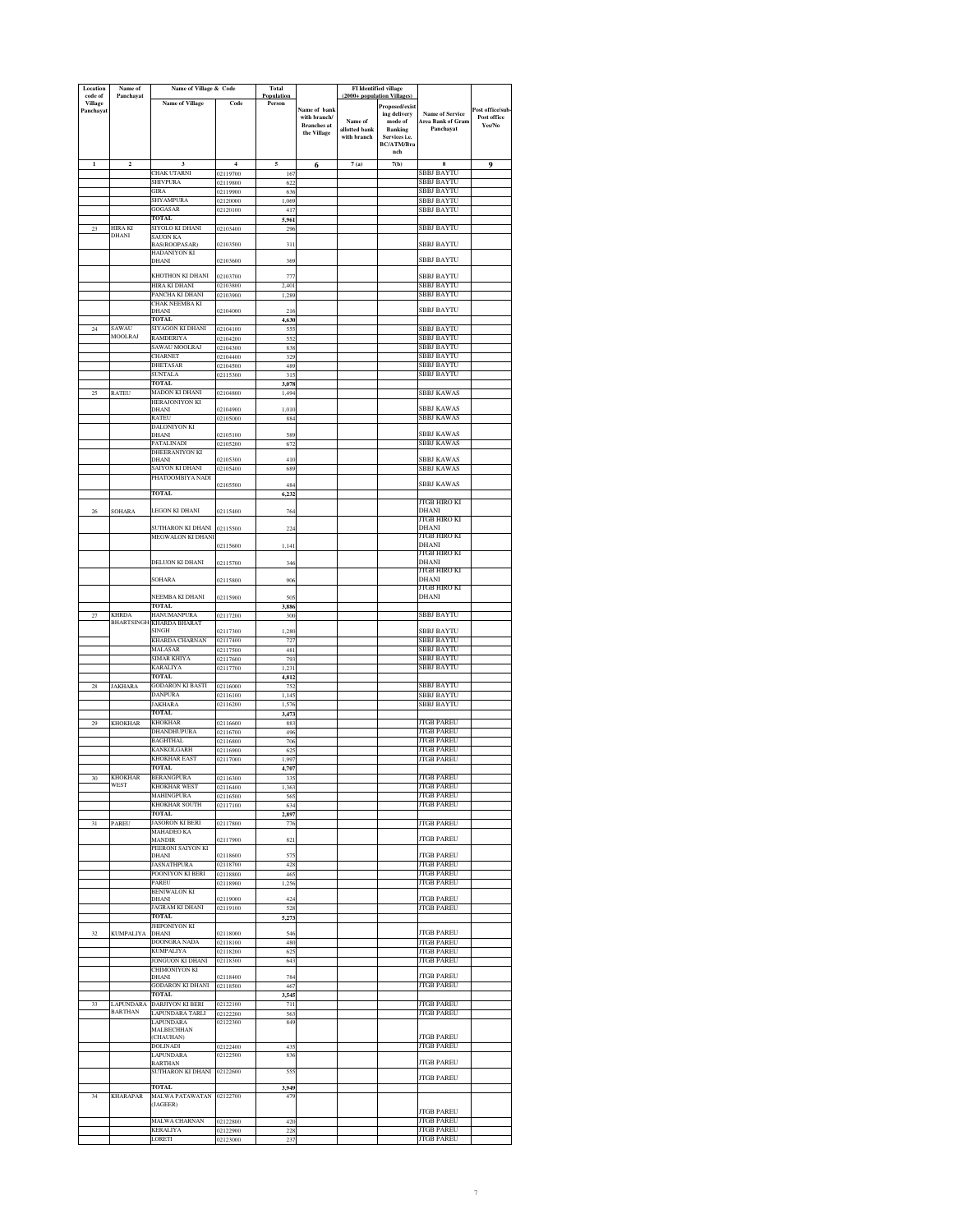| Location code of Village Panchayat | Name of Panchayat | Name of Village & Code | | Total Population | Name of bank with branch/ Branches at the Village | FI Identified village (2000+ population Villages) | | Name of Service Area Bank of Gram Panchayat | Post office/sub-Post office Yes/No |
|---|---|---|---|---|---|---|---|---|---|
| | | Name of Village | Code | Person | | Name of allotted bank with branch | Proposed/existing delivery mode of Banking Services i.e. BC/ATM/Branch | | |
| 1 | 2 | 3 | 4 | 5 | 6 | 7 (a) | 7(b) | 8 | 9 |
| | | CHAK UTARNI | 02119700 | 167 | | | | SBBJ BAYTU | |
| | | SHIVPURA | 02119800 | 622 | | | | SBBJ BAYTU | |
| | | GIRA | 02119900 | 636 | | | | SBBJ BAYTU | |
| | | SHYAMPURA | 02120000 | 1,069 | | | | SBBJ BAYTU | |
| | | GOGASAR | 02120100 | 417 | | | | SBBJ BAYTU | |
| | | TOTAL | | 5,961 | | | | | |
| 23 | HIRA KI DHANI | SIYOLO KI DHANI | 02103400 | 296 | | | | SBBJ BAYTU | |
| | | SAUON KA BAS(ROOPASAR) | 02103500 | 311 | | | | SBBJ BAYTU | |
| | | HADANIYON KI DHANI | 02103600 | 369 | | | | SBBJ BAYTU | |
| | | KHOTHON KI DHANI | 02103700 | 777 | | | | SBBJ BAYTU | |
| | | HIRA KI DHANI | 02103800 | 2,401 | | | | SBBJ BAYTU | |
| | | PANCHA KI DHANI | 02103900 | 1,289 | | | | SBBJ BAYTU | |
| | | CHAK NEEMBA KI DHANI | 02104000 | 216 | | | | SBBJ BAYTU | |
| | | TOTAL | | 4,630 | | | | | |
| 24 | SAWAU MOOLRAJ | SIYAGON KI DHANI | 02104100 | 555 | | | | SBBJ BAYTU | |
| | | RAMDERIYA | 02104200 | 552 | | | | SBBJ BAYTU | |
| | | SAWAU MOOLRAJ | 02104300 | 838 | | | | SBBJ BAYTU | |
| | | CHARNET | 02104400 | 329 | | | | SBBJ BAYTU | |
| | | DHETASAR | 02104500 | 489 | | | | SBBJ BAYTU | |
| | | SUNTALA | 02115300 | 315 | | | | SBBJ BAYTU | |
| | | TOTAL | | 3,078 | | | | | |
| 25 | RATEU | MADON KI DHANI | 02104800 | 1,494 | | | | SBBJ KAWAS | |
| | | HERAJONIYON KI DHANI | 02104900 | 1,010 | | | | SBBJ KAWAS | |
| | | RATEU | 02105000 | 884 | | | | SBBJ KAWAS | |
| | | DALONIYON KI DHANI | 02105100 | 589 | | | | SBBJ KAWAS | |
| | | PATALINADI | 02105200 | 672 | | | | SBBJ KAWAS | |
| | | DHEERANIYON KI DHANI | 02105300 | 410 | | | | SBBJ KAWAS | |
| | | SAIYON KI DHANI | 02105400 | 689 | | | | SBBJ KAWAS | |
| | | PHATOOMBIYA NADI | 02105500 | 484 | | | | SBBJ KAWAS | |
| | | TOTAL | | 6,232 | | | | | |
| 26 | SOHARA | LEGON KI DHANI | 02115400 | 764 | | | | JTGB HIRO KI DHANI | |
| | | SUTHARON KI DHANI | 02115500 | 224 | | | | JTGB HIRO KI DHANI | |
| | | MEGWALON KI DHANI | 02115600 | 1,141 | | | | JTGB HIRO KI DHANI | |
| | | DELUON KI DHANI | 02115700 | 346 | | | | JTGB HIRO KI DHANI | |
| | | SOHARA | 02115800 | 906 | | | | JTGB HIRO KI DHANI | |
| | | NEEMBA KI DHANI | 02115900 | 505 | | | | JTGB HIRO KI DHANI | |
| | | TOTAL | | 3,886 | | | | | |
| 27 | KHRDA BHARTSINGH | HANUMANPURA | 02117200 | 300 | | | | SBBJ BAYTU | |
| | | KHARDA BHARAT SINGH | 02117300 | 1,280 | | | | SBBJ BAYTU | |
| | | KHARDA CHARNAN | 02117400 | 727 | | | | SBBJ BAYTU | |
| | | MALASAR | 02117500 | 481 | | | | SBBJ BAYTU | |
| | | SIMAR KHIYA | 02117600 | 793 | | | | SBBJ BAYTU | |
| | | KARALIYA | 02117700 | 1,231 | | | | SBBJ BAYTU | |
| | | TOTAL | | 4,812 | | | | | |
| 28 | JAKHARA | GODARON KI BASTI | 02116000 | 752 | | | | SBBJ BAYTU | |
| | | DANPURA | 02116100 | 1,145 | | | | SBBJ BAYTU | |
| | | JAKHARA | 02116200 | 1,576 | | | | SBBJ BAYTU | |
| | | TOTAL | | 3,473 | | | | | |
| 29 | KHOKHAR | KHOKHAR | 02116600 | 883 | | | | JTGB PAREU | |
| | | DHANDHUPURA | 02116700 | 496 | | | | JTGB PAREU | |
| | | BAGHTHAL | 02116800 | 706 | | | | JTGB PAREU | |
| | | KANKOLGARH | 02116900 | 625 | | | | JTGB PAREU | |
| | | KHOKHAR EAST | 02117000 | 1,997 | | | | JTGB PAREU | |
| | | TOTAL | | 4,707 | | | | | |
| 30 | KHOKHAR WEST | BERANGPURA | 02116300 | 335 | | | | JTGB PAREU | |
| | | KHOKHAR WEST | 02116400 | 1,363 | | | | JTGB PAREU | |
| | | MAHINGPURA | 02116500 | 565 | | | | JTGB PAREU | |
| | | KHOKHAR SOUTH | 02117100 | 634 | | | | JTGB PAREU | |
| | | TOTAL | | 2,897 | | | | | |
| 31 | PAREU | JASORON KI BERI | 02117800 | 776 | | | | JTGB PAREU | |
| | | MAHADEO KA MANDIR | 02117900 | 821 | | | | JTGB PAREU | |
| | | PEERONI SAIYON KI DHANI | 02118600 | 575 | | | | JTGB PAREU | |
| | | JASNATHPURA | 02118700 | 428 | | | | JTGB PAREU | |
| | | POONIYON KI BERI | 02118800 | 465 | | | | JTGB PAREU | |
| | | PAREU | 02118900 | 1,256 | | | | JTGB PAREU | |
| | | BENIWALON KI DHANI | 02119000 | 424 | | | | JTGB PAREU | |
| | | JAGRAM KI DHANI | 02119100 | 528 | | | | JTGB PAREU | |
| | | TOTAL | | 5,273 | | | | | |
| 32 | KUMPALIYA | JHIPONIYON KI DHANI | 02118000 | 546 | | | | JTGB PAREU | |
| | | DOONGRA NADA | 02118100 | 480 | | | | JTGB PAREU | |
| | | KUMPALIYA | 02118200 | 625 | | | | JTGB PAREU | |
| | | JONGUON KI DHANI | 02118300 | 643 | | | | JTGB PAREU | |
| | | CHIMONIYON KI DHANI | 02118400 | 784 | | | | JTGB PAREU | |
| | | GODARON KI DHANI | 02118500 | 467 | | | | JTGB PAREU | |
| | | TOTAL | | 3,545 | | | | | |
| 33 | LAPUNDARA BARTHAN | DARJIYON KI BERI | 02122100 | 711 | | | | JTGB PAREU | |
| | | LAPUNDARA TARLI | 02122200 | 563 | | | | JTGB PAREU | |
| | | LAPUNDARA MALBECHHAN (CHAUHAN) | 02122300 | 849 | | | | JTGB PAREU | |
| | | DOLINADI | 02122400 | 435 | | | | JTGB PAREU | |
| | | LAPUNDARA BARTHAN | 02122500 | 836 | | | | JTGB PAREU | |
| | | SUTHARON KI DHANI | 02122600 | 555 | | | | JTGB PAREU | |
| | | TOTAL | | 3,949 | | | | | |
| 34 | KHARAPAR | MALWA PATAWATAN (JAGEER) | 02122700 | 479 | | | | JTGB PAREU | |
| | | MALWA CHARNAN | 02122800 | 420 | | | | JTGB PAREU | |
| | | KERALIYA | 02122900 | 228 | | | | JTGB PAREU | |
| | | LORETI | 02123000 | 237 | | | | JTGB PAREU | |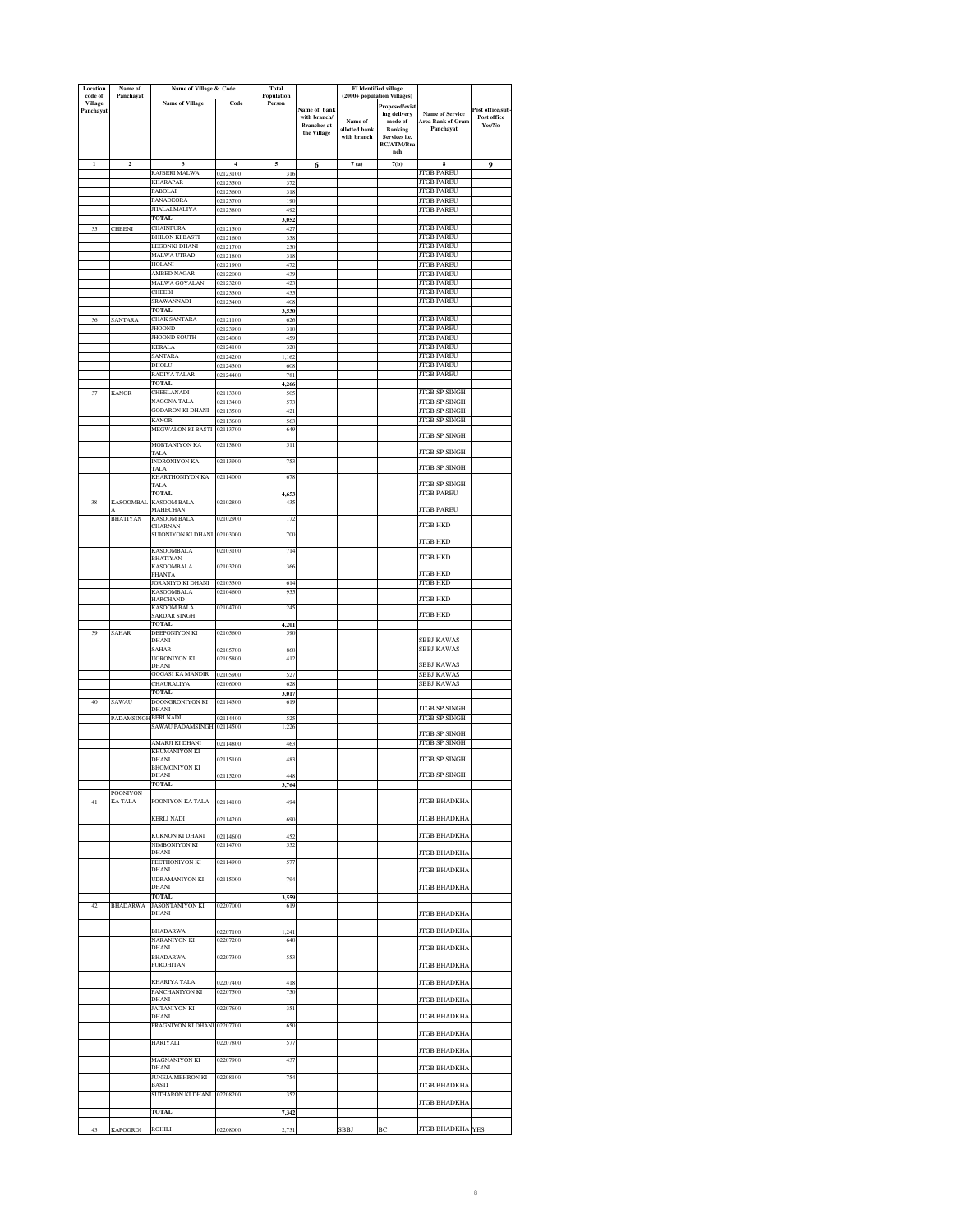| Location code of Village Panchayat | Name of Panchayat | Name of Village & Code | | Total Population | | FI Identified village (2000+ population Villages) | | | |
|---|---|---|---|---|---|---|---|---|---|
| | | Name of Village | Code | Person | Name of bank with branch/ Branches at the Village | Name of allotted bank with branch | Proposed/existing delivery mode of Banking Services i.e. BC/ATM/Branch | Name of Service Area Bank of Gram Panchayat | Post office/sub-Post office Yes/No |
| 1 | 2 | 3 | 4 | 5 | 6 | 7 (a) | 7(b) | 8 | 9 |
| | | RAJBERI MALWA | 02123100 | 316 | | | | JTGB PAREU | |
| | | KHARAPAR | 02123500 | 372 | | | | JTGB PAREU | |
| | | PABOLAI | 02123600 | 318 | | | | JTGB PAREU | |
| | | PANADEORA | 02123700 | 190 | | | | JTGB PAREU | |
| | | JHALALMALIYA | 02123800 | 492 | | | | JTGB PAREU | |
| | | TOTAL | | 3,052 | | | | | |
| 35 | CHEENI | CHAINPURA | 02121500 | 427 | | | | JTGB PAREU | |
| | | BHILON KI BASTI | 02121600 | 358 | | | | JTGB PAREU | |
| | | LEGONKI DHANI | 02121700 | 250 | | | | JTGB PAREU | |
| | | MALWA UTRAD | 02121800 | 318 | | | | JTGB PAREU | |
| | | HOLANI | 02121900 | 472 | | | | JTGB PAREU | |
| | | AMBED NAGAR | 02122000 | 439 | | | | JTGB PAREU | |
| | | MALWA GOYALAN | 02123200 | 423 | | | | JTGB PAREU | |
| | | CHEEBI | 02123300 | 435 | | | | JTGB PAREU | |
| | | SRAWANNADI | 02123400 | 408 | | | | JTGB PAREU | |
| | | TOTAL | | 3,530 | | | | | |
| 36 | SANTARA | CHAK SANTARA | 02121100 | 626 | | | | JTGB PAREU | |
| | | JHOOND | 02123900 | 310 | | | | JTGB PAREU | |
| | | JHOOND SOUTH | 02124000 | 459 | | | | JTGB PAREU | |
| | | KERALA | 02124100 | 320 | | | | JTGB PAREU | |
| | | SANTARA | 02124200 | 1,162 | | | | JTGB PAREU | |
| | | DHOLU | 02124300 | 608 | | | | JTGB PAREU | |
| | | RADIYA TALAR | 02124400 | 781 | | | | JTGB PAREU | |
| | | TOTAL | | 4,266 | | | | | |
| 37 | KANOR | CHEELANADI | 02113300 | 505 | | | | JTGB SP SINGH | |
| | | NAGONA TALA | 02113400 | 573 | | | | JTGB SP SINGH | |
| | | GODARON KI DHANI | 02113500 | 421 | | | | JTGB SP SINGH | |
| | | KANOR | 02113600 | 563 | | | | JTGB SP SINGH | |
| | | MEGWALON KI BASTI | 02113700 | 649 | | | | JTGB SP SINGH | |
| | | MOBTANIYON KA TALA | 02113800 | 511 | | | | JTGB SP SINGH | |
| | | INDRONIYON KA TALA | 02113900 | 753 | | | | JTGB SP SINGH | |
| | | KHARTHONIYON KA TALA | 02114000 | 678 | | | | JTGB SP SINGH | |
| | | TOTAL | | 4,653 | | | | JTGB PAREU | |
| 38 | KASOOMBALA BHATIYAN | KASOOM BALA MAHECHAN | 02102800 | 435 | | | | JTGB PAREU | |
| | | KASOOM BALA CHARNAN | 02102900 | 172 | | | | JTGB HKD | |
| | | SUJONIYON KI DHANI | 02103000 | 700 | | | | JTGB HKD | |
| | | KASOOMBALA BHATIYAN | 02103100 | 714 | | | | JTGB HKD | |
| | | KASOOMBALA PHANTA | 02103200 | 366 | | | | JTGB HKD | |
| | | JORANIYO KI DHANI | 02103300 | 614 | | | | JTGB HKD | |
| | | KASOOMBALA HARCHAND | 02104600 | 955 | | | | JTGB HKD | |
| | | KASOOM BALA SARDAR SINGH | 02104700 | 245 | | | | JTGB HKD | |
| | | TOTAL | | 4,201 | | | | | |
| 39 | SAHAR | DEEPONIYON KI DHANI | 02105600 | 590 | | | | SBBJ KAWAS | |
| | | SAHAR | 02105700 | 860 | | | | SBBJ KAWAS | |
| | | UGRONIYON KI DHANI | 02105800 | 412 | | | | SBBJ KAWAS | |
| | | GOGASI KA MANDIR | 02105900 | 527 | | | | SBBJ KAWAS | |
| | | CHAURALIYA | 02106000 | 628 | | | | SBBJ KAWAS | |
| | | TOTAL | | 3,017 | | | | | |
| 40 | SAWAU PADAMSINGH | DOONGRONIYON KI DHANI | 02114300 | 619 | | | | JTGB SP SINGH | |
| | | BERI NADI | 02114400 | 525 | | | | JTGB SP SINGH | |
| | | SAWAU PADAMSINGH | 02114500 | 1,226 | | | | JTGB SP SINGH | |
| | | AMARJI KI DHANI | 02114800 | 463 | | | | JTGB SP SINGH | |
| | | KHUMANIYON KI DHANI | 02115100 | 483 | | | | JTGB SP SINGH | |
| | | BHOMONIYON KI DHANI | 02115200 | 448 | | | | JTGB SP SINGH | |
| | | TOTAL | | 3,764 | | | | | |
| 41 | POONIYON KA TALA | POONIYON KA TALA | 02114100 | 494 | | | | JTGB BHADKHA | |
| | | KERLI NADI | 02114200 | 690 | | | | JTGB BHADKHA | |
| | | KUKNON KI DHANI | 02114600 | 452 | | | | JTGB BHADKHA | |
| | | NIMBONIYON KI DHANI | 02114700 | 552 | | | | JTGB BHADKHA | |
| | | PEETHONIYON KI DHANI | 02114900 | 577 | | | | JTGB BHADKHA | |
| | | UDRAMANIYON KI DHANI | 02115000 | 794 | | | | JTGB BHADKHA | |
| | | TOTAL | | 3,559 | | | | | |
| 42 | BHADARWA | JASONTANIYON KI DHANI | 02207000 | 619 | | | | JTGB BHADKHA | |
| | | BHADARWA | 02207100 | 1,241 | | | | JTGB BHADKHA | |
| | | NARANIYON KI DHANI | 02207200 | 640 | | | | JTGB BHADKHA | |
| | | BHADARWA PUROHITAN | 02207300 | 553 | | | | JTGB BHADKHA | |
| | | KHARIYA TALA | 02207400 | 418 | | | | JTGB BHADKHA | |
| | | PANCHANIYON KI DHANI | 02207500 | 750 | | | | JTGB BHADKHA | |
| | | JAITANIYON KI DHANI | 02207600 | 351 | | | | JTGB BHADKHA | |
| | | PRAGNIYON KI DHANI | 02207700 | 650 | | | | JTGB BHADKHA | |
| | | HARIYALI | 02207800 | 577 | | | | JTGB BHADKHA | |
| | | MAGNANIYON KI DHANI | 02207900 | 437 | | | | JTGB BHADKHA | |
| | | JUNEJA MEHRON KI BASTI | 02208100 | 754 | | | | JTGB BHADKHA | |
| | | SUTHARON KI DHANI | 02208200 | 352 | | | | JTGB BHADKHA | |
| | | TOTAL | | 7,342 | | | | | |
| 43 | KAPOORDI | ROHILI | 02208000 | 2,731 | | SBBJ | BC | JTGB BHADKHA | YES |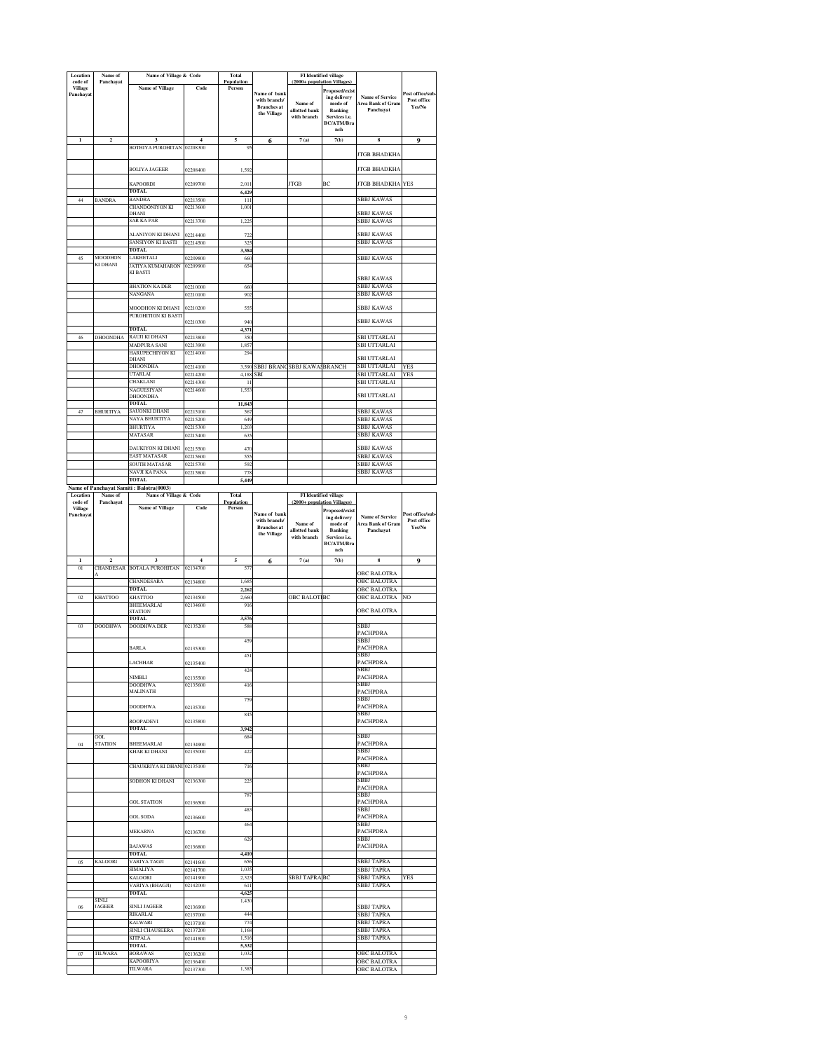| Location code of Village Panchayat | Name of Panchayat | Name of Village & Code | | Total Population | Name of bank with branch/ Branches at the Village | FI Identified village (2000+ population Villages) | | Name of Service Area Bank of Gram Panchayat | Post office/sub-Post office Yes/No |
|---|---|---|---|---|---|---|---|---|---|
| | | Name of Village | Code | Person | | Name of allotted bank with branch | Proposed/existing delivery mode of Banking Services i.e. BC/ATM/Branch | | |
| 1 | 2 | 3 | 4 | 5 | 6 | 7 (a) | 7(b) | 8 | 9 |
| | | BOTHIYA PUROHITAN | 02208300 | 95 | | | | JTGB BHADKHA | |
| | | BOLIYA JAGEER | 02208400 | 1,592 | | | | JTGB BHADKHA | |
| | | KAPOORDI | 02209700 | 2,011 | | JTGB | BC | JTGB BHADKHA | YES |
| | | TOTAL | | 6,429 | | | | | |
| 44 | BANDRA | BANDRA | 02213500 | 111 | | | | SBBJ KAWAS | |
| | | CHANDONIYON KI DHANI | 02213600 | 1,001 | | | | SBBJ KAWAS | |
| | | SAR KA PAR | 02213700 | 1,225 | | | | SBBJ KAWAS | |
| | | ALANIYON KI DHANI | 02214400 | 722 | | | | SBBJ KAWAS | |
| | | SANSIYON KI BASTI | 02214500 | 325 | | | | SBBJ KAWAS | |
| | | TOTAL | | 3,384 | | | | | |
| 45 | MOODHON KI DHANI | LAKHETALI | 02209800 | 660 | | | | SBBJ KAWAS | |
| | | JATIYA KUMAHARON KI BASTI | 02209900 | 654 | | | | SBBJ KAWAS | |
| | | BHATION KA DER | 02210000 | 660 | | | | SBBJ KAWAS | |
| | | NANGANA | 02210100 | 902 | | | | SBBJ KAWAS | |
| | | MOODHON KI DHANI | 02210200 | 555 | | | | SBBJ KAWAS | |
| | | PUROHITION KI BASTI | 02210300 | 940 | | | | SBBJ KAWAS | |
| | | TOTAL | | 4,371 | | | | | |
| 46 | DHOONDHA | RAUJI KI DHANI | 02213800 | 350 | | | | SBI UTTARLAI | |
| | | MADPURA SANI | 02213900 | 1,857 | | | | SBI UTTARLAI | |
| | | HARUPECHIYON KI DHANI | 02214000 | 294 | | | | SBI UTTARLAI | |
| | | DHOONDHA | 02214100 | 3,590 | SBBJ BRANC | SBBJ KAWAS | BRANCH | SBI UTTARLAI | YES |
| | | UTARLAI | 02214200 | 4,188 | SBI | | | SBI UTTARLAI | YES |
| | | CHAKLANI | 02214300 | 11 | | | | SBI UTTARLAI | |
| | | NAGUESIYAN DHOONDHA | 02214600 | 1,553 | | | | SBI UTTARLAI | |
| | | TOTAL | | 11,843 | | | | | |
| 47 | BHURTIYA | SAUONKI DHANI | 02215100 | 567 | | | | SBBJ KAWAS | |
| | | NAYA BHURTIYA | 02215200 | 649 | | | | SBBJ KAWAS | |
| | | BHURTIYA | 02215300 | 1,203 | | | | SBBJ KAWAS | |
| | | MATASAR | 02215400 | 635 | | | | SBBJ KAWAS | |
| | | DAUKIYON KI DHANI | 02215500 | 470 | | | | SBBJ KAWAS | |
| | | EAST MATASAR | 02215600 | 555 | | | | SBBJ KAWAS | |
| | | SOUTH MATASAR | 02215700 | 592 | | | | SBBJ KAWAS | |
| | | NAVJI KA PANA | 02215800 | 778 | | | | SBBJ KAWAS | |
| | | TOTAL | | 5,449 | | | | | |

**Name of Panchayat Samiti : Balotra(0003)**

| Location code of Village Panchayat | Name of Panchayat | Name of Village & Code | | Total Population | Name of bank with branch/ Branches at the Village | FI Identified village (2000+ population Villages) | | Name of Service Area Bank of Gram Panchayat | Post office/sub-Post office Yes/No |
|---|---|---|---|---|---|---|---|---|---|
| | | Name of Village | Code | Person | | Name of allotted bank with branch | Proposed/existing delivery mode of Banking Services i.e. BC/ATM/Branch | | |
| 1 | 2 | 3 | 4 | 5 | 6 | 7 (a) | 7(b) | 8 | 9 |
| 01 | CHANDESARA | BOTALA PUROHITAN | 02134700 | 577 | | | | OBC BALOTRA | |
| | | CHANDESARA | 02134800 | 1,685 | | | | OBC BALOTRA | |
| | | TOTAL | | 2,262 | | | | OBC BALOTRA | |
| 02 | KHATTOO | KHATTOO | 02134500 | 2,660 | | OBC BALOTI | BC | OBC BALOTRA | NO |
| | | BHEEMARLAI STATION | 02134600 | 916 | | | | OBC BALOTRA | |
| | | TOTAL | | 3,576 | | | | | |
| 03 | DOODHWA | DOODHWA DER | 02135200 | 588 | | | | SBBJ PACHPDRA | |
| | | BARLA | 02135300 | 459 | | | | SBBJ PACHPDRA | |
| | | LACHHAR | 02135400 | 451 | | | | SBBJ PACHPDRA | |
| | | NIMBLI | 02135500 | 424 | | | | SBBJ PACHPDRA | |
| | | DOODHWA MALINATH | 02135600 | 416 | | | | SBBJ PACHPDRA | |
| | | DOODHWA | 02135700 | 759 | | | | SBBJ PACHPDRA | |
| | | ROOPADEVI | 02135800 | 845 | | | | SBBJ PACHPDRA | |
| | | TOTAL | | 3,942 | | | | | |
| 04 | GOL STATION | BHEEMARLAI | 02134900 | 684 | | | | SBBJ PACHPDRA | |
| | | KHAR KI DHANI | 02135000 | 422 | | | | SBBJ PACHPDRA | |
| | | CHAUKRIYA KI DHANI | 02135100 | 716 | | | | SBBJ PACHPDRA | |
| | | SODHON KI DHANI | 02136300 | 225 | | | | SBBJ PACHPDRA | |
| | | GOL STATION | 02136500 | 787 | | | | SBBJ PACHPDRA | |
| | | GOL SODA | 02136600 | 483 | | | | SBBJ PACHPDRA | |
| | | MEKARNA | 02136700 | 464 | | | | SBBJ PACHPDRA | |
| | | BAJAWAS | 02136800 | 629 | | | | SBBJ PACHPDRA | |
| | | TOTAL | | 4,410 | | | | | |
| 05 | KALOORI | VARIYA TAGJI | 02141600 | 656 | | | | SBBJ TAPRA | |
| | | SIMALIYA | 02141700 | 1,035 | | | | SBBJ TAPRA | |
| | | KALOORI | 02141900 | 2,323 | | SBBJ TAPRA | BC | SBBJ TAPRA | YES |
| | | VARIYA (BHAGJI) | 02142000 | 611 | | | | SBBJ TAPRA | |
| | | TOTAL | | 4,625 | | | | | |
| 06 | SINLI JAGEER | SINLI JAGEER | 02136900 | 1,430 | | | | SBBJ TAPRA | |
| | | RIKARLAI | 02137000 | 444 | | | | SBBJ TAPRA | |
| | | KALWARI | 02137100 | 774 | | | | SBBJ TAPRA | |
| | | SINLI CHAUSEERA | 02137200 | 1,168 | | | | SBBJ TAPRA | |
| | | KITPALA | 02141800 | 1,516 | | | | SBBJ TAPRA | |
| | | TOTAL | | 5,332 | | | | | |
| 07 | TILWARA | BORAWAS | 02136200 | 1,032 | | | | OBC BALOTRA | |
| | | KAPOORIYA | 02136400 | | | | | OBC BALOTRA | |
| | | TILWARA | 02137300 | 1,385 | | | | OBC BALOTRA | |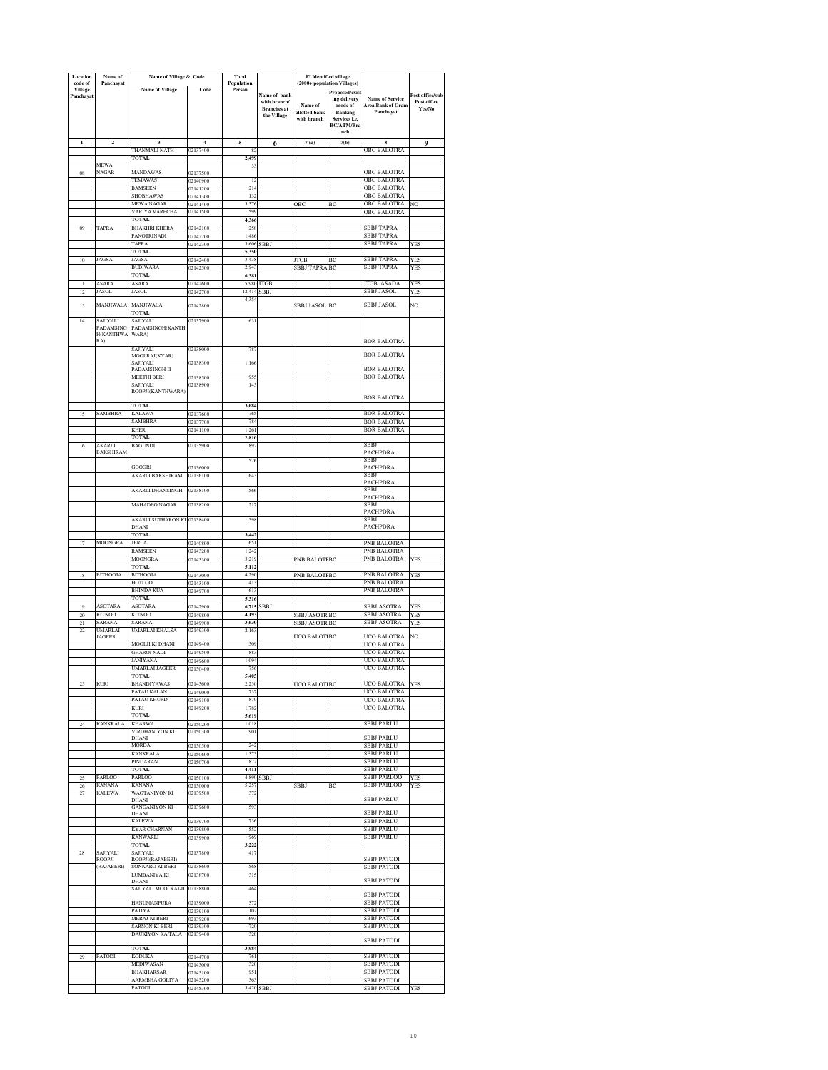| Location code of Village Panchayat | Name of Panchayat | Name of Village & Code | | Total Population | Name of bank with branch/ Branches at the Village | FI Identified village (2000+ population Villages) | | Name of Service Area Bank of Gram Panchayat | Post office/sub-Post office Yes/No |
|---|---|---|---|---|---|---|---|---|---|
| | | Name of Village | Code | Person | | Name of allotted bank with branch | Proposed/existing delivery mode of Banking Services i.e. BC/ATM/Branch | | |
| 1 | 2 | 3 | 4 | 5 | 6 | 7 (a) | 7(b) | 8 | 9 |
| | | THANMALI NATH | 02137400 | 82 | | | | OBC BALOTRA | |
| | | TOTAL | | 2,499 | | | | | |
| 08 | MEWA NAGAR | MANDAWAS | 02137500 | 33 | | | | OBC BALOTRA | |
| | | TEMAWAS | 02140900 | 12 | | | | OBC BALOTRA | |
| | | BAMSEEN | 02141200 | 214 | | | | OBC BALOTRA | |
| | | SHOBHAWAS | 02141300 | 132 | | | | OBC BALOTRA | |
| | | MEWA NAGAR | 02141400 | 3,376 | | OBC | BC | OBC BALOTRA | NO |
| | | VARIYA VARECHA | 02141500 | 599 | | | | OBC BALOTRA | |
| | | TOTAL | | 4,366 | | | | | |
| 09 | TAPRA | BHAKHRI KHERA | 02142100 | 258 | | | | SBBJ TAPRA | |
| | | PANOTRINADI | 02142200 | 1,486 | | | | SBBJ TAPRA | |
| | | TAPRA | 02142300 | 3,606 | SBBJ | | | SBBJ TAPRA | YES |
| | | TOTAL | | 5,350 | | | | | |
| 10 | JAGSA | JAGSA | 02142400 | 3,438 | | JTGB | BC | SBBJ TAPRA | YES |
| | | BUDIWARA | 02142500 | 2,943 | | SBBJ TAPRA | BC | SBBJ TAPRA | YES |
| | | TOTAL | | 6,381 | | | | | |
| 11 | ASARA | ASARA | 02142600 | 5,980 | JTGB | | | JTGB ASADA | YES |
| 12 | JASOL | JASOL | 02142700 | 12,414 | SBBJ | | | SBBJ JASOL | YES |
| 13 | MANJIWALA | MANJIWALA | 02142800 | 4,354 | | SBBJ JASOL | BC | SBBJ JASOL | NO |
| | | TOTAL | | | | | | | |
| 14 | SAJIYALI PADAMSINGH(KANTHWARA) | SAJIYALI PADAMSINGH(KANTHWARA) | 02137900 | 631 | | | | BOR BALOTRA | |
| | | SAJIYALI MOOLRAJ(KYAR) | 02138000 | 787 | | | | BOR BALOTRA | |
| | | SAJIYALI PADAMSINGH-II | 02138300 | 1,166 | | | | BOR BALOTRA | |
| | | MEETHI BERI | 02138500 | 955 | | | | BOR BALOTRA | |
| | | SAJIYALI ROOPJI(KANTHWARA) | 02138900 | 145 | | | | BOR BALOTRA | |
| | | TOTAL | | 3,684 | | | | | |
| 15 | SAMBHRA | KALAWA | 02137600 | 765 | | | | BOR BALOTRA | |
| | | SAMBHRA | 02137700 | 784 | | | | BOR BALOTRA | |
| | | KHER | 02141100 | 1,261 | | | | BOR BALOTRA | |
| | | TOTAL | | 2,810 | | | | | |
| 16 | AKARLI BAKSHIRAM | BAGUNDI | 02135900 | 892 | | | | SBBJ PACHPDRA | |
| | | GOOGRI | 02136000 | 526 | | | | SBBJ PACHPDRA | |
| | | AKARLI BAKSHIRAM | 02136100 | 643 | | | | SBBJ PACHPDRA | |
| | | AKARLI DHANSINGH | 02138100 | 566 | | | | SBBJ PACHPDRA | |
| | | MAHADEO NAGAR | 02138200 | 217 | | | | SBBJ PACHPDRA | |
| | | AKARLI SUTHARON KI DHANI | 02138400 | 598 | | | | SBBJ PACHPDRA | |
| | | TOTAL | | 3,442 | | | | | |
| 17 | MOONGRA | JERLA | 02140800 | 651 | | | | PNB BALOTRA | |
| | | RAMSEEN | 02143200 | 1,242 | | | | PNB BALOTRA | |
| | | MOONGRA | 02143300 | 3,219 | | PNB BALOTRA | BC | PNB BALOTRA | YES |
| | | TOTAL | | 5,112 | | | | | |
| 18 | BITHOOJA | BITHOOJA | 02143000 | 4,290 | | PNB BALOTRA | BC | PNB BALOTRA | YES |
| | | HOTLOO | 02143100 | 413 | | | | PNB BALOTRA | |
| | | BHINDA KUA | 02149700 | 613 | | | | PNB BALOTRA | |
| | | TOTAL | | 5,316 | | | | | |
| 19 | ASOTARA | ASOTARA | 02142900 | 6,715 | SBBJ | | | SBBJ ASOTRA | YES |
| 20 | KITNOD | KITNOD | 02149800 | 4,193 | | SBBJ ASOTRA | BC | SBBJ ASOTRA | YES |
| 21 | SARANA | SARANA | 02149900 | 3,630 | | SBBJ ASOTRA | BC | SBBJ ASOTRA | YES |
| 22 | UMARLAI JAGEER | UMARLAI KHALSA | 02149300 | 2,163 | | UCO BALOTRA | BC | UCO BALOTRA | NO |
| | | MOOLJI KI DHANI | 02149400 | 509 | | | | UCO BALOTRA | |
| | | GHAROI NADI | 02149500 | 883 | | | | UCO BALOTRA | |
| | | JANIYANA | 02149600 | 1,094 | | | | UCO BALOTRA | |
| | | UMARLAI JAGEER | 02150400 | 756 | | | | UCO BALOTRA | |
| | | TOTAL | | 5,405 | | | | | |
| 23 | KURI | BHANDIYAWAS | 02143600 | 2,230 | | UCO BALOTRA | BC | UCO BALOTRA | YES |
| | | PATAU KALAN | 02149000 | 737 | | | | UCO BALOTRA | |
| | | PATAU KHURD | 02149100 | 870 | | | | UCO BALOTRA | |
| | | KURI | 02149200 | 1,782 | | | | UCO BALOTRA | |
| | | TOTAL | | 5,619 | | | | | |
| 24 | KANKRALA | KHARWA | 02150200 | 1,018 | | | | SBBJ PARLU | |
| | | VIRDHANIYON KI DHANI | 02150300 | 901 | | | | SBBJ PARLU | |
| | | MORDA | 02150500 | 242 | | | | SBBJ PARLU | |
| | | KANKRALA | 02150600 | 1,373 | | | | SBBJ PARLU | |
| | | PINDARAN | 02150700 | 877 | | | | SBBJ PARLU | |
| | | TOTAL | | 4,411 | | | | SBBJ PARLU | |
| 25 | PARLOO | PARLOO | 02150100 | 4,890 | SBBJ | | | SBBJ PARLOO | YES |
| 26 | KANANA | KANANA | 02150000 | 5,257 | | SBBJ | BC | SBBJ PARLOO | YES |
| 27 | KALEWA | WAGTANIYON KI DHANI | 02139500 | 372 | | | | SBBJ PARLU | |
| | | GANGANIYON KI DHANI | 02139600 | 593 | | | | SBBJ PARLU | |
| | | KALEWA | 02139700 | 736 | | | | SBBJ PARLU | |
| | | KYAR CHARNAN | 02139800 | 552 | | | | SBBJ PARLU | |
| | | KANWARLI | 02139900 | 969 | | | | SBBJ PARLU | |
| | | TOTAL | | 3,222 | | | | | |
| 28 | SAJIYALI ROOPJI (RAJABERI) | SAJIYALI ROOPJI(RAJABERI) | 02137800 | 417 | | | | SBBJ PATODI | |
| | | SONKARO KI BERI | 02138600 | 568 | | | | SBBJ PATODI | |
| | | LUMBANIYA KI DHANI | 02138700 | 315 | | | | SBBJ PATODI | |
| | | SAJIYALI MOOLRAJ-II | 02138800 | 464 | | | | SBBJ PATODI | |
| | | HANUMANPURA | 02139000 | 372 | | | | SBBJ PATODI | |
| | | PATIYAL | 02139100 | 107 | | | | SBBJ PATODI | |
| | | MERAJ KI BERI | 02139200 | 693 | | | | SBBJ PATODI | |
| | | SARNON KI BERI | 02139300 | 720 | | | | SBBJ PATODI | |
| | | DAUKIYON KA TALA | 02139400 | 328 | | | | SBBJ PATODI | |
| | | TOTAL | | 3,984 | | | | | |
| 29 | PATODI | KODUKA | 02144700 | 761 | | | | SBBJ PATODI | |
| | | MEDIWASAN | 02145000 | 320 | | | | SBBJ PATODI | |
| | | BHAKHARSAR | 02145100 | 951 | | | | SBBJ PATODI | |
| | | AARMBHA GOLIYA | 02145200 | 363 | | | | SBBJ PATODI | |
| | | PATODI | 02145300 | 3,420 | SBBJ | | | SBBJ PATODI | YES |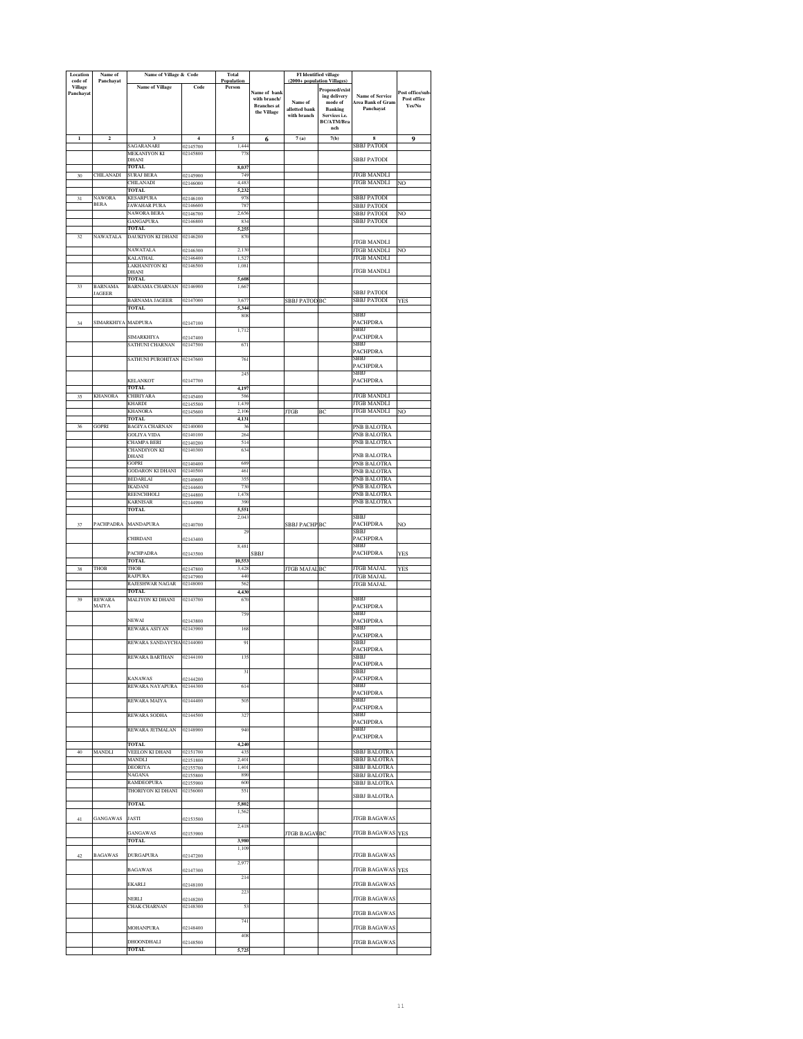| Location code of Village Panchayat | Name of Panchayat | Name of Village & Code | | Total Population | | FI Identified village (2000+ population Villages) | | | |
|---|---|---|---|---|---|---|---|---|---|
| | | Name of Village | Code | Person | Name of bank with branch/ Branches at the Village | Name of allotted bank with branch | Proposed/existing delivery mode of Banking Services i.e. BC/ATM/Branch | Name of Service Area Bank of Gram Panchayat | Post office/sub-Post office Yes/No |
| 1 | 2 | 3 | 4 | 5 | 6 | 7 (a) | 7(b) | 8 | 9 |
| | | SAGARANARI | 02145700 | 1,444 | | | | SBBJ PATODI | |
| | | MEKANIYON KI DHANI | 02145800 | 778 | | | | SBBJ PATODI | |
| | | TOTAL | | 8,037 | | | | | |
| 30 | CHILANADI | SURAJ BERA | 02145900 | 749 | | | | JTGB MANDLI | |
| | | CHILANADI | 02146000 | 4,483 | | | | JTGB MANDLI | NO |
| | | TOTAL | | 5,232 | | | | | |
| 31 | NAWORA BERA | KESARPURA | 02146100 | 978 | | | | SBBJ PATODI | |
| | | JAWAHAR PURA | 02146600 | 787 | | | | SBBJ PATODI | |
| | | NAWORA BERA | 02146700 | 2,656 | | | | SBBJ PATODI | NO |
| | | GANGAPURA | 02146800 | 834 | | | | SBBJ PATODI | |
| | | TOTAL | | 5,255 | | | | | |
| 32 | NAWATALA | DAUKIYON KI DHANI | 02146200 | 870 | | | | JTGB MANDLI | |
| | | NAWATALA | 02146300 | 2,130 | | | | JTGB MANDLI | NO |
| | | KALATHAL | 02146400 | 1,527 | | | | JTGB MANDLI | |
| | | LAKHANIYON KI DHANI | 02146500 | 1,081 | | | | JTGB MANDLI | |
| | | TOTAL | | 5,608 | | | | | |
| 33 | BARNAMA JAGEER | BARNAMA CHARNAN | 02146900 | 1,667 | | | | SBBJ PATODI | |
| | | BARNAMA JAGEER | 02147000 | 3,677 | | SBBJ PATODI | BC | SBBJ PATODI | YES |
| | | TOTAL | | 5,344 | | | | | |
| 34 | SIMARKHIYA | MADPURA | 02147100 | 808 | | | | SBBJ PACHPDRA | |
| | | SIMARKHIYA | 02147400 | 1,712 | | | | SBBJ PACHPDRA | |
| | | SATHUNI CHARNAN | 02147500 | 671 | | | | SBBJ PACHPDRA | |
| | | SATHUNI PUROHITAN | 02147600 | 761 | | | | SBBJ PACHPDRA | |
| | | KELANKOT | 02147700 | 245 | | | | SBBJ PACHPDRA | |
| | | TOTAL | | 4,197 | | | | | |
| 35 | KHANORA | CHIRIYARA | 02145400 | 586 | | | | JTGB MANDLI | |
| | | KHARDI | 02145500 | 1,439 | | | | JTGB MANDLI | |
| | | KHANORA | 02145600 | 2,106 | | JTGB | BC | JTGB MANDLI | NO |
| | | TOTAL | | 4,131 | | | | | |
| 36 | GOPRI | BAGIYA CHARNAN | 02140000 | 36 | | | | PNB BALOTRA | |
| | | GOLIYA VIDA | 02140100 | 264 | | | | PNB BALOTRA | |
| | | CHAMPA BERI | 02140200 | 514 | | | | PNB BALOTRA | |
| | | CHANDIYON KI DHANI | 02140300 | 634 | | | | PNB BALOTRA | |
| | | GOPRI | 02140400 | 689 | | | | PNB BALOTRA | |
| | | GODARON KI DHANI | 02140500 | 461 | | | | PNB BALOTRA | |
| | | BEDARLAI | 02140600 | 355 | | | | PNB BALOTRA | |
| | | IKADANI | 02144600 | 730 | | | | PNB BALOTRA | |
| | | REENCHHOLI | 02144800 | 1,478 | | | | PNB BALOTRA | |
| | | KARNISAR | 02144900 | 390 | | | | PNB BALOTRA | |
| | | TOTAL | | 5,551 | | | | | |
| 37 | PACHPADRA | MANDAPURA | 02140700 | 2,043 | | SBBJ PACHP | BC | SBBJ PACHPDRA | NO |
| | | CHIRDANI | 02143400 | 29 | | | | SBBJ PACHPDRA | |
| | | PACHPADRA | 02143500 | 8,481 | SBBJ | | | SBBJ PACHPDRA | YES |
| | | TOTAL | | 10,553 | | | | | |
| 38 | THOB | THOB | 02147800 | 3,428 | | JTGB MAJAL | BC | JTGB MAJAL | YES |
| | | RAJPURA | 02147900 | 440 | | | | JTGB MAJAL | |
| | | RAJESHWAR NAGAR | 02148000 | 562 | | | | JTGB MAJAL | |
| | | TOTAL | | 4,430 | | | | | |
| 39 | REWARA MAIYA | MALIYON KI DHANI | 02143700 | 670 | | | | SBBJ PACHPDRA | |
| | | NEWAI | 02143800 | 759 | | | | SBBJ PACHPDRA | |
| | | REWARA ASIYAN | 02143900 | 168 | | | | SBBJ PACHPDRA | |
| | | REWARA SANDAYCHA | 02144000 | 91 | | | | SBBJ PACHPDRA | |
| | | REWARA BARTHAN | 02144100 | 135 | | | | SBBJ PACHPDRA | |
| | | KANAWAS | 02144200 | 31 | | | | SBBJ PACHPDRA | |
| | | REWARA NAYAPURA | 02144300 | 614 | | | | SBBJ PACHPDRA | |
| | | REWARA MAIYA | 02144400 | 505 | | | | SBBJ PACHPDRA | |
| | | REWARA SODHA | 02144500 | 327 | | | | SBBJ PACHPDRA | |
| | | REWARA JETMALAN | 02148900 | 940 | | | | SBBJ PACHPDRA | |
| | | TOTAL | | 4,240 | | | | | |
| 40 | MANDLI | VEELON KI DHANI | 02151700 | 435 | | | | SBBJ BALOTRA | |
| | | MANDLI | 02151800 | 2,401 | | | | SBBJ BALOTRA | |
| | | DEORIYA | 02155700 | 1,401 | | | | SBBJ BALOTRA | |
| | | NAGANA | 02155800 | 890 | | | | SBBJ BALOTRA | |
| | | RAMDEOPURA | 02155900 | 600 | | | | SBBJ BALOTRA | |
| | | THORIYON KI DHANI | 02156000 | 551 | | | | SBBJ BALOTRA | |
| | | TOTAL | | 5,802 | | | | | |
| 41 | GANGAWAS | JASTI | 02153500 | 1,562 | | | | JTGB BAGAWAS | |
| | | GANGAWAS | 02153900 | 2,418 | | JTGB BAGAW | BC | JTGB BAGAWAS | YES |
| | | TOTAL | | 3,980 | | | | | |
| 42 | BAGAWAS | DURGAPURA | 02147200 | 1,109 | | | | JTGB BAGAWAS | |
| | | BAGAWAS | 02147300 | 2,977 | | | | JTGB BAGAWAS | YES |
| | | EKARLI | 02148100 | 214 | | | | JTGB BAGAWAS | |
| | | NERLI | 02148200 | 223 | | | | JTGB BAGAWAS | |
| | | CHAK CHARNAN | 02148300 | 53 | | | | JTGB BAGAWAS | |
| | | MOHANPURA | 02148400 | 741 | | | | JTGB BAGAWAS | |
| | | DHOONDHALI | 02148500 | 408 | | | | JTGB BAGAWAS | |
| | | TOTAL | | 5,725 | | | | | |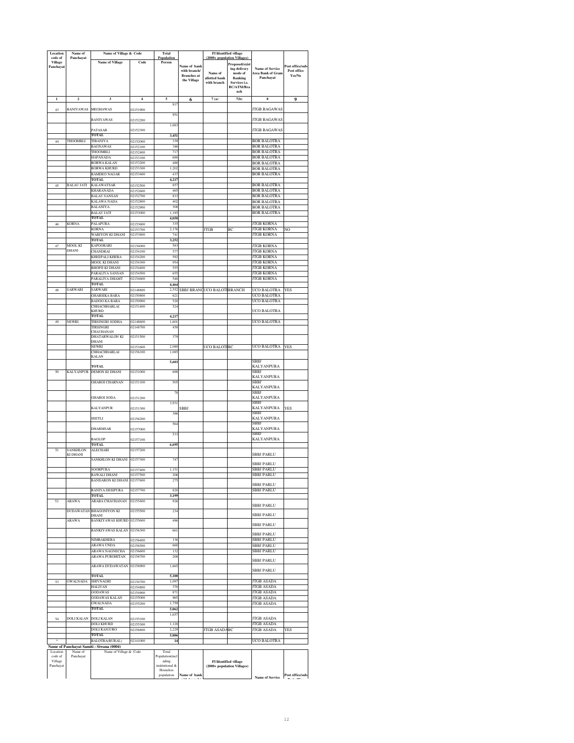| Location code of Village Panchayat | Name of Panchayat | Name of Village & Code | | Total Population | | FI Identified village (2000+ population Villages) | | | |
|---|---|---|---|---|---|---|---|---|---|
| | | Name of Village | Code | Person | Name of bank with branch/ Branches at the Village | Name of allotted bank with branch | Proposed/existing delivery mode of Banking Services i.e. BC/ATM/Branch | Name of Service Area Bank of Gram Panchayat | Post office/sub-Post office Yes/No |
| 1 | 2 | 3 | 4 | 5 | 6 | 7 (a) | 7(b) | 8 | 9 |
| 43 | BANIYAWAS | MEGHAWAS | 02151900 | 817 | | | | JTGB BAGAWAS | |
| | | BANIYAWAS | 02152200 | 951 | | | | JTGB BAGAWAS | |
| | | PATASAR | 02152300 | 1,683 | | | | JTGB BAGAWAS | |
| | | TOTAL | | 3,451 | | | | | |
| 44 | THOOMBLI | TIBANIYA | 02152000 | 339 | | | | BOR BALOTRA | |
| | | BAGNAWAS | 02152100 | 346 | | | | BOR BALOTRA | |
| | | THOOMBLI | 02152400 | 717 | | | | BOR BALOTRA | |
| | | HAPANADA | 02153100 | 688 | | | | BOR BALOTRA | |
| | | RORWA KALAN | 02153200 | 488 | | | | BOR BALOTRA | |
| | | RORWA KHURD | 02153300 | 1,202 | | | | BOR BALOTRA | |
| | | RAMDEO NAGAR | 02153400 | 437 | | | | BOR BALOTRA | |
| | | TOTAL | | 4,217 | | | | | |
| 45 | BALAU JATI | KALAWATSAR | 02152500 | 857 | | | | BOR BALOTRA | |
| | | KHARANADA | 02152600 | 465 | | | | BOR BALOTRA | |
| | | BALAU SANSAN | 02152700 | 833 | | | | BOR BALOTRA | |
| | | KALAWA NADA | 02152800 | 402 | | | | BOR BALOTRA | |
| | | BALANIYA | 02152900 | 308 | | | | BOR BALOTRA | |
| | | BALAU JATI | 02153000 | 1,185 | | | | BOR BALOTRA | |
| | | TOTAL | | 4,050 | | | | | |
| 46 | KORNA | PALAPURA | 02153600 | 335 | | | | JTGB KORNA | |
| | | KORNA | 02153700 | 2,176 | | JTGB | BC | JTGB KORNA | NO |
| | | WARIYON KI DHANI | 02153800 | 741 | | | | JTGB KORNA | |
| | | TOTAL | | 3,252 | | | | | |
| 47 | MOOL KI DHANI | KAPOORARI | 02154000 | 583 | | | | JTGB KORNA | |
| | | CHANDRAI | 02154100 | 577 | | | | JTGB KORNA | |
| | | KHEEPALI KHERA | 02154200 | 592 | | | | JTGB KORNA | |
| | | MOOL KI DHANI | 02154300 | 954 | | | | JTGB KORNA | |
| | | BHOPJI KI DHANI | 02154400 | 555 | | | | JTGB KORNA | |
| | | PARALIYA SANSAN | 02154500 | 655 | | | | JTGB KORNA | |
| | | PARALIYA DHAMT | 02154600 | 548 | | | | JTGB KORNA | |
| | | TOTAL | | 4,464 | | | | | |
| 48 | SARWARI | SARWARI | 02148800 | 2,552 | SBBJ BRANC | UCO BALOTI | BRANCH | UCO BALOTRA | YES |
| | | GHARSIKA BARA | 02150800 | 621 | | | | UCO BALOTRA | |
| | | BADOO KA BARA | 02150900 | 520 | | | | UCO BALOTRA | |
| | | CHHACHHARLAI KHURD | 02151400 | 524 | | | | UCO BALOTRA | |
| | | TOTAL | | 4,217 | | | | | |
| 49 | NEWRI | TIRSINGRI SODHA | 02148600 | 1,601 | | | | UCO BALOTRA | |
| | | TIRSINGRI CHAUHANAN | 02148700 | 458 | | | | | |
| | | DHATARWALON KI DHANI | 02151500 | 379 | | | | | |
| | | NEWRI | 02151600 | 2,080 | | UCO BALOTI | BC | UCO BALOTRA | YES |
| | | CHHACHHARLAI KALAN | 02156100 | 1,085 | | | | | |
| | | TOTAL | | 5,603 | | | | SBBJ KALYANPURA | |
| 50 | KALYANPUR | DEMON KI DHANI | 02151000 | 698 | | | | SBBJ KALYANPURA | |
| | | GHAROI CHARNAN | 02151100 | 505 | | | | SBBJ KALYANPURA | |
| | | GHAROI SODA | 02151200 | 78 | | | | SBBJ KALYANPURA | |
| | | KALYANPUR | 02151300 | 3,931 | SBBJ | | | SBBJ KALYANPURA | YES |
| | | SEETLI | 02156200 | 386 | | | | SBBJ KALYANPURA | |
| | | DHARMSAR | 02157000 | 564 | | | | SBBJ KALYANPURA | |
| | | BAGLOP | 02157100 | 533 | | | | SBBJ KALYANPURA | |
| | | TOTAL | | 6,695 | | | | | |
| 51 | SANKHLON KI DHANI | ALECHARI | 02157200 | | | | | SBBJ PARLU | |
| | | SANKHLON KI DHANI | 02157300 | 747 | | | | SBBJ PARLU | |
| | | SOORPURA | 02157400 | 1,151 | | | | SBBJ PARLU | |
| | | RAWALI DHANI | 02157500 | 206 | | | | SBBJ PARLU | |
| | | BANDARON KI DHANI | 02157600 | 275 | | | | SBBJ PARLU | |
| | | RANIYA DESIPURA | 02157700 | 820 | | | | SBBJ PARLU | |
| | | TOTAL | | 3,199 | | | | | |
| 52 | ARAWA | ARABA CHAUHANAN | 02155400 | 926 | | | | SBBJ PARLU | |
| | DUDAWATAN | BHAGONIYON KI DHANI | 02155500 | 234 | | | | SBBJ PARLU | |
| | ARAWA | BANKIYAWAS KHURD | 02155600 | 486 | | | | SBBJ PARLU | |
| | | BANKIYAWAS KALAN | 02156300 | 661 | | | | SBBJ PARLU | |
| | | NIMBAKHERA | 02156400 | 136 | | | | SBBJ PARLU | |
| | | ARAWA UNDA | 02156500 | 660 | | | | SBBJ PARLU | |
| | | ARAWA NAGNECHA | 02156600 | 132 | | | | SBBJ PARLU | |
| | | ARAWA PUROHITAN | 02156700 | 200 | | | | SBBJ PARLU | |
| | | ARAWA DUDAWATAN | 02156900 | 1,665 | | | | SBBJ PARLU | |
| | | TOTAL | | 5,100 | | | | | |
| 53 | GWALNADA | SHIVNAGRI | 02154700 | 1,097 | | | | JTGB ASADA | |
| | | HALIYAN | 02154800 | 370 | | | | JTGB ASADA | |
| | | GODAWAS | 02154900 | 871 | | | | JTGB ASADA | |
| | | GODAWAS KALAN | 02155000 | 965 | | | | JTGB ASADA | |
| | | GWALNADA | 02155200 | 1,759 | | | | JTGB ASADA | |
| | | TOTAL | | 5,062 | | | | | |
| 54 | DOLI KALAN | DOLI KALAN | 02155100 | 1,657 | | | | JTGB ASADA | |
| | | DOLI KHURD | 02155300 | 1,120 | | | | JTGB ASADA | |
| | | DOLI RAJGURO | 02156800 | 2,229 | | JTGB ASADA | BC | JTGB ASADA | YES |
| | | TOTAL | | 5,006 | | | | | |
| * | | BALOTRA(RURAL) | 02141000 | 14 | | | | UCO BALOTRA | |

**Name of Panchayat Samiti : Siwana (0004)**

| Location code of Village Panchayat | Name of Panchayat | Name of Village & Code | Total Population(including institutional & Houseless population | Name of bank | FI Identified village (2000+ population Villages) | Name of Service | Post office/sub- |
|---|---|---|---|---|---|---|---|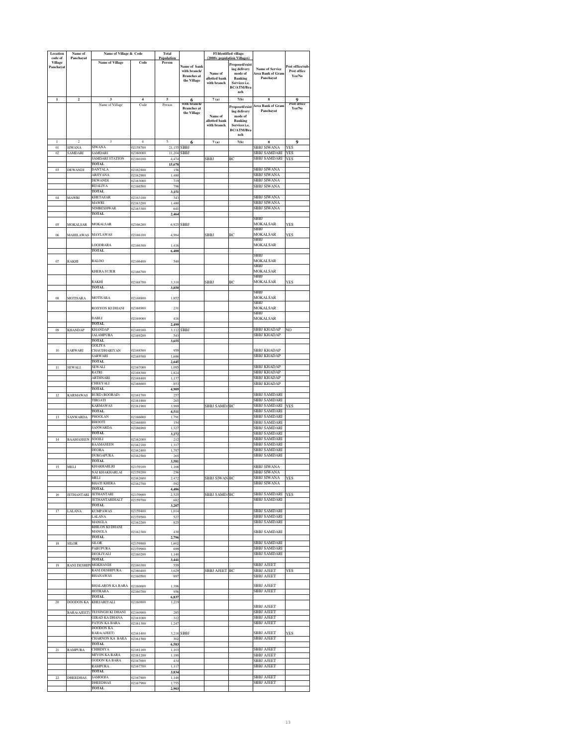| Location code of Village Panchayat | Name of Panchayat | Name of Village & Code | | Total Population | | FI Identified village (2000+ population Villages) | | | |
|---|---|---|---|---|---|---|---|---|---|
| | | Name of Village | Code | Person | Name of bank with branch/ Branches at the Village | Name of allotted bank with branch | Proposed/existing delivery mode of Banking Services i.e. BC/ATM/Branch | Name of Service Area Bank of Gram Panchayat | Post office/sub-Post office Yes/No |
| 1 | 2 | 3 | 4 | 5 | 6 | 7 (a) | 7(b) | 8 | 9 |
| | | Name of Village | Code | Person | with branch/ Branches at the Village | Name of allotted bank with branch | Proposed/existing delivery mode of Banking Services i.e. BC/ATM/Branch | Area Bank of Gram Panchayat | Post office Yes/No |
| 1 | 2 | 3 | 4 | 5 | 6 | 7 (a) | 7(b) | 8 | 9 |
| 01 | SIWANA | SIWANA | 02158700 | 21,155 | SBBJ | | | SBBJ SIWANA | YES |
| 02 | SAMDARI | SAMDARI | 02160000 | 11,204 | SBBJ | | | SBBJ SAMDARI | YES |
| | | SAMDARI STATION | 02160100 | 4,474 | | SBBJ | BC | SBBJ SAMDARI | YES |
| | | TOTAL | | 15,678 | | | | | |
| 03 | DEWANDI | DANTALA | 02162800 | 156 | | | | SBBJ SIWANA | |
| | | ARJIYANA | 02162900 | 1,480 | | | | SBBJ SIWANA | |
| | | DEWANDI | 02163000 | 719 | | | | SBBJ SIWANA | |
| | | BIJALIYA | 02166500 | 796 | | | | SBBJ SIWANA | |
| | | TOTAL | | 3,151 | | | | | |
| 04 | MAWRI | KHETASAR | 02163100 | 343 | | | | SBBJ SIWANA | |
| | | MAWRI | 02163200 | 1,480 | | | | SBBJ SIWANA | |
| | | NIMBESHWAR | 02163300 | 641 | | | | SBBJ SIWANA | |
| | | TOTAL | | 2,464 | | | | | |
| 05 | MOKALSAR | MOKALSAR | 02166200 | 6,925 | SBBJ | | | SBBJ MOKALSAR | YES |
| 06 | MAHILAWAS | MAYLAWAS | 02166100 | 4,984 | | SBBJ | BC | SBBJ MOKALSAR | YES |
| | | LOODRARA | 02166300 | 1,416 | | | | SBBJ MOKALSAR | |
| | | TOTAL | | 6,400 | | | | | |
| 07 | RAKHI | BALOO | 02166400 | 540 | | | | SBBJ MOKALSAR | |
| | | KHERA SUJER | 02166700 | | | | | SBBJ MOKALSAR | |
| | | RAKHI | 02168700 | 3,310 | | SBBJ | BC | SBBJ MOKALSAR | YES |
| | | TOTAL | | 3,850 | | | | | |
| 08 | MOTISARA | MOTISARA | 02168800 | 1,852 | | | | SBBJ MOKALSAR | |
| | | ROJIYON KI DHANI | 02168900 | 231 | | | | SBBJ MOKALSAR | |
| | | DABLI | 02169000 | 416 | | | | SBBJ MOKALSAR | |
| | | TOTAL | | 2,499 | | | | | |
| 09 | KHANDAP | KHANDAP | 02169100 | 3,112 | SBBJ | | | SBBJ KHADAP | NO |
| | | JALAMPURA | 02169200 | 543 | | | | SBBJ KHADAP | |
| | | TOTAL | | 3,655 | | | | | |
| 10 | SARWARI | GOLIYA CHAUDHARIYAN | 02168500 | 959 | | | | SBBJ KHADAP | |
| | | SARWARI | 02169300 | 1,686 | | | | SBBJ KHADAP | |
| | | TOTAL | | 2,645 | | | | | |
| 11 | SEWALI | SEWALI | 02167000 | 1,095 | | | | SBBJ KHADAP | |
| | | RATRI | 02168300 | 1,824 | | | | SBBJ KHADAP | |
| | | ARTHNARI | 02168400 | 1,137 | | | | SBBJ KHADAP | |
| | | CHEEYALI | 02168600 | 853 | | | | SBBJ KHADAP | |
| | | TOTAL | | 4,909 | | | | | |
| 12 | KARMAWAS | BURD (BOORAD) | 02161700 | 257 | | | | SBBJ SAMDARI | |
| | | TIRGATI | 02161800 | 265 | | | | SBBJ SAMDARI | |
| | | KARMAWAS | 02161900 | 3,989 | | SBBJ SAMDA | BC | SBBJ SAMDARI | YES |
| | | TOTAL | | 4,511 | | | | SBBJ SAMDARI | |
| 13 | SANWARDA | PHOOLAN | 02166600 | 1,791 | | | | SBBJ SAMDARI | |
| | | BHOOTI | 02166800 | 154 | | | | SBBJ SAMDARI | |
| | | SANWARDA | 02166900 | 1,327 | | | | SBBJ SAMDARI | |
| | | TOTAL | | 3,272 | | | | SBBJ SAMDARI | |
| 14 | BAAMASEEN | SOOILI | 02162000 | 212 | | | | SBBJ SAMDARI | |
| | | BAAMASEEN | 02162100 | 1,317 | | | | SBBJ SAMDARI | |
| | | DEORA | 02162400 | 1,787 | | | | SBBJ SAMDARI | |
| | | DURGAPURA | 02162500 | 265 | | | | SBBJ SAMDARI | |
| | | TOTAL | | 3,581 | | | | | |
| 15 | MELI | KHAKHARLRI | 02159100 | 1,166 | | | | SBBJ SIWANA | |
| | | NAI KHAKHARLAI | 02159200 | 256 | | | | SBBJ SIWANA | |
| | | MELI | 02162600 | 2,472 | | SBBJ SIWAN | BC | SBBJ SIWANA | YES |
| | | BHATI KHERA | 02162700 | 592 | | | | SBBJ SIWANA | |
| | | TOTAL | | 4,486 | | | | | |
| 16 | JETHANTARI | JETHANTARI | 02159600 | 2,525 | | SBBJ SAMDA | BC | SBBJ SAMDARI | YES |
| | | JETHANTARIHALT | 02159700 | 682 | | | | SBBJ SAMDARI | |
| | | TOTAL | | 3,207 | | | | | |
| 17 | LALANA | KUMPAWAS | 02159400 | 1,014 | | | | SBBJ SAMDARI | |
| | | LALANA | 02159500 | 527 | | | | SBBJ SAMDARI | |
| | | MANGLA | 02162200 | 825 | | | | SBBJ SAMDARI | |
| | | BHILON KI DHANI MANGLA | 02162300 | 430 | | | | SBBJ SAMDARI | |
| | | TOTAL | | 2,796 | | | | | |
| 18 | SILOR | SILOR | 02159800 | 1,602 | | | | SBBJ SAMDARI | |
| | | PABUPURA | 02159900 | 699 | | | | SBBJ SAMDARI | |
| | | DEOLIYALI | 02160200 | 1,140 | | | | SBBJ SAMDARI | |
| | | TOTAL | | 3,441 | | | | | |
| 19 | RANI DESHIPU | MOKHANDI | 02160300 | 559 | | | | SBBJ AJEET | |
| | | RANI DESHIPURA | 02160400 | 3,029 | | SBBJ AJEET | BC | SBBJ AJEET | YES |
| | | BHANAWAS | 02160500 | 897 | | | | SBBJ AJEET | |
| | | BHALARON KA BARA | 02160600 | 1,396 | | | | SBBJ AJEET | |
| | | HOTRARA | 02160700 | 956 | | | | SBBJ AJEET | |
| | | TOTAL | | 6,837 | | | | | |
| 20 | DOODON KA | KHEJARIYALI | 02160800 | 1,219 | | | | SBBJ AJEET | |
| | BARA(AJEET) | TEJSINGH KI DHANI | 02160900 | 285 | | | | SBBJ AJEET | |
| | | GIRAD KA DHANA | 02161000 | 312 | | | | SBBJ AJEET | |
| | | PATON KA BARA | 02161300 | 1,247 | | | | SBBJ AJEET | |
| | | DOODON KA BARA(AJEET) | 02161400 | 3,218 | SBBJ | | | SBBJ AJEET | YES |
| | | CHARNON KA BARA | 02161500 | 302 | | | | SBBJ AJEET | |
| | | TOTAL | | 6,583 | | | | | |
| 21 | RAMPURA | CHIRDIYA | 02161100 | 1,103 | | | | SBBJ AJEET | |
| | | MIYON KA BARA | 02161200 | 1,180 | | | | SBBJ AJEET | |
| | | GODON KA BARA | 02167600 | 434 | | | | SBBJ AJEET | |
| | | RAMPURA | 02167700 | 1,117 | | | | SBBJ AJEET | |
| | | TOTAL | | 3,834 | | | | | |
| 22 | DHEEDHAS | SAMOOJA | 02167800 | 1,148 | | | | SBBJ AJEET | |
| | | DHEEDHAS | 02167900 | 1,755 | | | | SBBJ AJEET | |
| | | TOTAL | | 2,903 | | | | | |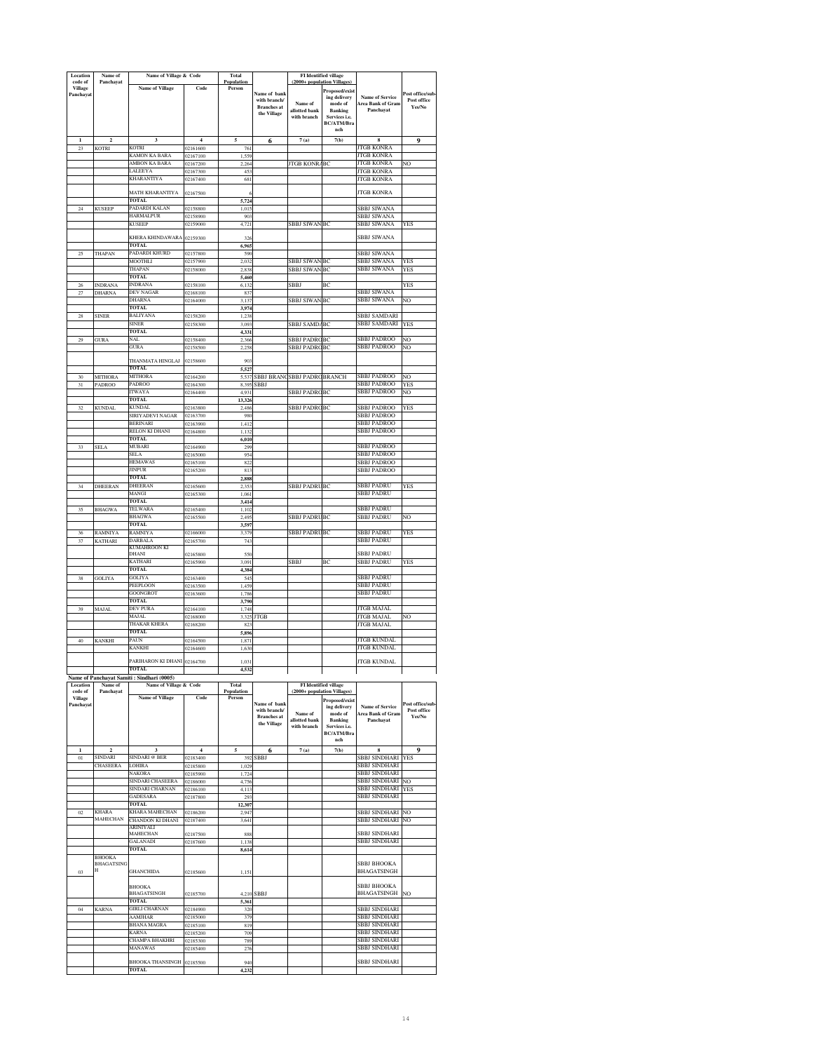| Location code of Village Panchayat | Name of Panchayat | Name of Village & Code | | Total Population | | FI Identified village (2000+ population Villages) | | | |
|---|---|---|---|---|---|---|---|---|---|
| | | Name of Village | Code | Person | Name of bank with branch/ Branches at the Village | Name of allotted bank with branch | Proposed/existing delivery mode of Banking Services i.e. BC/ATM/Branch | Name of Service Area Bank of Gram Panchayat | Post office/sub-Post office Yes/No |
| 1 | 2 | 3 | 4 | 5 | 6 | 7 (a) | 7(b) | 8 | 9 |
| 23 | KOTRI | KOTRI | 02161600 | 761 | | | | JTGB KONRA | |
| | | KAMON KA BARA | 02167100 | 1,559 | | | | JTGB KONRA | |
| | | AMBON KA BARA | 02167200 | 2,264 | | JTGB KONRA | BC | JTGB KONRA | NO |
| | | LALEEYA | 02167300 | 453 | | | | JTGB KONRA | |
| | | KHARANTIYA | 02167400 | 681 | | | | JTGB KONRA | |
| | | MATH KHARANTIYA | 02167500 | 6 | | | | JTGB KONRA | |
| | | TOTAL | | 5,724 | | | | | |
| 24 | KUSEEP | PADARDI KALAN | 02158800 | 1,015 | | | | SBBJ SIWANA | |
| | | HARMALPUR | 02158900 | 903 | | | | SBBJ SIWANA | |
| | | KUSEEP | 02159000 | 4,721 | | SBBJ SIWAN | BC | SBBJ SIWANA | YES |
| | | KHERA KHINDAWARA | 02159300 | 326 | | | | SBBJ SIWANA | |
| | | TOTAL | | 6,965 | | | | | |
| 25 | THAPAN | PADARDI KHURD | 02157800 | 590 | | | | SBBJ SIWANA | |
| | | MOOTHLI | 02157900 | 2,032 | | SBBJ SIWAN | BC | SBBJ SIWANA | YES |
| | | THAPAN | 02158000 | 2,838 | | SBBJ SIWAN | BC | SBBJ SIWANA | YES |
| | | TOTAL | | 5,460 | | | | | |
| 26 | INDRANA | INDRANA | 02158100 | 6,132 | | SBBJ | BC | | YES |
| 27 | DHARNA | DEV NAGAR | 02168100 | 837 | | | | SBBJ SIWANA | |
| | | DHARNA | 02164000 | 3,137 | | SBBJ SIWAN | BC | SBBJ SIWANA | NO |
| | | TOTAL | | 3,974 | | | | | |
| 28 | SINER | BALIYANA | 02158200 | 1,238 | | | | SBBJ SAMDARI | |
| | | SINER | 02158300 | 3,093 | | SBBJ SAMD/ | BC | SBBJ SAMDARI | YES |
| | | TOTAL | | 4,331 | | | | | |
| 29 | GURA | NAL | 02158400 | 2,366 | | SBBJ PADRO | BC | SBBJ PADROO | NO |
| | | GURA | 02158500 | 2,258 | | SBBJ PADRO | BC | SBBJ PADROO | NO |
| | | THANMATA HINGLAJ | 02158600 | 903 | | | | | |
| | | TOTAL | | 5,527 | | | | | |
| 30 | MITHORA | MITHORA | 02164200 | 5,537 | SBBJ BRANC | SBBJ PADRO | BRANCH | SBBJ PADROO | NO |
| 31 | PADROO | PADROO | 02164300 | 8,395 | SBBJ | | | SBBJ PADROO | YES |
| | | ITWAYA | 02164400 | 4,931 | | SBBJ PADRO | BC | SBBJ PADROO | NO |
| | | TOTAL | | 13,326 | | | | | |
| 32 | KUNDAL | KUNDAL | 02163800 | 2,486 | | SBBJ PADRO | BC | SBBJ PADROO | YES |
| | | SIRIYADEVI NAGAR | 02163700 | 980 | | | | SBBJ PADROO | |
| | | BERINARI | 02163900 | 1,412 | | | | SBBJ PADROO | |
| | | RELON KI DHANI | 02164800 | 1,132 | | | | SBBJ PADROO | |
| | | TOTAL | | 6,010 | | | | | |
| 33 | SELA | MUBARI | 02164900 | 299 | | | | SBBJ PADROO | |
| | | SELA | 02165000 | 954 | | | | SBBJ PADROO | |
| | | HEMAWAS | 02165100 | 822 | | | | SBBJ PADROO | |
| | | JINPUR | 02165200 | 813 | | | | SBBJ PADROO | |
| | | TOTAL | | 2,888 | | | | | |
| 34 | DHEERAN | DHEERAN | 02165600 | 2,353 | | SBBJ PADRU | BC | SBBJ PADRU | YES |
| | | MANGI | 02165300 | 1,061 | | | | SBBJ PADRU | |
| | | TOTAL | | 3,414 | | | | | |
| 35 | BHAGWA | TELWARA | 02165400 | 1,102 | | | | SBBJ PADRU | |
| | | BHAGWA | 02165500 | 2,495 | | SBBJ PADRU | BC | SBBJ PADRU | NO |
| | | TOTAL | | 3,597 | | | | | |
| 36 | RAMNIYA | RAMNIYA | 02166000 | 3,379 | | SBBJ PADRU | BC | SBBJ PADRU | YES |
| 37 | KATHARI | DARBALA | 02165700 | 743 | | | | SBBJ PADRU | |
| | | KUMAHROON KI DHANI | 02165800 | 550 | | | | SBBJ PADRU | |
| | | KATHARI | 02165900 | 3,091 | | SBBJ | BC | SBBJ PADRU | YES |
| | | TOTAL | | 4,384 | | | | | |
| 38 | GOLIYA | GOLIYA | 02163400 | 545 | | | | SBBJ PADRU | |
| | | PEEPLOON | 02163500 | 1,459 | | | | SBBJ PADRU | |
| | | GOONGROT | 02163600 | 1,786 | | | | SBBJ PADRU | |
| | | TOTAL | | 3,790 | | | | | |
| 39 | MAJAL | DEV PURA | 02164100 | 1,748 | | | | JTGB MAJAL | |
| | | MAJAL | 02168000 | 3,325 | JTGB | | | JTGB MAJAL | NO |
| | | THAKAR KHERA | 02168200 | 823 | | | | JTGB MAJAL | |
| | | TOTAL | | 5,896 | | | | | |
| 40 | KANKHI | PAUN | 02164500 | 1,871 | | | | JTGB KUNDAL | |
| | | KANKHI | 02164600 | 1,630 | | | | JTGB KUNDAL | |
| | | PARIHARON KI DHANI | 02164700 | 1,031 | | | | JTGB KUNDAL | |
| | | TOTAL | | 4,532 | | | | | |

**Name of Panchayat Samiti : Sindhari (0005)**

| Location code of Village Panchayat | Name of Panchayat | Name of Village & Code | | Total Population | | FI Identified village (2000+ population Villages) | | | |
|---|---|---|---|---|---|---|---|---|---|
| | | Name of Village | Code | Person | Name of bank with branch/ Branches at the Village | Name of allotted bank with branch | Proposed/existing delivery mode of Banking Services i.e. BC/ATM/Branch | Name of Service Area Bank of Gram Panchayat | Post office/sub-Post office Yes/No |
| 1 | 2 | 3 | 4 | 5 | 6 | 7 (a) | 7(b) | 8 | 9 |
| 01 | SINDARI CHASEERA | SINDARI @ BER | 02183400 | 392 | SBBJ | | | SBBJ SINDHARI | YES |
| | | LOHIRA | 02185800 | 1,029 | | | | SBBJ SINDHARI | |
| | | NAKORA | 02185900 | 1,724 | | | | SBBJ SINDHARI | |
| | | SINDARI CHASEERA | 02186000 | 4,756 | | | | SBBJ SINDHARI | NO |
| | | SINDARI CHARNAN | 02186100 | 4,113 | | | | SBBJ SINDHARI | YES |
| | | GADESARA | 02187800 | 293 | | | | SBBJ SINDHARI | |
| | | TOTAL | | 12,307 | | | | | |
| 02 | KHARA MAHECHAN | KHARA MAHECHAN | 02186200 | 2,947 | | | | SBBJ SINDHARI | NO |
| | | CHANDON KI DHANI | 02187400 | 3,641 | | | | SBBJ SINDHARI | NO |
| | | ARINIYALI MAHECHAN | 02187500 | 888 | | | | SBBJ SINDHARI | |
| | | GALANADI | 02187600 | 1,138 | | | | SBBJ SINDHARI | |
| | | TOTAL | | 8,614 | | | | | |
| 03 | BHOOKA BHAGATSINGH | GHANCHIDA | 02185600 | 1,151 | | | | SBBJ BHOOKA BHAGATSINGH | |
| | | BHOOKA BHAGATSINGH | 02185700 | 4,210 | SBBJ | | | SBBJ BHOOKA BHAGATSINGH | NO |
| | | TOTAL | | 5,361 | | | | | |
| 04 | KARNA | GIRLI CHARNAN | 02184900 | 320 | | | | SBBJ SINDHARI | |
| | | AAMJHAR | 02185000 | 379 | | | | SBBJ SINDHARI | |
| | | BHANA MAGRA | 02185100 | 819 | | | | SBBJ SINDHARI | |
| | | KARNA | 02185200 | 709 | | | | SBBJ SINDHARI | |
| | | CHAMPA BHAKHRI | 02185300 | 789 | | | | SBBJ SINDHARI | |
| | | MANAWAS | 02185400 | 276 | | | | SBBJ SINDHARI | |
| | | BHOOKA THANSINGH | 02185500 | 940 | | | | SBBJ SINDHARI | |
| | | TOTAL | | 4,232 | | | | | |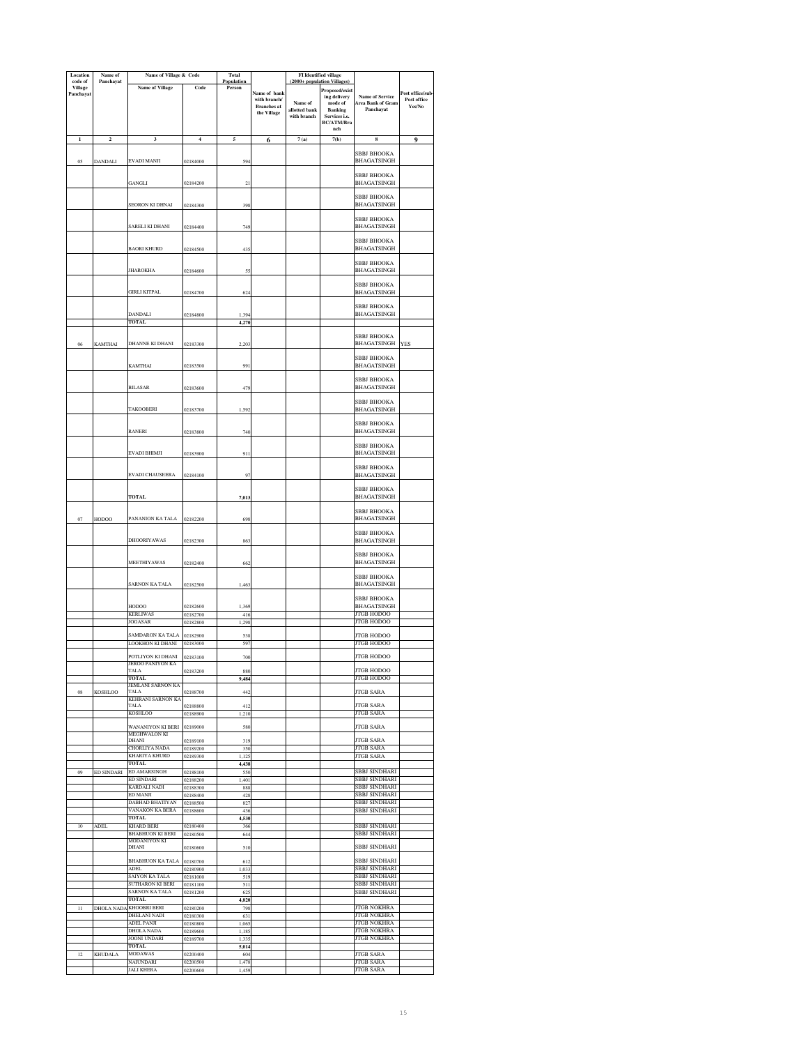| Location code of Village Panchayat | Name of Panchayat | Name of Village & Code | | Total Population | | FI Identified village (2000+ population Villages) | | | |
|---|---|---|---|---|---|---|---|---|---|
| | | Name of Village | Code | Person | Name of bank with branch/ Branches at the Village | Name of allotted bank with branch | Proposed/existing delivery mode of Banking Services i.e. BC/ATM/Branch | Name of Service Area Bank of Gram Panchayat | Post office/sub-Post office Yes/No |
| 1 | 2 | 3 | 4 | 5 | 6 | 7 (a) | 7(b) | 8 | 9 |
| 05 | DANDALI | EVADI MANJI | 02184000 | 594 | | | | SBBJ BHOOKA BHAGATSINGH | |
| | | GANGLI | 02184200 | 21 | | | | SBBJ BHOOKA BHAGATSINGH | |
| | | SEORON KI DHNAI | 02184300 | 398 | | | | SBBJ BHOOKA BHAGATSINGH | |
| | | SARELI KI DHANI | 02184400 | 749 | | | | SBBJ BHOOKA BHAGATSINGH | |
| | | BAORI KHURD | 02184500 | 435 | | | | SBBJ BHOOKA BHAGATSINGH | |
| | | JHAROKHA | 02184600 | 55 | | | | SBBJ BHOOKA BHAGATSINGH | |
| | | GIRLI KITPAL | 02184700 | 624 | | | | SBBJ BHOOKA BHAGATSINGH | |
| | | DANDALI | 02184800 | 1,394 | | | | SBBJ BHOOKA BHAGATSINGH | |
| | | TOTAL | | 4,270 | | | | | |
| 06 | KAMTHAI | DHANNE KI DHANI | 02183300 | 2,203 | | | | SBBJ BHOOKA BHAGATSINGH | YES |
| | | KAMTHAI | 02183500 | 991 | | | | SBBJ BHOOKA BHAGATSINGH | |
| | | BILASAR | 02183600 | 479 | | | | SBBJ BHOOKA BHAGATSINGH | |
| | | TAKOOBERI | 02183700 | 1,592 | | | | SBBJ BHOOKA BHAGATSINGH | |
| | | RANERI | 02183800 | 740 | | | | SBBJ BHOOKA BHAGATSINGH | |
| | | EVADI BHIMJI | 02183900 | 911 | | | | SBBJ BHOOKA BHAGATSINGH | |
| | | EVADI CHAUSEERA | 02184100 | 97 | | | | SBBJ BHOOKA BHAGATSINGH | |
| | | TOTAL | | 7,013 | | | | SBBJ BHOOKA BHAGATSINGH | |
| 07 | HODOO | PANANION KA TALA | 02182200 | 698 | | | | SBBJ BHOOKA BHAGATSINGH | |
| | | DHOORIYAWAS | 02182300 | 863 | | | | SBBJ BHOOKA BHAGATSINGH | |
| | | MEETHIYAWAS | 02182400 | 662 | | | | SBBJ BHOOKA BHAGATSINGH | |
| | | SARNON KA TALA | 02182500 | 1,463 | | | | SBBJ BHOOKA BHAGATSINGH | |
| | | HODOO | 02182600 | 1,369 | | | | SBBJ BHOOKA BHAGATSINGH | |
| | | KERLIWAS | 02182700 | 416 | | | | JTGB HODOO | |
| | | JOGASAR | 02182800 | 1,298 | | | | JTGB HODOO | |
| | | SAMDARON KA TALA | 02182900 | 538 | | | | JTGB HODOO | |
| | | LOOKHON KI DHANI | 02183000 | 597 | | | | JTGB HODOO | |
| | | POTLIYON KI DHANI | 02183100 | 700 | | | | JTGB HODOO | |
| | | JEROO PANIYON KA TALA | 02183200 | 880 | | | | JTGB HODOO | |
| | | TOTAL | | 9,484 | | | | JTGB HODOO | |
| 08 | KOSHLOO | JEMLANI SARNON KA TALA | 02188700 | 442 | | | | JTGB SARA | |
| | | KEHRANI SARNON KA TALA | 02188800 | 412 | | | | JTGB SARA | |
| | | KOSHLOO | 02188900 | 1,210 | | | | JTGB SARA | |
| | | WANANIYON KI BERI | 02189000 | 580 | | | | JTGB SARA | |
| | | MEGHWALON KI DHANI | 02189100 | 319 | | | | JTGB SARA | |
| | | CHORLIYA NADA | 02189200 | 350 | | | | JTGB SARA | |
| | | KHARIYA KHURD | 02189300 | 1,125 | | | | JTGB SARA | |
| | | TOTAL | | 4,438 | | | | | |
| 09 | ED SINDARI | ED AMARSINGH | 02188100 | 550 | | | | SBBJ SINDHARI | |
| | | ED SINDARI | 02188200 | 1,401 | | | | SBBJ SINDHARI | |
| | | KARDALI NADI | 02188300 | 888 | | | | SBBJ SINDHARI | |
| | | ED MANJI | 02188400 | 428 | | | | SBBJ SINDHARI | |
| | | DABHAD BHATIYAN | 02188500 | 827 | | | | SBBJ SINDHARI | |
| | | VANAKON KA BERA | 02188600 | 436 | | | | SBBJ SINDHARI | |
| | | TOTAL | | 4,530 | | | | | |
| 10 | ADEL | KHARD BERI | 02180400 | 366 | | | | SBBJ SINDHARI | |
| | | BHABHUON KI BERI | 02180500 | 644 | | | | SBBJ SINDHARI | |
| | | MODANIYON KI DHANI | 02180600 | 510 | | | | SBBJ SINDHARI | |
| | | BHABHUON KA TALA | 02180700 | 612 | | | | SBBJ SINDHARI | |
| | | ADEL | 02180900 | 1,033 | | | | SBBJ SINDHARI | |
| | | SAIYON KA TALA | 02181000 | 519 | | | | SBBJ SINDHARI | |
| | | SUTHARON KI BERI | 02181100 | 511 | | | | SBBJ SINDHARI | |
| | | SARNON KA TALA | 02181200 | 625 | | | | SBBJ SINDHARI | |
| | | TOTAL | | 4,820 | | | | | |
| 11 | DHOLA NADA | KHOOBRI BERI | 02180200 | 798 | | | | JTGB NOKHRA | |
| | | DHELANI NADI | 02180300 | 631 | | | | JTGB NOKHRA | |
| | | ADEL PANJI | 02180800 | 1,065 | | | | JTGB NOKHRA | |
| | | DHOLA NADA | 02189600 | 1,185 | | | | JTGB NOKHRA | |
| | | JOONI UNDARI | 02189700 | 1,335 | | | | JTGB NOKHRA | |
| | | TOTAL | | 5,014 | | | | | |
| 12 | KHUDALA | MODAWAS | 02200400 | 604 | | | | JTGB SARA | |
| | | NAIUNDARI | 02200500 | 1,478 | | | | JTGB SARA | |
| | | JALI KHERA | 02200600 | 1,459 | | | | JTGB SARA | |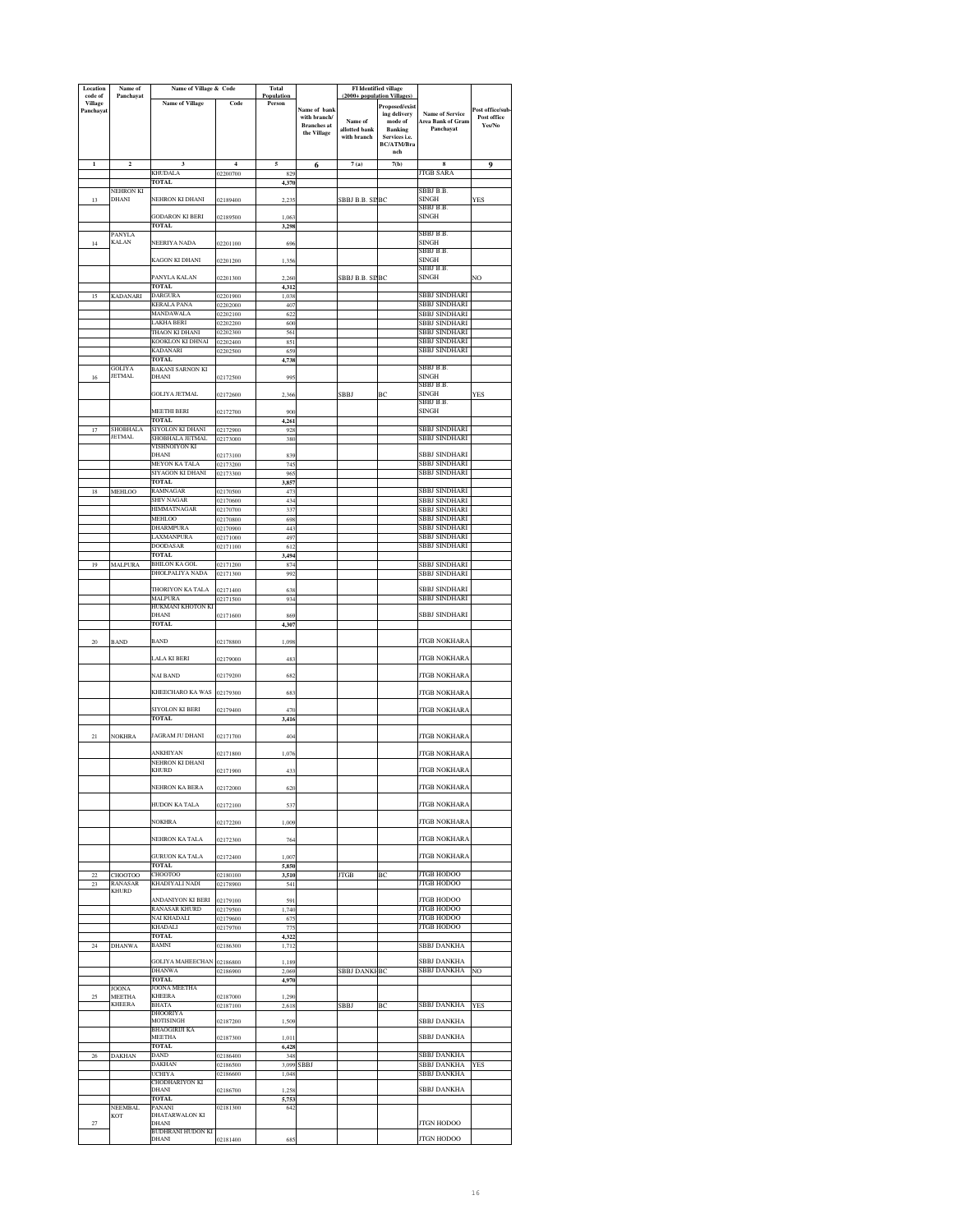| Location code of Village Panchayat | Name of Panchayat | Name of Village & Code | | Total Population | Name of bank with branch/ Branches at the Village | FI Identified village (2000+ population Villages) | | Name of Service Area Bank of Gram Panchayat | Post office/sub-Post office Yes/No |
|---|---|---|---|---|---|---|---|---|---|
| | | Name of Village | Code | Person | | Name of allotted bank with branch | Proposed/existing delivery mode of Banking Services i.e. BC/ATM/Branch | | |
| 1 | 2 | 3 | 4 | 5 | 6 | 7 (a) | 7(b) | 8 | 9 |
| | | KHUDALA | 02200700 | 829 | | | | JTGB SARA | |
| | | TOTAL | | 4,370 | | | | | |
| 13 | NEHRON KI DHANI | NEHRON KI DHANI | 02189400 | 2,235 | | SBBJ B.B. SINGH | BC | SBBJ B.B. SINGH | YES |
| | | GODARON KI BERI | 02189500 | 1,063 | | | | SBBJ B.B. SINGH | |
| | | TOTAL | | 3,298 | | | | | |
| 14 | PANYLA KALAN | NEERIYA NADA | 02201100 | 696 | | | | SBBJ B.B. SINGH | |
| | | KAGON KI DHANI | 02201200 | 1,356 | | | | SBBJ B.B. SINGH | |
| | | PANYLA KALAN | 02201300 | 2,260 | | SBBJ B.B. SINGH | BC | SBBJ B.B. SINGH | NO |
| | | TOTAL | | 4,312 | | | | | |
| 15 | KADANARI | DARGURA | 02201900 | 1,038 | | | | SBBJ SINDHARI | |
| | | KERALA PANA | 02202000 | 407 | | | | SBBJ SINDHARI | |
| | | MANDAWALA | 02202100 | 622 | | | | SBBJ SINDHARI | |
| | | LAKHA BERI | 02202200 | 600 | | | | SBBJ SINDHARI | |
| | | THAON KI DHANI | 02202300 | 561 | | | | SBBJ SINDHARI | |
| | | KOOKLON KI DHNAI | 02202400 | 851 | | | | SBBJ SINDHARI | |
| | | KADANARI | 02202500 | 659 | | | | SBBJ SINDHARI | |
| | | TOTAL | | 4,738 | | | | | |
| 16 | GOLIYA JETMAL | BAKANI SARNON KI DHANI | 02172500 | 995 | | | | SBBJ B.B. SINGH | |
| | | GOLIYA JETMAL | 02172600 | 2,366 | | SBBJ | BC | SBBJ B.B. SINGH | YES |
| | | MEETHI BERI | 02172700 | 900 | | | | SBBJ B.B. SINGH | |
| | | TOTAL | | 4,261 | | | | | |
| 17 | SHOBHALA JETMAL | SIYOLON KI DHANI | 02172900 | 928 | | | | SBBJ SINDHARI | |
| | | SHOBHALA JETMAL | 02173000 | 380 | | | | SBBJ SINDHARI | |
| | | VISHNOIYON KI DHANI | 02173100 | 839 | | | | SBBJ SINDHARI | |
| | | MEYON KA TALA | 02173200 | 745 | | | | SBBJ SINDHARI | |
| | | SIYAGON KI DHANI | 02173300 | 965 | | | | SBBJ SINDHARI | |
| | | TOTAL | | 3,857 | | | | | |
| 18 | MEHLOO | RAMNAGAR | 02170500 | 473 | | | | SBBJ SINDHARI | |
| | | SHIV NAGAR | 02170600 | 434 | | | | SBBJ SINDHARI | |
| | | HIMMATNAGAR | 02170700 | 337 | | | | SBBJ SINDHARI | |
| | | MEHLOO | 02170800 | 698 | | | | SBBJ SINDHARI | |
| | | DHARMPURA | 02170900 | 443 | | | | SBBJ SINDHARI | |
| | | LAXMANPURA | 02171000 | 497 | | | | SBBJ SINDHARI | |
| | | DOODASAR | 02171100 | 612 | | | | SBBJ SINDHARI | |
| | | TOTAL | | 3,494 | | | | | |
| 19 | MALPURA | BHILON KA GOL | 02171200 | 874 | | | | SBBJ SINDHARI | |
| | | DHOLPALIYA NADA | 02171300 | 992 | | | | SBBJ SINDHARI | |
| | | THORIYON KA TALA | 02171400 | 638 | | | | SBBJ SINDHARI | |
| | | MALPURA | 02171500 | 934 | | | | SBBJ SINDHARI | |
| | | HUKMANI KHOTON KI DHANI | 02171600 | 869 | | | | SBBJ SINDHARI | |
| | | TOTAL | | 4,307 | | | | | |
| 20 | BAND | BAND | 02178800 | 1,098 | | | | JTGB NOKHARA | |
| | | LALA KI BERI | 02179000 | 483 | | | | JTGB NOKHARA | |
| | | NAI BAND | 02179200 | 682 | | | | JTGB NOKHARA | |
| | | KHEECHARO KA WAS | 02179300 | 683 | | | | JTGB NOKHARA | |
| | | SIYOLON KI BERI | 02179400 | 470 | | | | JTGB NOKHARA | |
| | | TOTAL | | 3,416 | | | | | |
| 21 | NOKHRA | JAGRAM JU DHANI | 02171700 | 404 | | | | JTGB NOKHARA | |
| | | ANKHIYAN | 02171800 | 1,076 | | | | JTGB NOKHARA | |
| | | NEHRON KI DHANI KHURD | 02171900 | 433 | | | | JTGB NOKHARA | |
| | | NEHRON KA BERA | 02172000 | 620 | | | | JTGB NOKHARA | |
| | | HUDON KA TALA | 02172100 | 537 | | | | JTGB NOKHARA | |
| | | NOKHRA | 02172200 | 1,009 | | | | JTGB NOKHARA | |
| | | NEHRON KA TALA | 02172300 | 764 | | | | JTGB NOKHARA | |
| | | GURUON KA TALA | 02172400 | 1,007 | | | | JTGB NOKHARA | |
| | | TOTAL | | 5,850 | | | | | |
| 22 | CHOOTOO | CHOOTOO | 02180100 | 3,510 | | JTGB | BC | JTGB HODOO | |
| 23 | RANASAR KHURD | KHADIYALI NADI | 02178900 | 541 | | | | JTGB HODOO | |
| | | ANDANIYON KI BERI | 02179100 | 591 | | | | JTGB HODOO | |
| | | RANASAR KHURD | 02179500 | 1,740 | | | | JTGB HODOO | |
| | | NAI KHADALI | 02179600 | 675 | | | | JTGB HODOO | |
| | | KHADALI | 02179700 | 775 | | | | JTGB HODOO | |
| | | TOTAL | | 4,322 | | | | | |
| 24 | DHANWA | BAMNI | 02186300 | 1,712 | | | | SBBJ DANKHA | |
| | | GOLIYA MAHEECHAN | 02186800 | 1,189 | | | | SBBJ DANKHA | |
| | | DHANWA | 02186900 | 2,069 | | SBBJ DANKHA | BC | SBBJ DANKHA | NO |
| | | TOTAL | | 4,970 | | | | | |
| 25 | JOONA MEETHA KHEERA | JOONA MEETHA KHEERA | 02187000 | 1,290 | | | | | |
| | | BHATA | 02187100 | 2,618 | | SBBJ | BC | SBBJ DANKHA | YES |
| | | DHOORIYA MOTISINGH | 02187200 | 1,509 | | | | SBBJ DANKHA | |
| | | BHAGGIRIJI KA MEETHA | 02187300 | 1,011 | | | | SBBJ DANKHA | |
| | | TOTAL | | 6,428 | | | | | |
| 26 | DAKHAN | DAND | 02186400 | 348 | | | | SBBJ DANKHA | |
| | | DAKHAN | 02186500 | 3,099 | SBBJ | | | SBBJ DANKHA | YES |
| | | UCHIYA | 02186600 | 1,048 | | | | SBBJ DANKHA | |
| | | CHODHARIYON KI DHANI | 02186700 | 1,258 | | | | SBBJ DANKHA | |
| | | TOTAL | | 5,753 | | | | | |
| 27 | NEEMBAL KOT | PANANI | 02181300 | 642 | | | | | |
| | | DHATARWALON KI DHANI | | | | | | JTGN HODOO | |
| | | BUDHRANI HUDON KI DHANI | 02181400 | 685 | | | | JTGN HODOO | |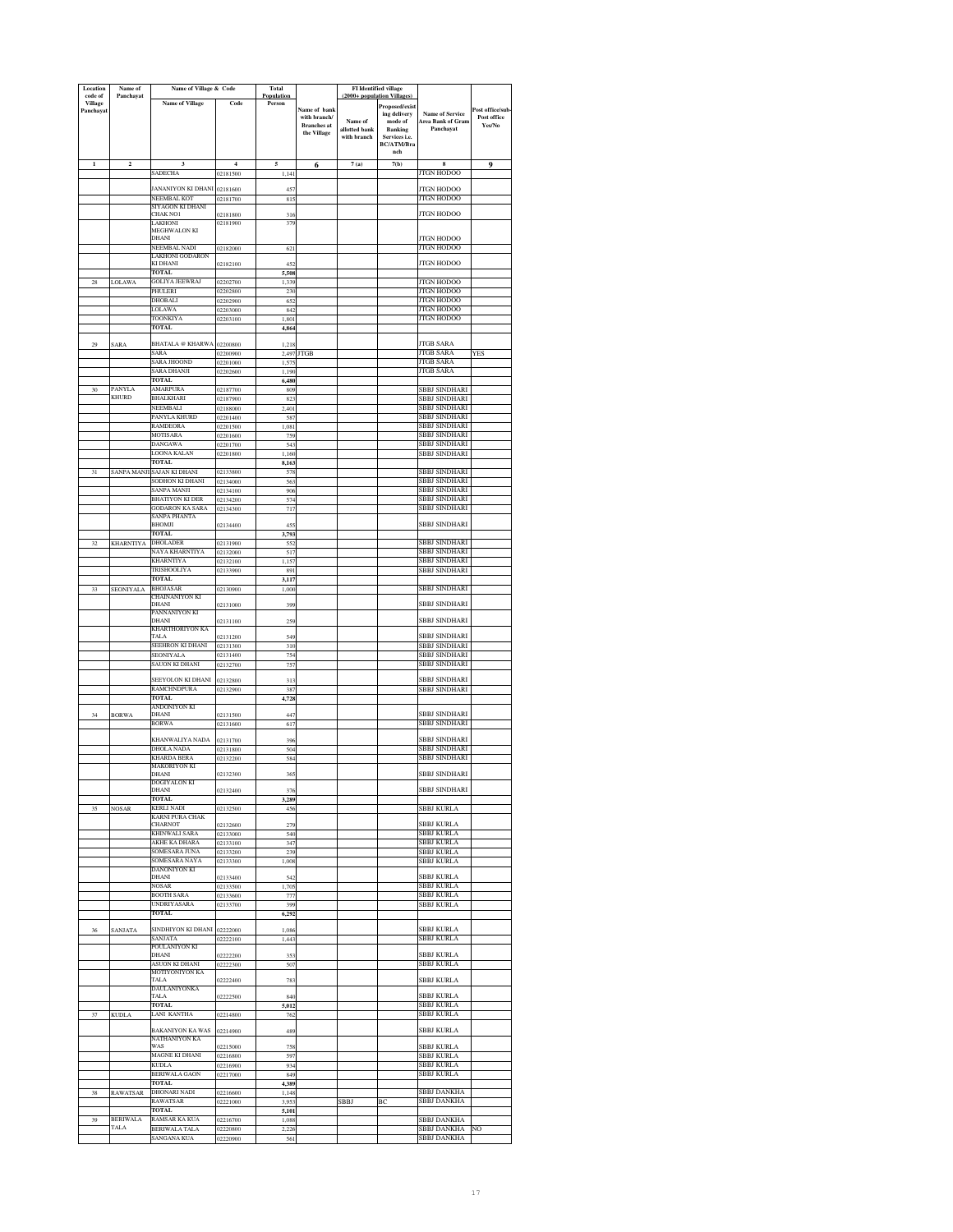| Location code of Village Panchayat | Name of Panchayat | Name of Village & Code | | Total Population | Name of bank with branch/ Branches at the Village | FI Identified village (2000+ population Villages) | | Name of Service Area Bank of Gram Panchayat | Post office/sub-Post office Yes/No |
|---|---|---|---|---|---|---|---|---|---|
| | | Name of Village | Code | Person | | Name of allotted bank with branch | Proposed/existing delivery mode of Banking Services i.e. BC/ATM/Branch | | |
| 1 | 2 | 3 | 4 | 5 | 6 | 7 (a) | 7(b) | 8 | 9 |
| | | SADECHA | 02181500 | 1,141 | | | | JTGN HODOO | |
| | | JANANIYON KI DHANI | 02181600 | 457 | | | | JTGN HODOO | |
| | | NEEMBAL KOT | 02181700 | 815 | | | | JTGN HODOO | |
| | | SIYAGON KI DHANI CHAK NO1 | 02181800 | 316 | | | | JTGN HODOO | |
| | | LAKHONI MEGHWALON KI DHANI | 02181900 | 379 | | | | JTGN HODOO | |
| | | NEEMBAL NADI | 02182000 | 621 | | | | JTGN HODOO | |
| | | LAKHONI GODARON KI DHANI | 02182100 | 452 | | | | JTGN HODOO | |
| | | TOTAL | | 5,508 | | | | | |
| 28 | LOLAWA | GOLIYA JEEWRAJ | 02202700 | 1,339 | | | | JTGN HODOO | |
| | | PHULERI | 02202800 | 230 | | | | JTGN HODOO | |
| | | DHOBALI | 02202900 | 652 | | | | JTGN HODOO | |
| | | LOLAWA | 02203000 | 842 | | | | JTGN HODOO | |
| | | TOONKIYA | 02203100 | 1,801 | | | | JTGN HODOO | |
| | | TOTAL | | 4,864 | | | | | |
| 29 | SARA | BHATALA @ KHARWA | 02200800 | 1,218 | | | | JTGB SARA | |
| | | SARA | 02200900 | 2,497 | JTGB | | | JTGB SARA | YES |
| | | SARA JHOOND | 02201000 | 1,575 | | | | JTGB SARA | |
| | | SARA DHANJI | 02202600 | 1,190 | | | | JTGB SARA | |
| | | TOTAL | | 6,480 | | | | | |
| 30 | PANYLA KHURD | AMARPURA | 02187700 | 809 | | | | SBBJ SINDHARI | |
| | | BHALKHARI | 02187900 | 823 | | | | SBBJ SINDHARI | |
| | | NEEMBALI | 02188000 | 2,401 | | | | SBBJ SINDHARI | |
| | | PANYLA KHURD | 02201400 | 587 | | | | SBBJ SINDHARI | |
| | | RAMDEORA | 02201500 | 1,081 | | | | SBBJ SINDHARI | |
| | | MOTISARA | 02201600 | 759 | | | | SBBJ SINDHARI | |
| | | DANGAWA | 02201700 | 543 | | | | SBBJ SINDHARI | |
| | | LOONA KALAN | 02201800 | 1,160 | | | | SBBJ SINDHARI | |
| | | TOTAL | | 8,163 | | | | | |
| 31 | SANPA MANJI | SAJAN KI DHANI | 02133800 | 578 | | | | SBBJ SINDHARI | |
| | | SODHON KI DHANI | 02134000 | 563 | | | | SBBJ SINDHARI | |
| | | SANPA MANJI | 02134100 | 906 | | | | SBBJ SINDHARI | |
| | | BHATIYON KI DER | 02134200 | 574 | | | | SBBJ SINDHARI | |
| | | GODARON KA SARA | 02134300 | 717 | | | | SBBJ SINDHARI | |
| | | SANPA PHANTA BHOMJI | 02134400 | 455 | | | | SBBJ SINDHARI | |
| | | TOTAL | | 3,793 | | | | | |
| 32 | KHARNTIYA | DHOLADER | 02131900 | 552 | | | | SBBJ SINDHARI | |
| | | NAYA KHARNTIYA | 02132000 | 517 | | | | SBBJ SINDHARI | |
| | | KHARNTIYA | 02132100 | 1,157 | | | | SBBJ SINDHARI | |
| | | TRISHOOLIYA | 02133900 | 891 | | | | SBBJ SINDHARI | |
| | | TOTAL | | 3,117 | | | | | |
| 33 | SEONIYALA | BHOJASAR | 02130900 | 1,000 | | | | SBBJ SINDHARI | |
| | | CHAINANIYON KI DHANI | 02131000 | 399 | | | | SBBJ SINDHARI | |
| | | PANNANIYON KI DHANI | 02131100 | 259 | | | | SBBJ SINDHARI | |
| | | KHARTHORIYON KA TALA | 02131200 | 549 | | | | SBBJ SINDHARI | |
| | | SEEHRON KI DHANI | 02131300 | 310 | | | | SBBJ SINDHARI | |
| | | SEONIYALA | 02131400 | 754 | | | | SBBJ SINDHARI | |
| | | SAUON KI DHANI | 02132700 | 757 | | | | SBBJ SINDHARI | |
| | | SEEYOLON KI DHANI | 02132800 | 313 | | | | SBBJ SINDHARI | |
| | | RAMCHNDPURA | 02132900 | 387 | | | | SBBJ SINDHARI | |
| | | TOTAL | | 4,728 | | | | | |
| 34 | BORWA | ANDONIYON KI DHANI | 02131500 | 447 | | | | SBBJ SINDHARI | |
| | | BORWA | 02131600 | 617 | | | | SBBJ SINDHARI | |
| | | KHANWALIYA NADA | 02131700 | 396 | | | | SBBJ SINDHARI | |
| | | DHOLA NADA | 02131800 | 504 | | | | SBBJ SINDHARI | |
| | | KHARDA BERA | 02132200 | 584 | | | | SBBJ SINDHARI | |
| | | MAKORIYON KI DHANI | 02132300 | 365 | | | | SBBJ SINDHARI | |
| | | DOGIYALON KI DHANI | 02132400 | 376 | | | | SBBJ SINDHARI | |
| | | TOTAL | | 3,289 | | | | | |
| 35 | NOSAR | KERLI NADI | 02132500 | 456 | | | | SBBJ KURLA | |
| | | KARNI PURA CHAK CHARNOT | 02132600 | 279 | | | | SBBJ KURLA | |
| | | KHINWALI SARA | 02133000 | 540 | | | | SBBJ KURLA | |
| | | AKHE KA DHARA | 02133100 | 347 | | | | SBBJ KURLA | |
| | | SOMESARA JUNA | 02133200 | 239 | | | | SBBJ KURLA | |
| | | SOMESARA NAYA | 02133300 | 1,008 | | | | SBBJ KURLA | |
| | | DANONIYON KI DHANI | 02133400 | 542 | | | | SBBJ KURLA | |
| | | NOSAR | 02133500 | 1,705 | | | | SBBJ KURLA | |
| | | BOOTH SARA | 02133600 | 777 | | | | SBBJ KURLA | |
| | | UNDRIYASARA | 02133700 | 399 | | | | SBBJ KURLA | |
| | | TOTAL | | 6,292 | | | | | |
| 36 | SANJATA | SINDHIYON KI DHANI | 02222000 | 1,086 | | | | SBBJ KURLA | |
| | | SANJATA | 02222100 | 1,443 | | | | SBBJ KURLA | |
| | | POULANIYON KI DHANI | 02222200 | 353 | | | | SBBJ KURLA | |
| | | ASUON KI DHANI | 02222300 | 507 | | | | SBBJ KURLA | |
| | | MOTIYONIYON KA TALA | 02222400 | 783 | | | | SBBJ KURLA | |
| | | DAULANIYONKA TALA | 02222500 | 840 | | | | SBBJ KURLA | |
| | | TOTAL | | 5,012 | | | | SBBJ KURLA | |
| 37 | KUDLA | LANI KANTHA | 02214800 | 762 | | | | SBBJ KURLA | |
| | | BAKANIYON KA WAS | 02214900 | 489 | | | | SBBJ KURLA | |
| | | NATHANIYON KA WAS | 02215000 | 758 | | | | SBBJ KURLA | |
| | | MAGNE KI DHANI | 02216800 | 597 | | | | SBBJ KURLA | |
| | | KUDLA | 02216900 | 934 | | | | SBBJ KURLA | |
| | | BERIWALA GAON | 02217000 | 849 | | | | SBBJ KURLA | |
| | | TOTAL | | 4,389 | | | | | |
| 38 | RAWATSAR | DHONARI NADI | 02216600 | 1,148 | | | | SBBJ DANKHA | |
| | | RAWATSAR | 02221000 | 3,953 | | SBBJ | BC | SBBJ DANKHA | |
| | | TOTAL | | 5,101 | | | | | |
| 39 | BERIWALA TALA | RAMSAR KA KUA | 02216700 | 1,088 | | | | SBBJ DANKHA | |
| | | BERIWALA TALA | 02220800 | 2,226 | | | | SBBJ DANKHA | NO |
| | | SANGANA KUA | 02220900 | 561 | | | | SBBJ DANKHA | |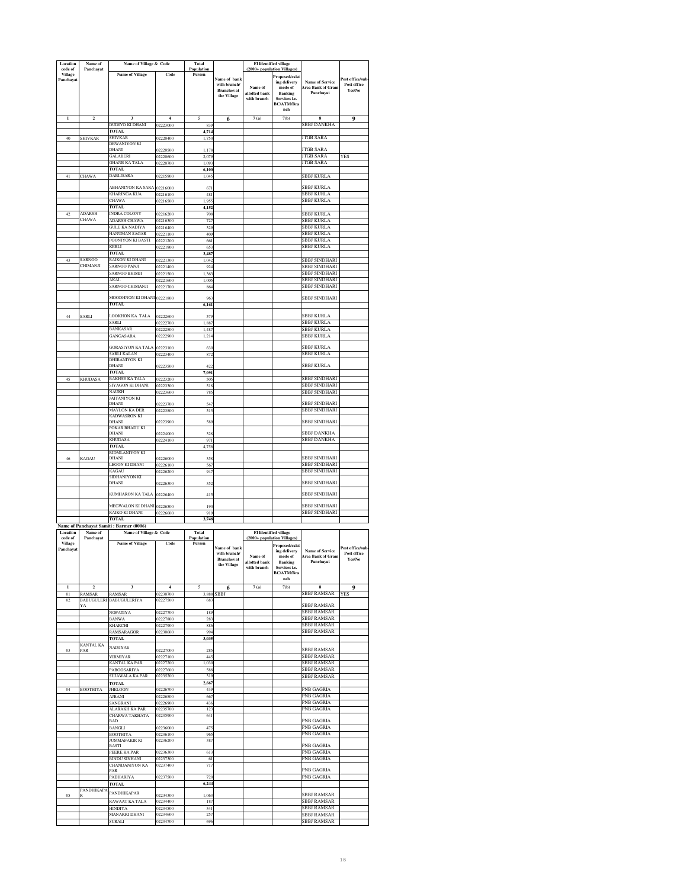| Location code of Village Panchayat | Name of Panchayat | Name of Village & Code | | Total Population | Name of bank with branch/ Branches at the Village | FI Identified village (2000+ population Villages) | | Name of Service Area Bank of Gram Panchayat | Post office/sub-Post office Yes/No |
|---|---|---|---|---|---|---|---|---|---|
| | | Name of Village | Code | Person | | Name of allotted bank with branch | Proposed/existing delivery mode of Banking Services i.e. BC/ATM/Branch | | |
| 1 | 2 | 3 | 4 | 5 | 6 | 7 (a) | 7(b) | 8 | 9 |
| | | DUDIYO KI DHANI | 02223000 | 839 | | | | SBBJ DANKHA | |
| | | TOTAL | | 4,714 | | | | | |
| 40 | SHIVKAR | SHIVKAR | 02220400 | 1,750 | | | | JTGB SARA | |
| | | DEWANIYON KI DHANI | 02220500 | 1,178 | | | | JTGB SARA | |
| | | GALABERI | 02220600 | 2,079 | | | | JTGB SARA | YES |
| | | GHANE KA TALA | 02220700 | 1,093 | | | | JTGB SARA | |
| | | TOTAL | | 6,100 | | | | | |
| 41 | CHAWA | DABLISARA | 02215900 | 1,045 | | | | SBBJ KURLA | |
| | | ABHANIYON KA SARA | 02216000 | 671 | | | | SBBJ KURLA | |
| | | KHARINGA KUA | 02216100 | 481 | | | | SBBJ KURLA | |
| | | CHAWA | 02216500 | 1,955 | | | | SBBJ KURLA | |
| | | TOTAL | | 4,152 | | | | | |
| 42 | ADARSH CHAWA | INDRA COLONY | 02216200 | 708 | | | | SBBJ KURLA | |
| | | ADARSH CHAWA | 02216300 | 727 | | | | SBBJ KURLA | |
| | | GULE KA NADIYA | 02216400 | 329 | | | | SBBJ KURLA | |
| | | HANUMAN SAGAR | 02221100 | 409 | | | | SBBJ KURLA | |
| | | POONIYON KI BASTI | 02221200 | 661 | | | | SBBJ KURLA | |
| | | KERLI | 02221900 | 653 | | | | SBBJ KURLA | |
| | | TOTAL | | 3,487 | | | | | |
| 43 | SARNOO CHIMANJI | RAIKON KI DHANI | 02221300 | 1,042 | | | | SBBJ SINDHARI | |
| | | SARNOO PANJI | 02221400 | 924 | | | | SBBJ SINDHARI | |
| | | SARNOO BHIMJI | 02221500 | 1,363 | | | | SBBJ SINDHARI | |
| | | AKAL | 02221600 | 1,005 | | | | SBBJ SINDHARI | |
| | | SARNOO CHIMANJI | 02221700 | 864 | | | | SBBJ SINDHARI | |
| | | MOODHNON KI DHANI | 02221800 | 963 | | | | SBBJ SINDHARI | |
| | | TOTAL | | 6,161 | | | | | |
| 44 | SARLI | LOOKHON KA TALA | 02222600 | 579 | | | | SBBJ KURLA | |
| | | SARLI | 02222700 | 1,887 | | | | SBBJ KURLA | |
| | | BANKASAR | 02222800 | 1,487 | | | | SBBJ KURLA | |
| | | GANGASARA | 02222900 | 1,214 | | | | SBBJ KURLA | |
| | | GORASIYON KA TALA | 02223100 | 630 | | | | SBBJ KURLA | |
| | | SARLI KALAN | 02223400 | 872 | | | | SBBJ KURLA | |
| | | DHIRANIYON KI DHANI | 02223500 | 422 | | | | SBBJ KURLA | |
| | | TOTAL | | 7,091 | | | | | |
| 45 | KHUDASA | BAKHSE KA TALA | 02223200 | 505 | | | | SBBJ SINDHARI | |
| | | SIYAGON KI DHANI | 02223300 | 518 | | | | SBBJ SINDHARI | |
| | | NAUKH | 02223600 | 785 | | | | SBBJ SINDHARI | |
| | | JAITANIYON KI DHANI | 02223700 | 547 | | | | SBBJ SINDHARI | |
| | | MAYLON KA DER | 02223800 | 513 | | | | SBBJ SINDHARI | |
| | | KADWASRON KI DHANI | 02223900 | 589 | | | | SBBJ SINDHARI | |
| | | POKAR BHADU KI DHANI | 02224000 | 328 | | | | SBBJ DANKHA | |
| | | KHUDASA | 02224100 | 971 | | | | SBBJ DANKHA | |
| | | TOTAL | | 4,756 | | | | | |
| 46 | KAGAU | RIDMLANIYON KI DHANI | 02226000 | 358 | | | | SBBJ SINDHARI | |
| | | LEGON KI DHANI | 02226100 | 567 | | | | SBBJ SINDHARI | |
| | | KAGAU | 02226200 | 947 | | | | SBBJ SINDHARI | |
| | | SIDHANIYON KI DHANI | 02226300 | 352 | | | | SBBJ SINDHARI | |
| | | KUMHARON KA TALA | 02226400 | 415 | | | | SBBJ SINDHARI | |
| | | MEGWALON KI DHANI | 02226500 | 190 | | | | SBBJ SINDHARI | |
| | | RAIKO KI DHANI | 02226600 | 919 | | | | SBBJ SINDHARI | |
| | | TOTAL | | 3,748 | | | | | |

**Name of Panchayat Samiti : Barmer (0006)**

| Location code of Village Panchayat | Name of Panchayat | Name of Village & Code | | Total Population | Name of bank with branch/ Branches at the Village | FI Identified village (2000+ population Villages) | | Name of Service Area Bank of Gram Panchayat | Post office/sub-Post office Yes/No |
|---|---|---|---|---|---|---|---|---|---|
| | | Name of Village | Code | Person | | Name of allotted bank with branch | Proposed/existing delivery mode of Banking Services i.e. BC/ATM/Branch | | |
| 1 | 2 | 3 | 4 | 5 | 6 | 7 (a) | 7(b) | 8 | 9 |
| 01 | RAMSAR | RAMSAR | 02230700 | 3,888 | SBBJ | | | SBBJ RAMSAR | YES |
| 02 | BABUGULERIYA | BABUGULERIYA | 02227500 | 683 | | | | SBBJ RAMSAR | |
| | | NOPATIYA | 02227700 | 189 | | | | SBBJ RAMSAR | |
| | | BANWA | 02227800 | 283 | | | | SBBJ RAMSAR | |
| | | KHARCHI | 02227900 | 886 | | | | SBBJ RAMSAR | |
| | | RAMSARAGOR | 02230600 | 994 | | | | SBBJ RAMSAR | |
| | | TOTAL | | 3,035 | | | | | |
| 03 | KANTAL KA PAR | NAISIYAE | 02227000 | 285 | | | | SBBJ RAMSAR | |
| | | VIRMIYAR | 02227100 | 445 | | | | SBBJ RAMSAR | |
| | | KANTAL KA PAR | 02227200 | 1,030 | | | | SBBJ RAMSAR | |
| | | PABOOSARIYA | 02227600 | 588 | | | | SBBJ RAMSAR | |
| | | SUJAWALA KA PAR | 02235200 | 319 | | | | SBBJ RAMSAR | |
| | | TOTAL | | 2,667 | | | | | |
| 04 | BOOTHIYA | JHELOON | 02226700 | 439 | | | | PNB GAGRIA | |
| | | AJBANI | 02226800 | 667 | | | | PNB GAGRIA | |
| | | SANGRANI | 02226900 | 436 | | | | PNB GAGRIA | |
| | | ALARAKH KA PAR | 02235700 | 123 | | | | PNB GAGRIA | |
| | | CHARWA TAKHATA BAD | 02235900 | 641 | | | | PNB GAGRIA | |
| | | BANGLI | 02236000 | 475 | | | | PNB GAGRIA | |
| | | BOOTHIYA | 02236100 | 965 | | | | PNB GAGRIA | |
| | | JUMMAFAKIR KI BASTI | 02236200 | 387 | | | | PNB GAGRIA | |
| | | PEERE KA PAR | 02236300 | 613 | | | | PNB GAGRIA | |
| | | BINDU SINHANI | 02237300 | 61 | | | | PNB GAGRIA | |
| | | CHANDANIYON KA PAR | 02237400 | 717 | | | | PNB GAGRIA | |
| | | PADHARIYA | 02237500 | 720 | | | | PNB GAGRIA | |
| | | TOTAL | | 6,244 | | | | | |
| 05 | PANDHIKAPAR | PANDHIKAPAR | 02234300 | 1,063 | | | | SBBJ RAMSAR | |
| | | RAWAAT KA TALA | 02234400 | 187 | | | | SBBJ RAMSAR | |
| | | HINDIYA | 02234500 | 341 | | | | SBBJ RAMSAR | |
| | | MANAKKI DHANI | 02234600 | 257 | | | | SBBJ RAMSAR | |
| | | SURALI | 02234700 | 696 | | | | SBBJ RAMSAR | |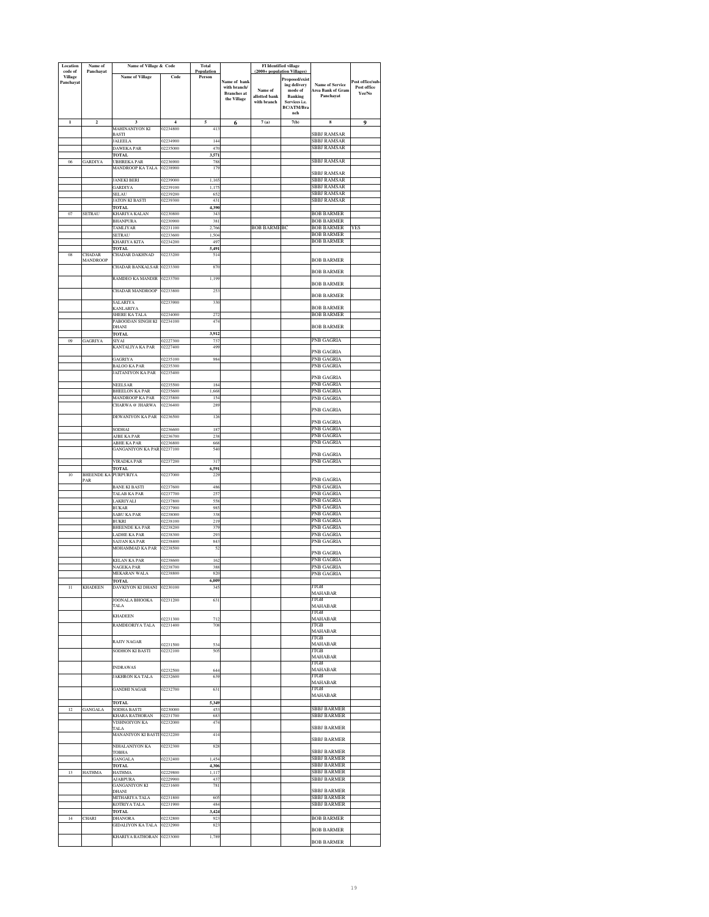| Location code of Village Panchayat | Name of Panchayat | Name of Village & Code | | Total Population | | FI Identified village (2000+ population Villages) | | | |
|---|---|---|---|---|---|---|---|---|---|
| | | Name of Village | Code | Person | Name of bank with branch/ Branches at the Village | Name of allotted bank with branch | Proposed/existing delivery mode of Banking Services i.e. BC/ATM/Branch | Name of Service Area Bank of Gram Panchayat | Post office/sub-Post office Yes/No |
| 1 | 2 | 3 | 4 | 5 | 6 | 7 (a) | 7(b) | 8 | 9 |
| | | MAHINANIYON KI BASTI | 02234800 | 413 | | | | SBBJ RAMSAR | |
| | | JALEELA | 02234900 | 144 | | | | SBBJ RAMSAR | |
| | | DAWEKA PAR | 02235000 | 470 | | | | SBBJ RAMSAR | |
| | | TOTAL | | 3,571 | | | | | |
| 06 | GARDIYA | UBHREKA PAR | 02236900 | 788 | | | | SBBJ RAMSAR | |
| | | MANDROOP KA TALA | 02238900 | 179 | | | | SBBJ RAMSAR | |
| | | JANEKI BERI | 02239000 | 1,165 | | | | SBBJ RAMSAR | |
| | | GARDIYA | 02239100 | 1,175 | | | | SBBJ RAMSAR | |
| | | SELAU | 02239200 | 652 | | | | SBBJ RAMSAR | |
| | | JATON KI BASTI | 02239300 | 431 | | | | SBBJ RAMSAR | |
| | | TOTAL | | 4,390 | | | | | |
| 07 | SETRAU | KHARIYA KALAN | 02230800 | 343 | | | | BOB BARMER | |
| | | BHANPURA | 02230900 | 381 | | | | BOB BARMER | |
| | | TAMLIYAR | 02231100 | 2,766 | | BOB BARMER | BC | BOB BARMER | YES |
| | | SETRAU | 02233600 | 1,504 | | | | BOB BARMER | |
| | | KHARIYA KITA | 02234200 | 497 | | | | BOB BARMER | |
| | | TOTAL | | 5,491 | | | | | |
| 08 | CHADAR MANDROOP | CHADAR DAKHNAD | 02233200 | 514 | | | | BOB BARMER | |
| | | CHADAR BANKALSAR | 02233300 | 870 | | | | BOB BARMER | |
| | | RAMDEO KA MANDIR | 02233700 | 1,199 | | | | BOB BARMER | |
| | | CHADAR MANDROOP | 02233800 | 253 | | | | BOB BARMER | |
| | | SALARIYA KANLARIYA | 02233900 | 330 | | | | BOB BARMER | |
| | | SHERE KA TALA | 02234000 | 272 | | | | BOB BARMER | |
| | | PABOODAN SINGH KI DHANI | 02234100 | 474 | | | | BOB BARMER | |
| | | TOTAL | | 3,912 | | | | | |
| 09 | GAGRIYA | SIYAI | 02227300 | 737 | | | | PNB GAGRIA | |
| | | KANTALIYA KA PAR | 02227400 | 499 | | | | PNB GAGRIA | |
| | | GAGRIYA | 02235100 | 984 | | | | PNB GAGRIA | |
| | | BALOO KA PAR | 02235300 | | | | | PNB GAGRIA | |
| | | JAITANIYON KA PAR | 02235400 | | | | | PNB GAGRIA | |
| | | NEELSAR | 02235500 | 184 | | | | PNB GAGRIA | |
| | | BHEELON KA PAR | 02235600 | 1,668 | | | | PNB GAGRIA | |
| | | MANDROOP KA PAR | 02235800 | 154 | | | | PNB GAGRIA | |
| | | CHARWA @ JHARWA | 02236400 | 289 | | | | PNB GAGRIA | |
| | | DEWANIYON KA PAR | 02236500 | 126 | | | | PNB GAGRIA | |
| | | SODHAI | 02236600 | 187 | | | | PNB GAGRIA | |
| | | AJBE KA PAR | 02236700 | 238 | | | | PNB GAGRIA | |
| | | ABHE KA PAR | 02236800 | 668 | | | | PNB GAGRIA | |
| | | GANGANIYON KA PAR | 02237100 | 540 | | | | PNB GAGRIA | |
| | | VIRADKA PAR | 02237200 | 317 | | | | PNB GAGRIA | |
| | | TOTAL | | 6,591 | | | | | |
| 10 | BHEENDE KA PAR | PURPURIYA | 02237000 | 229 | | | | PNB GAGRIA | |
| | | BANE KI BASTI | 02237600 | 486 | | | | PNB GAGRIA | |
| | | TALAB KA PAR | 02237700 | 257 | | | | PNB GAGRIA | |
| | | LAKRIYALI | 02237800 | 558 | | | | PNB GAGRIA | |
| | | BUKAR | 02237900 | 985 | | | | PNB GAGRIA | |
| | | SABU KA PAR | 02238000 | 338 | | | | PNB GAGRIA | |
| | | BUKRI | 02238100 | 219 | | | | PNB GAGRIA | |
| | | BHEENDE KA PAR | 02238200 | 379 | | | | PNB GAGRIA | |
| | | LADHE KA PAR | 02238300 | 293 | | | | PNB GAGRIA | |
| | | SAJJAN KA PAR | 02238400 | 843 | | | | PNB GAGRIA | |
| | | MOHAMMAD KA PAR | 02238500 | 52 | | | | PNB GAGRIA | |
| | | KELAN KA PAR | 02238600 | 162 | | | | PNB GAGRIA | |
| | | NAGEKA PAR | 02238700 | 388 | | | | PNB GAGRIA | |
| | | MEKARAN WALA | 02238800 | 820 | | | | PNB GAGRIA | |
| | | TOTAL | | 6,009 | | | | | |
| 11 | KHADEEN | DAVKIYON KI DHANI | 02230100 | 345 | | | | JTGB MAHABAR | |
| | | JOONALA BHOOKA TALA | 02231200 | 631 | | | | JTGB MAHABAR | |
| | | KHADEEN | 02231300 | 712 | | | | JTGB MAHABAR | |
| | | RAMDEORIYA TALA | 02231400 | 708 | | | | JTGB MAHABAR | |
| | | RAJIV NAGAR | 02231500 | 534 | | | | JTGB MAHABAR | |
| | | SODHON KI BASTI | 02232100 | 505 | | | | JTGB MAHABAR | |
| | | INDRAWAS | 02232500 | 644 | | | | JTGB MAHABAR | |
| | | JAKHRON KA TALA | 02232600 | 639 | | | | JTGB MAHABAR | |
| | | GANDHI NAGAR | 02232700 | 631 | | | | JTGB MAHABAR | |
| | | TOTAL | | 5,349 | | | | | |
| 12 | GANGALA | SODHA BASTI | 02230000 | 453 | | | | SBBJ BARMER | |
| | | KHARA RATHORAN | 02231700 | 683 | | | | SBBJ BARMER | |
| | | VISHNOIYON KA TALA | 02232000 | 474 | | | | SBBJ BARMER | |
| | | MANANIYON KI BASTI | 02232200 | 414 | | | | SBBJ BARMER | |
| | | NIHALANIYON KA TOBHA | 02232300 | 828 | | | | SBBJ BARMER | |
| | | GANGALA | 02232400 | 1,454 | | | | SBBJ BARMER | |
| | | TOTAL | | 4,306 | | | | SBBJ BARMER | |
| 13 | HATHMA | HATHMA | 02229800 | 1,117 | | | | SBBJ BARMER | |
| | | AJABPURA | 02229900 | 437 | | | | SBBJ BARMER | |
| | | GANGANIYON KI DHANI | 02231600 | 781 | | | | SBBJ BARMER | |
| | | MITHARIYA TALA | 02231800 | 605 | | | | SBBJ BARMER | |
| | | KOTRIYA TALA | 02231900 | 484 | | | | SBBJ BARMER | |
| | | TOTAL | | 3,424 | | | | | |
| 14 | CHARI | DHANORA | 02232800 | 923 | | | | BOB BARMER | |
| | | GIDALIYON KA TALA | 02232900 | 823 | | | | BOB BARMER | |
| | | KHARIYA RATHORAN | 02233000 | 1,789 | | | | BOB BARMER | |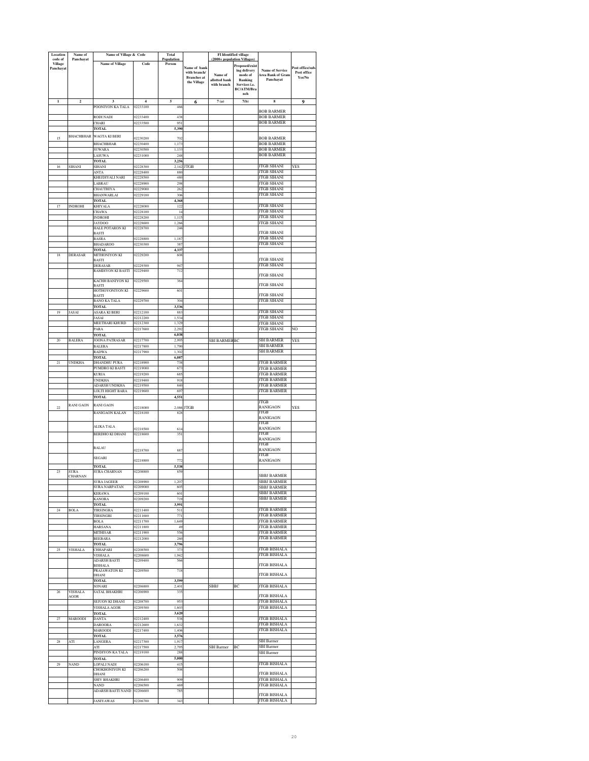| Location code of Village Panchayat | Name of Panchayat | Name of Village & Code | | Total Population | Name of bank with branch/ Branches at the Village | FI Identified village (2000+ population Villages) | | Name of Service Area Bank of Gram Panchayat | Post office/sub-Post office Yes/No |
|---|---|---|---|---|---|---|---|---|---|
| | | Name of Village | Code | Person | | Name of allotted bank with branch | Proposed/existing delivery mode of Banking Services i.e. BC/ATM/Branch | | |
| 1 | 2 | 3 | 4 | 5 | 6 | 7 (a) | 7(b) | 8 | 9 |
| | | POONIYON KA TALA | 02233100 | 466 | | | | BOB BARMER | |
| | | RODI NADI | 02233400 | 438 | | | | BOB BARMER | |
| | | CHARI | 02233500 | 951 | | | | BOB BARMER | |
| | | TOTAL | | 5,390 | | | | | |
| 15 | BHACHBHAR | WAGTA KI BERI | 02230200 | 702 | | | | BOB BARMER | |
| | | BHACHBHAR | 02230400 | 1,173 | | | | BOB BARMER | |
| | | SUWARA | 02230500 | 1,133 | | | | BOB BARMER | |
| | | LASUWA | 02231000 | 248 | | | | BOB BARMER | |
| | | TOTAL | | 3,256 | | | | | |
| 16 | SIHANI | SIHANI | 02228300 | 2,142 | JTGB | | | JTGB SIHANI | YES |
| | | ANTA | 02228400 | 880 | | | | JTGB SIHANI | |
| | | KHEJDIYALI NARI | 02228500 | 480 | | | | JTGB SIHANI | |
| | | LABRAU | 02228900 | 298 | | | | JTGB SIHANI | |
| | | CHAUTHIYA | 02229000 | 262 | | | | JTGB SIHANI | |
| | | BHANWARLAI | 02229100 | 306 | | | | JTGB SIHANI | |
| | | TOTAL | | 4,368 | | | | | |
| 17 | INDROHI | KHIYALA | 02228000 | 122 | | | | JTGB SIHANI | |
| | | CHAWA | 02228100 | 14 | | | | JTGB SIHANI | |
| | | INDROHI | 02228200 | 1,115 | | | | JTGB SIHANI | |
| | | JAYDOO | 02228600 | 1,266 | | | | JTGB SIHANI | |
| | | HALE POTARON KI BASTI | 02228700 | 246 | | | | JTGB SIHANI | |
| | | BASRA | 02228800 | 1,187 | | | | JTGB SIHANI | |
| | | BHADAROO | 02230300 | 387 | | | | JTGB SIHANI | |
| | | TOTAL | | 4,337 | | | | | |
| 18 | DERASAR | MITHONIYON KI BASTI | 02229200 | 608 | | | | JTGB SIHANI | |
| | | DERASAR | 02229300 | 947 | | | | JTGB SIHANI | |
| | | RAMDIYON KI BASTI | 02229400 | 712 | | | | JTGB SIHANI | |
| | | KACHH BANIYON KI BASTI | 02229500 | 364 | | | | JTGB SIHANI | |
| | | HOTHOYONIYON KI BASTI | 02229600 | 601 | | | | JTGB SIHANI | |
| | | BANO KA TALA | 02229700 | 304 | | | | JTGB SIHANI | |
| | | TOTAL | | 3,536 | | | | | |
| 19 | JASAI | ASARA KI BERI | 02212100 | 883 | | | | JTGB SIHANI | |
| | | JASAI | 02212200 | 1,534 | | | | JTGB SIHANI | |
| | | MEETHARI KHURD | 02212300 | 1,329 | | | | JTGB SIHANI | |
| | | PARA | 02217600 | 2,292 | | | | JTGB SIHANI | NO |
| | | TOTAL | | 6,038 | | | | | |
| 20 | BALERA | JOONA PATRASAR | 02217700 | 2,995 | | SBI BARMER | BC | SBI BARMER | YES |
| | | BALERA | 02217800 | 1,790 | | | | SBI BARMER | |
| | | RADWA | 02217900 | 1,302 | | | | SBI BARMER | |
| | | TOTAL | | 6,087 | | | | | |
| 21 | UNDKHA | DHANDHU PURA | 02218900 | 738 | | | | JTGB BARMER | |
| | | PUMDRO KI BASTI | 02219000 | 673 | | | | JTGB BARMER | |
| | | KURJA | 02219200 | 685 | | | | JTGB BARMER | |
| | | UNDKHA | 02219400 | 918 | | | | JTGB BARMER | |
| | | ADARSH UNDKHA | 02219500 | 840 | | | | JTGB BARMER | |
| | | LOLTI HIGHT BARA | 02219600 | 697 | | | | JTGB BARMER | |
| | | TOTAL | | 4,551 | | | | | |
| 22 | RANI GAON | RANI GAON | 02218000 | 2,086 | JTGB | | | JTGB RANIGAON | YES |
| | | RANIGAON KALAN | 02218100 | 828 | | | | JTGB RANIGAON | |
| | | ALIKA TALA | 02218500 | 614 | | | | JTGB RANIGAON | |
| | | BERDHO KI DHANI | 02218600 | 351 | | | | JTGB RANIGAON | |
| | | BALAU | 02218700 | 887 | | | | JTGB RANIGAON | |
| | | SEGARI | 02218800 | 772 | | | | JTGB RANIGAON | |
| | | TOTAL | | 5,538 | | | | | |
| 23 | SURA CHARNAN | SURA CHARNAN | 02208800 | 859 | | | | SBBJ BARMER | |
| | | SURA JAGEER | 02208900 | 1,207 | | | | SBBJ BARMER | |
| | | SURA NARPATAN | 02209000 | 605 | | | | SBBJ BARMER | |
| | | KERAWA | 02209100 | 601 | | | | SBBJ BARMER | |
| | | KANORA | 02209200 | 719 | | | | SBBJ BARMER | |
| | | TOTAL | | 3,991 | | | | | |
| 24 | BOLA | TIRSINGRA | 02211400 | 511 | | | | JTGB BARMER | |
| | | TIRSINGRI | 02211600 | 771 | | | | JTGB BARMER | |
| | | BOLA | 02211700 | 1,649 | | | | JTGB BARMER | |
| | | HARSANA | 02211800 | 49 | | | | JTGB BARMER | |
| | | MITHISAR | 02211900 | 556 | | | | JTGB BARMER | |
| | | BEEBARA | 02212000 | 260 | | | | JTGB BARMER | |
| | | TOTAL | | 3,796 | | | | | |
| 25 | VISHALA | CHHAPARI | 02208500 | 373 | | | | JTGB BISHALA | |
| | | VISHALA | 02208600 | 1,942 | | | | JTGB BISHALA | |
| | | ADARSH BASTI BISHALA | 02209400 | 566 | | | | JTGB BISHALA | |
| | | PRAJAWATON KI DHANI | 02209500 | 718 | | | | JTGB BISHALA | |
| | | TOTAL | | 3,599 | | | | | |
| | | SONARI | 02206800 | 2,401 | | SBBJ | BC | JTGB BISHALA | |
| 26 | VISHALA AGOR | SATAL BHAKHRI | 02206900 | 335 | | | | JTGB BISHALA | |
| | | SEJUON KI DHANI | 02208700 | 953 | | | | JTGB BISHALA | |
| | | VISHALA AGOR | 02209300 | 1,603 | | | | JTGB BISHALA | |
| | | TOTAL | | 3,620 | | | | | |
| 27 | MAROODI | DANTA | 02212400 | 538 | | | | JTGB BISHALA | |
| | | DAROORA | 02212600 | 1,632 | | | | JTGB BISHALA | |
| | | MAROODI | 02217400 | 1,406 | | | | JTGB BISHALA | |
| | | TOTAL | | 3,576 | | | | | |
| 28 | ATI | LANGERA | 02217300 | 1,917 | | | | SBI Barmer | |
| | | ATI | 02217500 | 2,795 | | SBI Barmer | BC | SBI Barmer | |
| | | PINDIYON KA TALA | 02219100 | 288 | | | | SBI Barmer | |
| | | TOTAL | | 5,000 | | | | | |
| 29 | NAND | LOPALI NADI | 02206100 | 415 | | | | JTGB BISHALA | |
| | | CHOKHONIYON KI DHANI | 02206200 | 508 | | | | JTGB BISHALA | |
| | | SHIV BHAKHRI | 02206400 | 909 | | | | JTGB BISHALA | |
| | | NAND | 02206500 | 469 | | | | JTGB BISHALA | |
| | | ADARSH BASTI NAND | 02206600 | 785 | | | | JTGB BISHALA | |
| | | JANIYAWAS | 02206700 | 343 | | | | JTGB BISHALA | |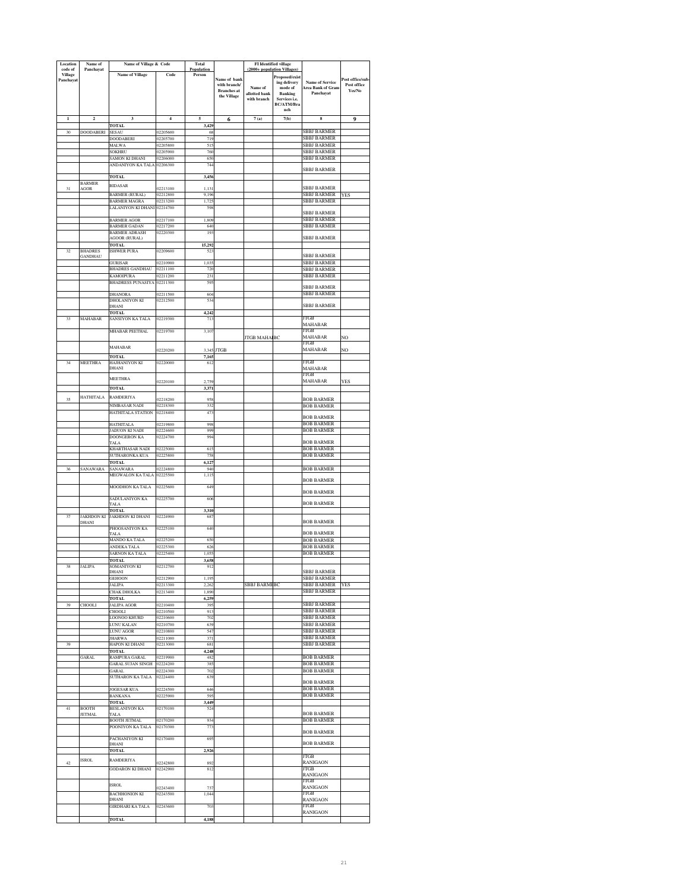| Location code of Village Panchayat | Name of Panchayat | Name of Village & Code | | Total Population | Name of bank with branch/ Branches at the Village | FI Identified village (2000+ population Villages) | | Name of Service Area Bank of Gram Panchayat | Post office/sub-Post office Yes/No |
|---|---|---|---|---|---|---|---|---|---|
| | | Name of Village | Code | Person | | Name of allotted bank with branch | Proposed/existing delivery mode of Banking Services i.e. BC/ATM/Branch | | |
| 1 | 2 | 3 | 4 | 5 | 6 | 7 (a) | 7(b) | 8 | 9 |
| | | TOTAL | | 3,429 | | | | | |
| 30 | DOODABERI | SESAU | 02205600 | 68 | | | | SBBJ BARMER | |
| | | DOODABERI | 02205700 | 719 | | | | SBBJ BARMER | |
| | | MALWA | 02205800 | 515 | | | | SBBJ BARMER | |
| | | SOKHRU | 02205900 | 760 | | | | SBBJ BARMER | |
| | | SAMON KI DHANI | 02206000 | 650 | | | | SBBJ BARMER | |
| | | ANDANIYON KA TALA | 02206300 | 744 | | | | SBBJ BARMER | |
| | | TOTAL | | 3,456 | | | | | |
| 31 | BARMER AGOR | BIDASAR | 02213100 | 1,131 | | | | SBBJ BARMER | |
| | | BARMER (RURAL) | 02212800 | 9,196 | | | | SBBJ BARMER | YES |
| | | BARMER MAGRA | 02213200 | 1,725 | | | | SBBJ BARMER | |
| | | LALANIYON KI DHANI | 02214700 | 598 | | | | SBBJ BARMER | |
| | | BARMER AGOR | 02217100 | 1,809 | | | | SBBJ BARMER | |
| | | BARMER GADAN | 02217200 | 640 | | | | SBBJ BARMER | |
| | | BARMER ADRASH AGOOR (RURAL) | 02220300 | 193 | | | | SBBJ BARMER | |
| | | TOTAL | | 15,292 | | | | | |
| 32 | BHADRES GANDHAU | ISHWER PURA | 02209600 | 523 | | | | SBBJ BARMER | |
| | | GURISAR | 02210900 | 1,035 | | | | SBBJ BARMER | |
| | | BHADRES GANDHAU | 02211100 | 720 | | | | SBBJ BARMER | |
| | | KAMOIPURA | 02211200 | 231 | | | | SBBJ BARMER | |
| | | BHADRESS PUNASIYA | 02211300 | 595 | | | | SBBJ BARMER | |
| | | DHANORA | 02211500 | 604 | | | | SBBJ BARMER | |
| | | DHOLANIYON KI DHANI | 02212500 | 534 | | | | SBBJ BARMER | |
| | | TOTAL | | 4,242 | | | | | |
| 33 | MAHABAR | SANSIYON KA TALA | 02219300 | 713 | | | | JTGB MAHABAR | |
| | | MHABAR PEETHAL | 02219700 | 3,107 | | JTGB MAHABAR | BC | JTGB MAHABAR | NO |
| | | MAHABAR | 02220200 | 3,345 | JTGB | | | JTGB MAHABAR | NO |
| | | TOTAL | | 7,165 | | | | | |
| 34 | MEETHRA | HAJHANIYON KI DHANI | 02220000 | 612 | | | | JTGB MAHABAR | |
| | | MEETHRA | 02220100 | 2,759 | | | | JTGB MAHABAR | YES |
| | | TOTAL | | 3,371 | | | | | |
| 35 | HATHITALA | RAMDERIYA | 02218200 | 958 | | | | BOB BARMER | |
| | | NIMBASAR NADI | 02218300 | 332 | | | | BOB BARMER | |
| | | HATHITALA STATION | 02218400 | 473 | | | | BOB BARMER | |
| | | HATHITALA | 02219800 | 998 | | | | BOB BARMER | |
| | | JADUON KI NADI | 02224600 | 999 | | | | BOB BARMER | |
| | | DOONGERON KA TALA | 02224700 | 994 | | | | BOB BARMER | |
| | | KHARTHASAR NADI | 02225000 | 615 | | | | BOB BARMER | |
| | | SUTHARONKA KUA | 02225800 | 758 | | | | BOB BARMER | |
| | | TOTAL | | 6,127 | | | | | |
| 36 | SANAWARA | SANAWARA | 02224800 | 940 | | | | BOB BARMER | |
| | | MEGWALON KA TALA | 02225500 | 1,115 | | | | BOB BARMER | |
| | | MOODHON KA TALA | 02225600 | 649 | | | | BOB BARMER | |
| | | SADULANIYON KA TALA | 02225700 | 606 | | | | BOB BARMER | |
| | | TOTAL | | 3,310 | | | | | |
| 37 | JAKHDON KI DHANI | JAKHDON KI DHANI | 02224900 | 687 | | | | BOB BARMER | |
| | | PHOOSANIYON KA TALA | 02225100 | 640 | | | | BOB BARMER | |
| | | MANDO KA TALA | 02225200 | 650 | | | | BOB BARMER | |
| | | ANDEKA TALA | 02225300 | 626 | | | | BOB BARMER | |
| | | SARNON KA TALA | 02225400 | 1,055 | | | | BOB BARMER | |
| | | TOTAL | | 3,658 | | | | | |
| 38 | JALIPA | SOMANIYON KI DHANI | 02212700 | 912 | | | | SBBJ BARMER | |
| | | GEHOON | 02212900 | 1,195 | | | | SBBJ BARMER | |
| | | JALIPA | 02213300 | 2,262 | | SBBJ BARMER | BC | SBBJ BARMER | YES |
| | | CHAK DHOLKA | 02213400 | 1,890 | | | | SBBJ BARMER | |
| | | TOTAL | | 6,259 | | | | | |
| 39 | CHOOLI | JALIPA AGOR | 02210400 | 395 | | | | SBBJ BARMER | |
| | | CHOOLI | 02210500 | 913 | | | | SBBJ BARMER | |
| | | LOONOO KHURD | 02210600 | 702 | | | | SBBJ BARMER | |
| | | LUNU KALAN | 02210700 | 639 | | | | SBBJ BARMER | |
| | | LUNU AGOR | 02210800 | 547 | | | | SBBJ BARMER | |
| | | JHARWA | 02211000 | 371 | | | | SBBJ BARMER | |
| 39 | | HAPON KI DHANI | 02213000 | 681 | | | | SBBJ BARMER | |
| | | TOTAL | | 4,248 | | | | | |
| | GARAL | RAMPURA GARAL | 02219900 | 482 | | | | BOB BARMER | |
| | | GARAL SUJAN SINGH | 02224200 | 385 | | | | BOB BARMER | |
| | | GARAL | 02224300 | 702 | | | | BOB BARMER | |
| | | SUTHARON KA TALA | 02224400 | 639 | | | | BOB BARMER | |
| | | JOGESAR KUA | 02224500 | 646 | | | | BOB BARMER | |
| | | BANKANA | 02225900 | 595 | | | | BOB BARMER | |
| | | TOTAL | | 3,449 | | | | | |
| 41 | BOOTH JETMAL | BESLANIYON KA TALA | 02170100 | 524 | | | | BOB BARMER | |
| | | BOOTH JETMAL | 02170200 | 934 | | | | BOB BARMER | |
| | | POONIYON KA TALA | 02170300 | 773 | | | | BOB BARMER | |
| | | PACHANIYON KI DHANI | 02170400 | 695 | | | | BOB BARMER | |
| | | TOTAL | | 2,926 | | | | | |
| 42 | ISROL | RAMDERIYA | 02242800 | 892 | | | | JTGB RANIGAON | |
| | | GODARON KI DHANI | 02242900 | 812 | | | | JTGB RANIGAON | |
| | | ISROL | 02243400 | 737 | | | | JTGB RANIGAON | |
| | | BACHHONION KI DHANI | 02243500 | 1,044 | | | | JTGB RANIGAON | |
| | | GIRDHARI KA TALA | 02243600 | 703 | | | | JTGB RANIGAON | |
| | | TOTAL | | 4,188 | | | | | |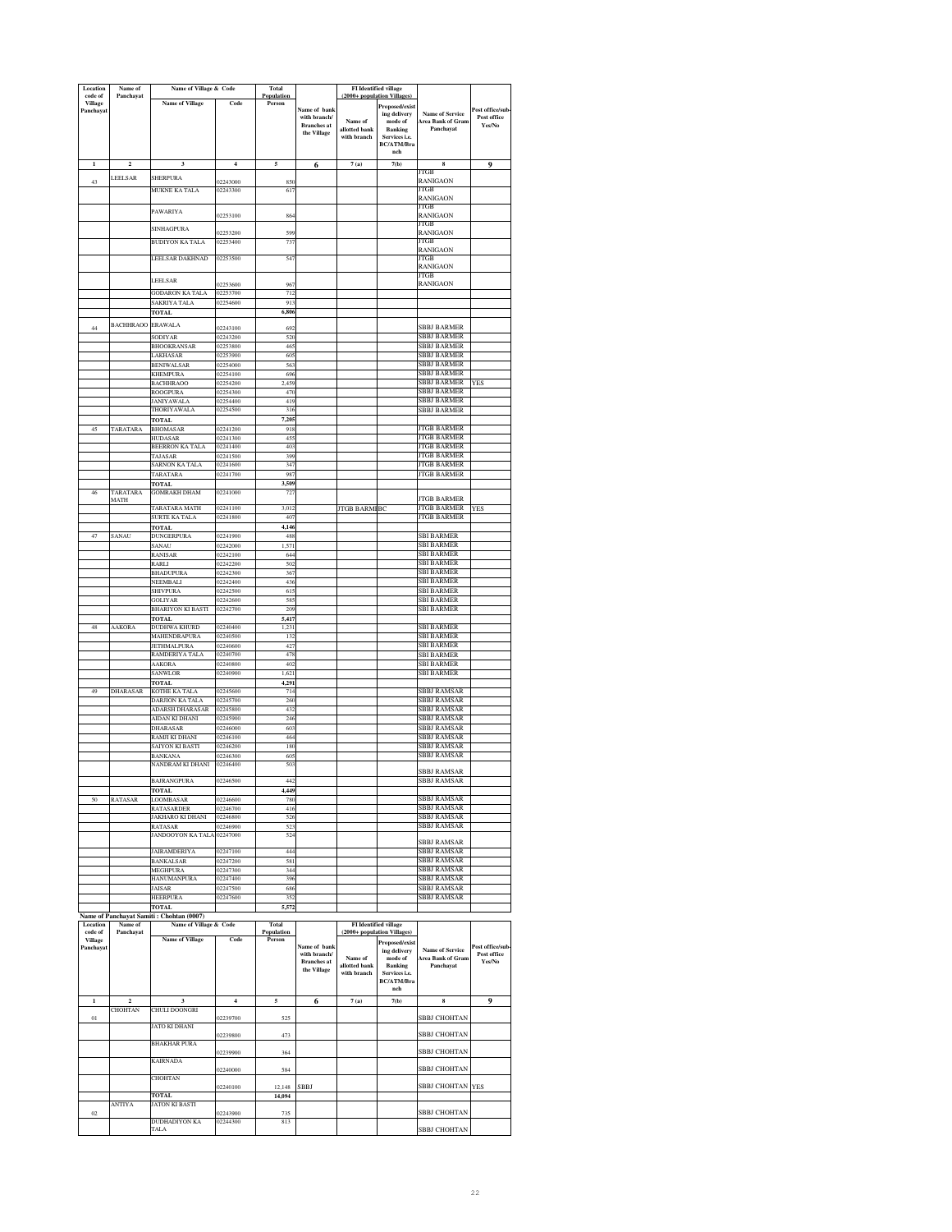| Location code of Village Panchayat | Name of Panchayat | Name of Village & Code | | Total Population | | FI Identified village (2000+ population Villages) | | | |
|---|---|---|---|---|---|---|---|---|---|
| | | Name of Village | Code | Person | Name of bank with branch/ Branches at the Village | Name of allotted bank with branch | Proposed/existing delivery mode of Banking Services i.e. BC/ATM/Branch | Name of Service Area Bank of Gram Panchayat | Post office/sub-Post office Yes/No |
| 1 | 2 | 3 | 4 | 5 | 6 | 7 (a) | 7(b) | 8 | 9 |
| 43 | LEELSAR | SHERPURA | 02243000 | 850 | | | | JTGB RANIGAON | |
| | | MUKNE KA TALA | 02243300 | 617 | | | | JTGB RANIGAON | |
| | | PAWARIYA | 02253100 | 864 | | | | JTGB RANIGAON | |
| | | SINHAGPURA | 02253200 | 599 | | | | JTGB RANIGAON | |
| | | BUDIYON KA TALA | 02253400 | 737 | | | | JTGB RANIGAON | |
| | | LEELSAR DAKHNAD | 02253500 | 547 | | | | JTGB RANIGAON | |
| | | LEELSAR | 02253600 | 967 | | | | JTGB RANIGAON | |
| | | GODARON KA TALA | 02253700 | 712 | | | | | |
| | | SAKRIYA TALA | 02254600 | 913 | | | | | |
| | | TOTAL | | 6,806 | | | | | |
| 44 | BACHHRAOO | ERAWALA | 02243100 | 692 | | | | SBBJ BARMER | |
| | | SODIYAR | 02243200 | 520 | | | | SBBJ BARMER | |
| | | BHOOKRANSAR | 02253800 | 465 | | | | SBBJ BARMER | |
| | | LAKHASAR | 02253900 | 605 | | | | SBBJ BARMER | |
| | | BENIWALSAR | 02254000 | 563 | | | | SBBJ BARMER | |
| | | KHEMPURA | 02254100 | 696 | | | | SBBJ BARMER | |
| | | BACHHRAOO | 02254200 | 2,459 | | | | SBBJ BARMER | YES |
| | | ROOGPURA | 02254300 | 470 | | | | SBBJ BARMER | |
| | | JANIYAWALA | 02254400 | 419 | | | | SBBJ BARMER | |
| | | THORIYAWALA | 02254500 | 316 | | | | SBBJ BARMER | |
| | | TOTAL | | 7,205 | | | | | |
| 45 | TARATARA | BHOMASAR | 02241200 | 918 | | | | JTGB BARMER | |
| | | HUDASAR | 02241300 | 455 | | | | JTGB BARMER | |
| | | BEERRON KA TALA | 02241400 | 403 | | | | JTGB BARMER | |
| | | TAJASAR | 02241500 | 399 | | | | JTGB BARMER | |
| | | SARNON KA TALA | 02241600 | 347 | | | | JTGB BARMER | |
| | | TARATARA | 02241700 | 987 | | | | JTGB BARMER | |
| | | TOTAL | | 3,509 | | | | | |
| 46 | TARATARA MATH | GOMRAKH DHAM | 02241000 | 727 | | | | JTGB BARMER | |
| | | TARATARA MATH | 02241100 | 3,012 | | JTGB BARMER | BC | JTGB BARMER | YES |
| | | SURTE KA TALA | 02241800 | 407 | | | | JTGB BARMER | |
| | | TOTAL | | 4,146 | | | | | |
| 47 | SANAU | DUNGERPURA | 02241900 | 488 | | | | SBI BARMER | |
| | | SANAU | 02242000 | 1,571 | | | | SBI BARMER | |
| | | RANISAR | 02242100 | 644 | | | | SBI BARMER | |
| | | RARLI | 02242200 | 502 | | | | SBI BARMER | |
| | | BHADUPURA | 02242300 | 367 | | | | SBI BARMER | |
| | | NEEMBALI | 02242400 | 436 | | | | SBI BARMER | |
| | | SHIVPURA | 02242500 | 615 | | | | SBI BARMER | |
| | | GOLIYAR | 02242600 | 585 | | | | SBI BARMER | |
| | | BHARIYON KI BASTI | 02242700 | 209 | | | | SBI BARMER | |
| | | TOTAL | | 5,417 | | | | | |
| 48 | AAKORA | DUDHWA KHURD | 02240400 | 1,231 | | | | SBI BARMER | |
| | | MAHENDRAPURA | 02240500 | 132 | | | | SBI BARMER | |
| | | JETHMALPURA | 02240600 | 427 | | | | SBI BARMER | |
| | | RAMDERIYA TALA | 02240700 | 478 | | | | SBI BARMER | |
| | | AAKORA | 02240800 | 402 | | | | SBI BARMER | |
| | | SANWLOR | 02240900 | 1,621 | | | | SBI BARMER | |
| | | TOTAL | | 4,291 | | | | | |
| 49 | DHARASAR | KOTHE KA TALA | 02245600 | 714 | | | | SBBJ RAMSAR | |
| | | DARJION KA TALA | 02245700 | 260 | | | | SBBJ RAMSAR | |
| | | ADARSH DHARASAR | 02245800 | 432 | | | | SBBJ RAMSAR | |
| | | AIDAN KI DHANI | 02245900 | 246 | | | | SBBJ RAMSAR | |
| | | DHARASAR | 02246000 | 603 | | | | SBBJ RAMSAR | |
| | | RAMJI KI DHANI | 02246100 | 464 | | | | SBBJ RAMSAR | |
| | | SAIYON KI BASTI | 02246200 | 180 | | | | SBBJ RAMSAR | |
| | | BANKANA | 02246300 | 605 | | | | SBBJ RAMSAR | |
| | | NANDRAM KI DHANI | 02246400 | 503 | | | | SBBJ RAMSAR | |
| | | BAJRANGPURA | 02246500 | 442 | | | | SBBJ RAMSAR | |
| | | TOTAL | | 4,449 | | | | | |
| 50 | RATASAR | LOOMBASAR | 02246600 | 780 | | | | SBBJ RAMSAR | |
| | | RATASARDER | 02246700 | 416 | | | | SBBJ RAMSAR | |
| | | JAKHARO KI DHANI | 02246800 | 526 | | | | SBBJ RAMSAR | |
| | | RATASAR | 02246900 | 523 | | | | SBBJ RAMSAR | |
| | | JANDOOYON KA TALA | 02247000 | 524 | | | | SBBJ RAMSAR | |
| | | JAIRAMDERIYA | 02247100 | 444 | | | | SBBJ RAMSAR | |
| | | BANKALSAR | 02247200 | 581 | | | | SBBJ RAMSAR | |
| | | MEGHPURA | 02247300 | 344 | | | | SBBJ RAMSAR | |
| | | HANUMANPURA | 02247400 | 396 | | | | SBBJ RAMSAR | |
| | | JAISAR | 02247500 | 686 | | | | SBBJ RAMSAR | |
| | | HEERPURA | 02247600 | 352 | | | | SBBJ RAMSAR | |
| | | TOTAL | | 5,572 | | | | | |

**Name of Panchayat Samiti : Chohtan (0007)**

| Location code of Village Panchayat | Name of Panchayat | Name of Village & Code | | Total Population | | FI Identified village (2000+ population Villages) | | | |
|---|---|---|---|---|---|---|---|---|---|
| | | Name of Village | Code | Person | Name of bank with branch/ Branches at the Village | Name of allotted bank with branch | Proposed/existing delivery mode of Banking Services i.e. BC/ATM/Branch | Name of Service Area Bank of Gram Panchayat | Post office/sub-Post office Yes/No |
| 1 | 2 | 3 | 4 | 5 | 6 | 7 (a) | 7(b) | 8 | 9 |
| 01 | CHOHTAN | CHULI DOONGRI | 02239700 | 525 | | | | SBBJ CHOHTAN | |
| | | JATO KI DHANI | 02239800 | 473 | | | | SBBJ CHOHTAN | |
| | | BHAKHAR PURA | 02239900 | 364 | | | | SBBJ CHOHTAN | |
| | | KAIRNADA | 02240000 | 584 | | | | SBBJ CHOHTAN | |
| | | CHOHTAN | 02240100 | 12,148 | SBBJ | | | SBBJ CHOHTAN | YES |
| | | TOTAL | | 14,094 | | | | | |
| 02 | ANTIYA | JATON KI BASTI | 02243900 | 735 | | | | SBBJ CHOHTAN | |
| | | DUDHADIYON KA TALA | 02244300 | 813 | | | | SBBJ CHOHTAN | |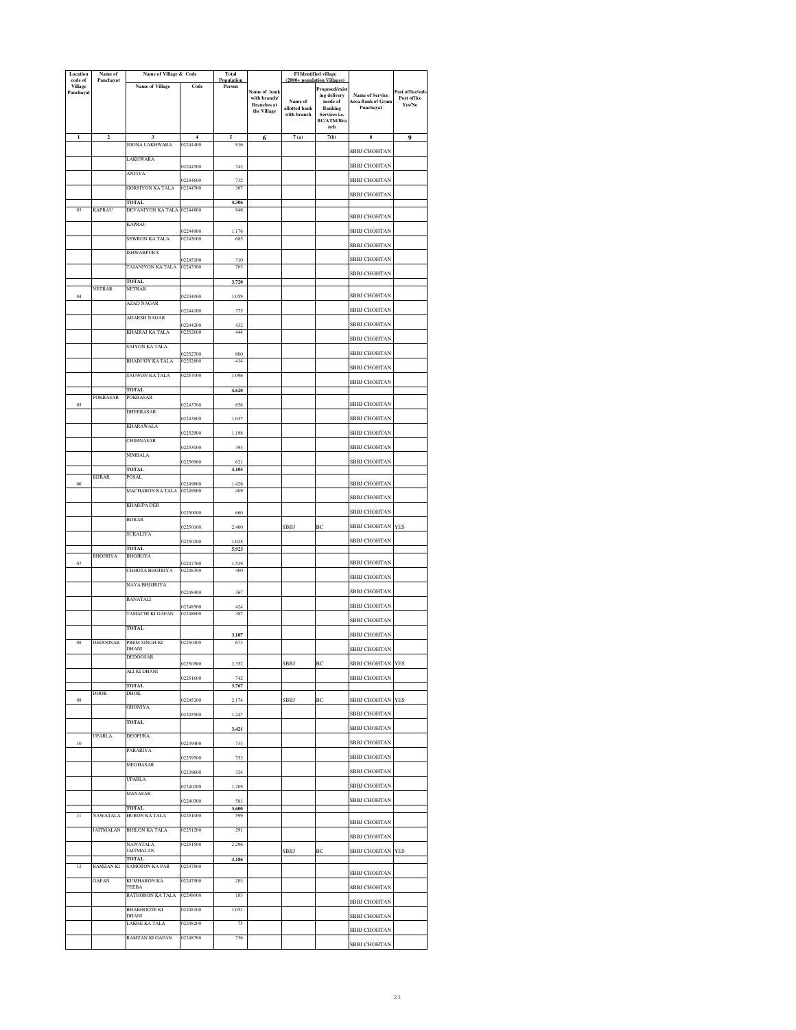| Location code of Village Panchayat | Name of Panchayat | Name of Village & Code | | Total Population | Name of bank with branch/ Branches at the Village | FI Identified village (2000+ population Villages) | | Name of Service Area Bank of Gram Panchayat | Post office/sub-Post office Yes/No |
|---|---|---|---|---|---|---|---|---|---|
| | | Name of Village | Code | Person | | Name of allotted bank with branch | Proposed/existing delivery mode of Banking Services i.e. BC/ATM/Branch | | |
| 1 | 2 | 3 | 4 | 5 | 6 | 7 (a) | 7(b) | 8 | 9 |
| | | JOONA LAKHWARA | 02244400 | 916 | | | | SBBJ CHOHTAN | |
| | | LAKHWARA | 02244500 | 743 | | | | SBBJ CHOHTAN | |
| | | ANTIYA | 02244600 | 732 | | | | SBBJ CHOHTAN | |
| | | GORSIYON KA TALA | 02244700 | 367 | | | | SBBJ CHOHTAN | |
| | | TOTAL | | 4,306 | | | | | |
| 03 | KAPRAU | DEVANIYON KA TALA | 02244800 | 846 | | | | SBBJ CHOHTAN | |
| | | KAPRAU | 02244900 | 1,176 | | | | SBBJ CHOHTAN | |
| | | SEWRON KA TALA | 02245000 | 685 | | | | SBBJ CHOHTAN | |
| | | ISHWARPURA | 02245100 | 310 | | | | SBBJ CHOHTAN | |
| | | TAJANIYON KA TALA | 02245300 | 703 | | | | SBBJ CHOHTAN | |
| | | TOTAL | | 3,720 | | | | | |
| 04 | NETRAR | NETRAR | 02244000 | 1,059 | | | | SBBJ CHOHTAN | |
| | | AZAD NAGAR | 02244100 | 375 | | | | SBBJ CHOHTAN | |
| | | ADARSH NAGAR | 02244200 | 432 | | | | SBBJ CHOHTAN | |
| | | KHAIRAJ KA TALA | 02252600 | 444 | | | | SBBJ CHOHTAN | |
| | | SAIYON KA TALA | 02252700 | 800 | | | | SBBJ CHOHTAN | |
| | | BHADUOY KA TALA | 02252800 | 414 | | | | SBBJ CHOHTAN | |
| | | SAUWON KA TALA | 02257000 | 1,096 | | | | SBBJ CHOHTAN | |
| | | TOTAL | | 4,620 | | | | | |
| 05 | POKRASAR | POKRASAR | 02243700 | 856 | | | | SBBJ CHOHTAN | |
| | | DHEERASAR | 02243800 | 1,037 | | | | SBBJ CHOHTAN | |
| | | KHARAWALA | 02252900 | 1,198 | | | | SBBJ CHOHTAN | |
| | | CHIMNASAR | 02253000 | 393 | | | | SBBJ CHOHTAN | |
| | | NIMBALA | 02256900 | 621 | | | | SBBJ CHOHTAN | |
| | | TOTAL | | 4,105 | | | | | |
| 06 | BIJRAR | POSAL | 02249800 | 1,426 | | | | SBBJ CHOHTAN | |
| | | MACHARON KA TALA | 02249900 | 409 | | | | SBBJ CHOHTAN | |
| | | KHARIPA DER | 02250000 | 660 | | | | SBBJ CHOHTAN | |
| | | BIJRAR | 02250100 | 2,400 | | SBBJ | BC | SBBJ CHOHTAN | YES |
| | | SUKALIYA | 02250200 | 1,028 | | | | SBBJ CHOHTAN | |
| | | TOTAL | | 5,923 | | | | | |
| 07 | BHOJRIYA | BHOJRIYA | 02247700 | 1,529 | | | | SBBJ CHOHTAN | |
| | | CHHOTA BHOJRIYA | 02248300 | 400 | | | | SBBJ CHOHTAN | |
| | | NAYA BHOJRIYA | 02248400 | 367 | | | | SBBJ CHOHTAN | |
| | | RANATALI | 02248500 | 424 | | | | SBBJ CHOHTAN | |
| | | TAMACHI KI GAFAN | 02248600 | 387 | | | | SBBJ CHOHTAN | |
| | | TOTAL | | 3,107 | | | | SBBJ CHOHTAN | |
| 08 | DEDOOSAR | PREM SINGH KI DHANI | 02250400 | 673 | | | | SBBJ CHOHTAN | |
| | | DEDOOSAR | 02250500 | 2,352 | | SBBJ | BC | SBBJ CHOHTAN | YES |
| | | ALI KI DHANI | 02251600 | 742 | | | | SBBJ CHOHTAN | |
| | | TOTAL | | 3,767 | | | | | |
| 09 | DHOK | DHOK | 02245200 | 2,174 | | SBBJ | BC | SBBJ CHOHTAN | YES |
| | | GHONIYA | 02245500 | 1,247 | | | | SBBJ CHOHTAN | |
| | | TOTAL | | 3,421 | | | | SBBJ CHOHTAN | |
| 10 | UPARLA | DEOPURA | 02239400 | 733 | | | | SBBJ CHOHTAN | |
| | | PARARIYA | 02239500 | 753 | | | | SBBJ CHOHTAN | |
| | | MEGHASAR | 02239600 | 324 | | | | SBBJ CHOHTAN | |
| | | UPARLA | 02240200 | 1,209 | | | | SBBJ CHOHTAN | |
| | | MANASAR | 02240300 | 581 | | | | SBBJ CHOHTAN | |
| | | TOTAL | | 3,600 | | | | | |
| 11 | NAWATALA | HURON KA TALA | 02251000 | 599 | | | | SBBJ CHOHTAN | |
| | JAITMALAN | BHILON KA TALA | 02251200 | 291 | | | | SBBJ CHOHTAN | |
| | | NAWATALA JAITMALAN | 02251500 | 2,296 | | SBBJ | BC | SBBJ CHOHTAN | YES |
| | | TOTAL | | 3,186 | | | | | |
| 12 | RAMZAN KI | SAMOTON KA PAR | 02247800 | | | | | SBBJ CHOHTAN | |
| | GAFAN | KUMHARON KA TEEBA | 02247900 | 203 | | | | SBBJ CHOHTAN | |
| | | RATHORON KA TALA | 02248000 | 183 | | | | SBBJ CHOHTAN | |
| | | BHABHOOTE KI DHANI | 02248100 | 1,051 | | | | SBBJ CHOHTAN | |
| | | LAKHE KA TALA | 02248200 | 75 | | | | SBBJ CHOHTAN | |
| | | RAMZAN KI GAFAN | 02248700 | 736 | | | | SBBJ CHOHTAN | |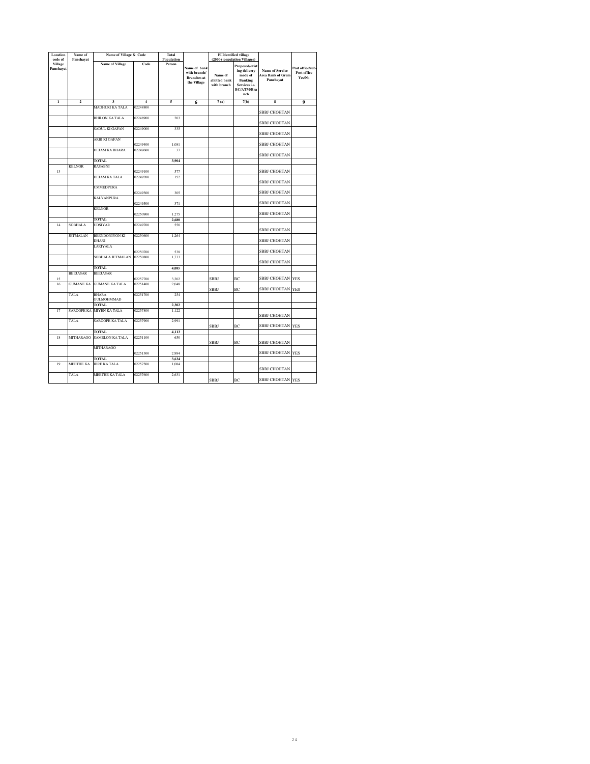| Location code of Village Panchayat | Name of Panchayat | Name of Village & Code | | Total Population | | FI Identified village (2000+ population Villages) | | | |
|---|---|---|---|---|---|---|---|---|---|
| | | Name of Village | Code | Person | Name of bank with branch/ Branches at the Village | Name of allotted bank with branch | Proposed/existing delivery mode of Banking Services i.e. BC/ATM/Branch | Name of Service Area Bank of Gram Panchayat | Post office/sub-Post office Yes/No |
| 1 | 2 | 3 | 4 | 5 | 6 | 7 (a) | 7(b) | 8 | 9 |
| | | MADHURI KA TALA | 02248800 | | | | | SBBJ CHOHTAN | |
| | | BHILON KA TALA | 02248900 | 203 | | | | SBBJ CHOHTAN | |
| | | SADUL KI GAFAN | 02249000 | 335 | | | | SBBJ CHOHTAN | |
| | | ARBI KI GAFAN | 02249400 | 1,081 | | | | SBBJ CHOHTAN | |
| | | HEJAM KA BHARA | 02249600 | 37 | | | | SBBJ CHOHTAN | |
| | | TOTAL | | 3,904 | | | | | |
| 13 | KELNOR | RASABNI | 02249100 | 577 | | | | SBBJ CHOHTAN | |
| | | HEJAM KA TALA | 02249200 | 152 | | | | SBBJ CHOHTAN | |
| | | UMMEDPURA | 02249300 | 305 | | | | SBBJ CHOHTAN | |
| | | KALYANPURA | 02249500 | 371 | | | | SBBJ CHOHTAN | |
| | | KELNOR | 02250900 | 1,275 | | | | SBBJ CHOHTAN | |
| | | TOTAL | | 2,680 | | | | | |
| 14 | SOBHALA | UDSIYAR | 02249700 | 550 | | | | SBBJ CHOHTAN | |
| | JETMALAN | BEENDONIYON KI DHANI | 02250600 | 1,264 | | | | SBBJ CHOHTAN | |
| | | LARIYALA | 02250700 | 538 | | | | SBBJ CHOHTAN | |
| | | SOBHALA JETMALAN | 02250800 | 1,733 | | | | SBBJ CHOHTAN | |
| | | TOTAL | | 4,085 | | | | | |
| 15 | BEEJASAR | BEEJASAR | 02257700 | 3,202 | | SBBJ | BC | SBBJ CHOHTAN | YES |
| 16 | GUMANE KA | GUMANE KA TALA | 02251400 | 2,048 | | SBBJ | BC | SBBJ CHOHTAN | YES |
| | TALA | BHARA GULMOHMMAD | 02251700 | 254 | | | | | |
| | | TOTAL | | 2,302 | | | | | |
| 17 | SAROOPE KA | MIYEN KA TALA | 02257800 | 1,122 | | | | SBBJ CHOHTAN | |
| | TALA | SAROOPE KA TALA | 02257900 | 2,991 | | SBBJ | BC | SBBJ CHOHTAN | YES |
| | | TOTAL | | 4,113 | | | | | |
| 18 | MITHARAOO | SAMELON KA TALA | 02251100 | 650 | | SBBJ | BC | SBBJ CHOHTAN | |
| | | MITHARAOO | 02251300 | 2,984 | | | | SBBJ CHOHTAN | YES |
| | | TOTAL | | 3,634 | | | | | |
| 19 | MEETHE KA | IBRE KA TALA | 02257500 | 1,084 | | | | SBBJ CHOHTAN | |
| | TALA | MEETHE KA TALA | 02257600 | 2,631 | | SBBJ | BC | SBBJ CHOHTAN | YES |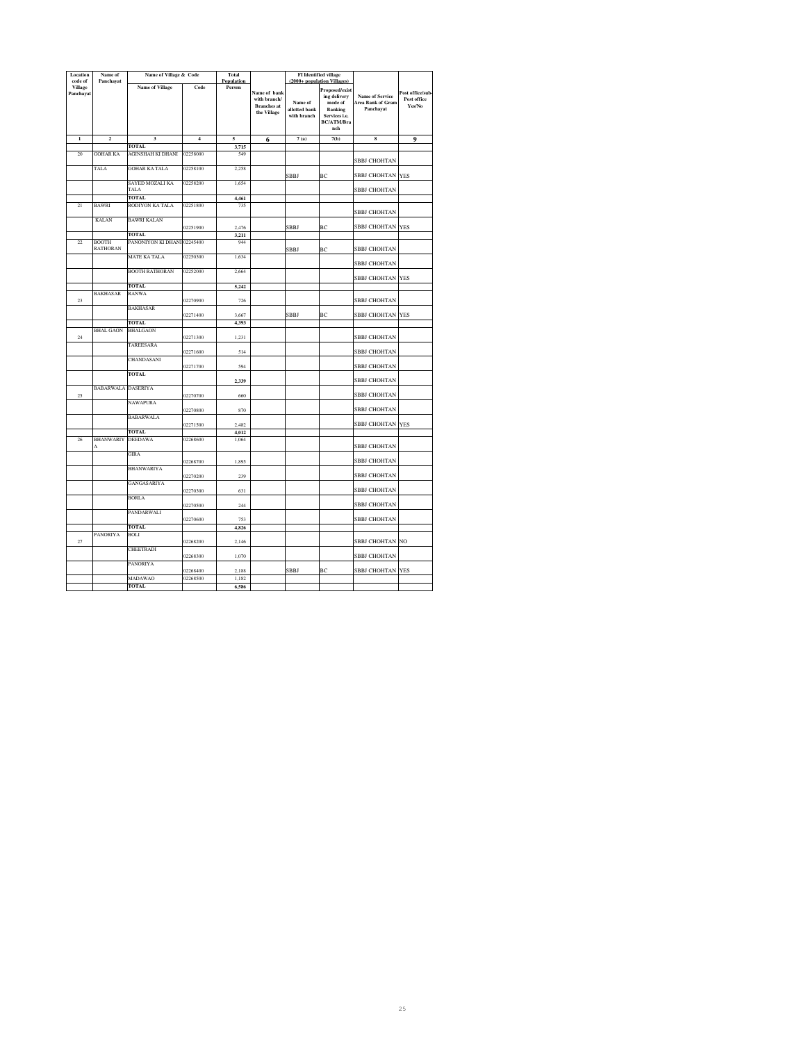| Location code of Village Panchayat | Name of Panchayat | Name of Village & Code | | Total Population | | FI Identified village (2000+ population Villages) | | | |
|---|---|---|---|---|---|---|---|---|---|
| | | Name of Village | Code | Person | Name of bank with branch/ Branches at the Village | Name of allotted bank with branch | Proposed/existing delivery mode of Banking Services i.e. BC/ATM/Branch | Name of Service Area Bank of Gram Panchayat | Post office/sub-Post office Yes/No |
| 1 | 2 | 3 | 4 | 5 | 6 | 7 (a) | 7(b) | 8 | 9 |
| | | TOTAL | | 3,715 | | | | | |
| 20 | GOHAR KA | AGINSHAH KI DHANI | 02258000 | 549 | | | | SBBJ CHOHTAN | |
| | TALA | GOHAR KA TALA | 02258100 | 2,258 | | SBBJ | BC | SBBJ CHOHTAN | YES |
| | | SAYED MOZALI KA TALA | 02258200 | 1,654 | | | | SBBJ CHOHTAN | |
| | | TOTAL | | 4,461 | | | | | |
| 21 | BAWRI | RODIYON KA TALA | 02251800 | 735 | | | | SBBJ CHOHTAN | |
| | KALAN | BAWRI KALAN | 02251900 | 2,476 | | SBBJ | BC | SBBJ CHOHTAN | YES |
| | | TOTAL | | 3,211 | | | | | |
| 22 | BOOTH RATHORAN | PANONIYON KI DHANI | 02245400 | 944 | | SBBJ | BC | SBBJ CHOHTAN | |
| | | MATE KA TALA | 02250300 | 1,634 | | | | SBBJ CHOHTAN | |
| | | BOOTH RATHORAN | 02252000 | 2,664 | | | | SBBJ CHOHTAN | YES |
| | | TOTAL | | 5,242 | | | | | |
| 23 | BAKHASAR | RANWA | 02270900 | 726 | | | | SBBJ CHOHTAN | |
| | | BAKHASAR | 02271400 | 3,667 | | SBBJ | BC | SBBJ CHOHTAN | YES |
| | | TOTAL | | 4,393 | | | | | |
| 24 | BHAL GAON | BHALGAON | 02271300 | 1,231 | | | | SBBJ CHOHTAN | |
| | | TAREESARA | 02271600 | 514 | | | | SBBJ CHOHTAN | |
| | | CHANDASANI | 02271700 | 594 | | | | SBBJ CHOHTAN | |
| | | TOTAL | | 2,339 | | | | SBBJ CHOHTAN | |
| 25 | BABARWALA | DASERIYA | 02270700 | 660 | | | | SBBJ CHOHTAN | |
| | | NAWAPURA | 02270800 | 870 | | | | SBBJ CHOHTAN | |
| | | BABARWALA | 02271500 | 2,482 | | | | SBBJ CHOHTAN | YES |
| | | TOTAL | | 4,012 | | | | | |
| 26 | BHANWARIYA | DEEDAWA | 02268600 | 1,064 | | | | SBBJ CHOHTAN | |
| | | GIRA | 02268700 | 1,895 | | | | SBBJ CHOHTAN | |
| | | BHANWARIYA | 02270200 | 239 | | | | SBBJ CHOHTAN | |
| | | GANGASARIYA | 02270300 | 631 | | | | SBBJ CHOHTAN | |
| | | BORLA | 02270500 | 244 | | | | SBBJ CHOHTAN | |
| | | PANDARWALI | 02270600 | 753 | | | | SBBJ CHOHTAN | |
| | | TOTAL | | 4,826 | | | | | |
| 27 | PANORIYA | BOLI | 02268200 | 2,146 | | | | SBBJ CHOHTAN | NO |
| | | CHEETRADI | 02268300 | 1,070 | | | | SBBJ CHOHTAN | |
| | | PANORIYA | 02268400 | 2,188 | | SBBJ | BC | SBBJ CHOHTAN | YES |
| | | MADAWAO | 02268500 | 1,182 | | | | | |
| | | TOTAL | | 6,586 | | | | | |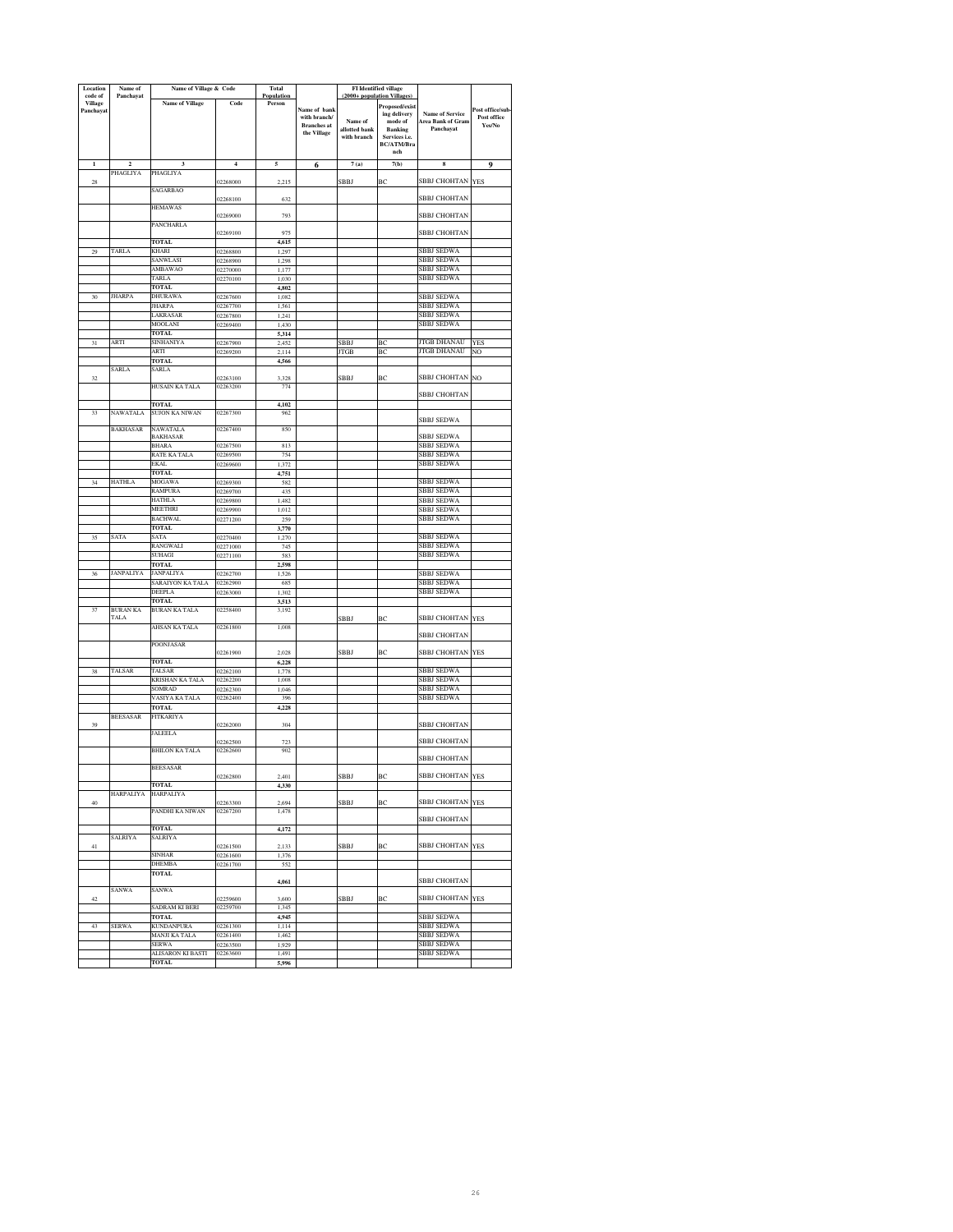| Location code of Village Panchayat | Name of Panchayat | Name of Village & Code | | Total Population | Name of bank with branch/ Branches at the Village | FI Identified village (2000+ population Villages) | | Name of Service Area Bank of Gram Panchayat | Post office/sub-Post office Yes/No |
|---|---|---|---|---|---|---|---|---|---|
| | | Name of Village | Code | Person | | Name of allotted bank with branch | Proposed/existing delivery mode of Banking Services i.e. BC/ATM/Branch | | |
| 1 | 2 | 3 | 4 | 5 | 6 | 7 (a) | 7(b) | 8 | 9 |
| 28 | PHAGLIYA | PHAGLIYA | 02268000 | 2,215 | | SBBJ | BC | SBBJ CHOHTAN | YES |
| | | SAGARBAO | 02268100 | 632 | | | | SBBJ CHOHTAN | |
| | | HEMAWAS | 02269000 | 793 | | | | SBBJ CHOHTAN | |
| | | PANCHARLA | 02269100 | 975 | | | | SBBJ CHOHTAN | |
| | | TOTAL | | 4,615 | | | | | |
| 29 | TARLA | KHARI | 02268800 | 1,297 | | | | SBBJ SEDWA | |
| | | SANWLASI | 02268900 | 1,298 | | | | SBBJ SEDWA | |
| | | AMBAWAO | 02270000 | 1,177 | | | | SBBJ SEDWA | |
| | | TARLA | 02270100 | 1,030 | | | | SBBJ SEDWA | |
| | | TOTAL | | 4,802 | | | | | |
| 30 | JHARPA | DHURAWA | 02267600 | 1,082 | | | | SBBJ SEDWA | |
| | | JHARPA | 02267700 | 1,561 | | | | SBBJ SEDWA | |
| | | LAKRASAR | 02267800 | 1,241 | | | | SBBJ SEDWA | |
| | | MOOLANI | 02269400 | 1,430 | | | | SBBJ SEDWA | |
| | | TOTAL | | 5,314 | | | | | |
| 31 | ARTI | SINHANIYA | 02267900 | 2,452 | | SBBJ | BC | JTGB DHANAU | YES |
| | | ARTI | 02269200 | 2,114 | | JTGB | BC | JTGB DHANAU | NO |
| | | TOTAL | | 4,566 | | | | | |
| 32 | SARLA | SARLA | 02263100 | 3,328 | | SBBJ | BC | SBBJ CHOHTAN | NO |
| | | HUSAIN KA TALA | 02263200 | 774 | | | | SBBJ CHOHTAN | |
| | | TOTAL | | 4,102 | | | | | |
| 33 | NAWATALA | SUJON KA NIWAN | 02267300 | 962 | | | | SBBJ SEDWA | |
| | BAKHASAR | NAWATALA BAKHASAR | 02267400 | 850 | | | | SBBJ SEDWA | |
| | | BHARA | 02267500 | 813 | | | | SBBJ SEDWA | |
| | | RATE KA TALA | 02269500 | 754 | | | | SBBJ SEDWA | |
| | | EKAL | 02269600 | 1,372 | | | | SBBJ SEDWA | |
| | | TOTAL | | 4,751 | | | | | |
| 34 | HATHLA | MOGAWA | 02269300 | 582 | | | | SBBJ SEDWA | |
| | | RAMPURA | 02269700 | 435 | | | | SBBJ SEDWA | |
| | | HATHLA | 02269800 | 1,482 | | | | SBBJ SEDWA | |
| | | MEETHRI | 02269900 | 1,012 | | | | SBBJ SEDWA | |
| | | BACHWAL | 02271200 | 259 | | | | SBBJ SEDWA | |
| | | TOTAL | | 3,770 | | | | | |
| 35 | SATA | SATA | 02270400 | 1,270 | | | | SBBJ SEDWA | |
| | | RANGWALI | 02271000 | 745 | | | | SBBJ SEDWA | |
| | | SUHAGI | 02271100 | 583 | | | | SBBJ SEDWA | |
| | | TOTAL | | 2,598 | | | | | |
| 36 | JANPALIYA | JANPALIYA | 02262700 | 1,526 | | | | SBBJ SEDWA | |
| | | SARAIYON KA TALA | 02262900 | 685 | | | | SBBJ SEDWA | |
| | | DEEPLA | 02263000 | 1,302 | | | | SBBJ SEDWA | |
| | | TOTAL | | 3,513 | | | | | |
| 37 | BURAN KA TALA | BURAN KA TALA | 02258400 | 3,192 | | SBBJ | BC | SBBJ CHOHTAN | YES |
| | | AHSAN KA TALA | 02261800 | 1,008 | | | | SBBJ CHOHTAN | |
| | | POONJASAR | 02261900 | 2,028 | | SBBJ | BC | SBBJ CHOHTAN | YES |
| | | TOTAL | | 6,228 | | | | | |
| 38 | TALSAR | TALSAR | 02262100 | 1,778 | | | | SBBJ SEDWA | |
| | | KRISHAN KA TALA | 02262200 | 1,008 | | | | SBBJ SEDWA | |
| | | SOMRAD | 02262300 | 1,046 | | | | SBBJ SEDWA | |
| | | VASIYA KA TALA | 02262400 | 396 | | | | SBBJ SEDWA | |
| | | TOTAL | | 4,228 | | | | | |
| 39 | BEESASAR | FITKARIYA | 02262000 | 304 | | | | SBBJ CHOHTAN | |
| | | JALEELA | 02262500 | 723 | | | | SBBJ CHOHTAN | |
| | | BHILON KA TALA | 02262600 | 902 | | | | SBBJ CHOHTAN | |
| | | BEESASAR | 02262800 | 2,401 | | SBBJ | BC | SBBJ CHOHTAN | YES |
| | | TOTAL | | 4,330 | | | | | |
| 40 | HARPALIYA | HARPALIYA | 02263300 | 2,694 | | SBBJ | BC | SBBJ CHOHTAN | YES |
| | | PANDHI KA NIWAN | 02267200 | 1,478 | | | | SBBJ CHOHTAN | |
| | | TOTAL | | 4,172 | | | | | |
| 41 | SALRIYA | SALRIYA | 02261500 | 2,133 | | SBBJ | BC | SBBJ CHOHTAN | YES |
| | | SINHAR | 02261600 | 1,376 | | | | | |
| | | DHEMBA | 02261700 | 552 | | | | | |
| | | TOTAL | | 4,061 | | | | SBBJ CHOHTAN | |
| 42 | SANWA | SANWA | 02259600 | 3,600 | | SBBJ | BC | SBBJ CHOHTAN | YES |
| | | SADRAM KI BERI | 02259700 | 1,345 | | | | | |
| | | TOTAL | | 4,945 | | | | SBBJ SEDWA | |
| 43 | SERWA | KUNDANPURA | 02261300 | 1,114 | | | | SBBJ SEDWA | |
| | | MANJI KA TALA | 02261400 | 1,462 | | | | SBBJ SEDWA | |
| | | SERWA | 02263500 | 1,929 | | | | SBBJ SEDWA | |
| | | ALISARON KI BASTI | 02263600 | 1,491 | | | | SBBJ SEDWA | |
| | | TOTAL | | 5,996 | | | | | |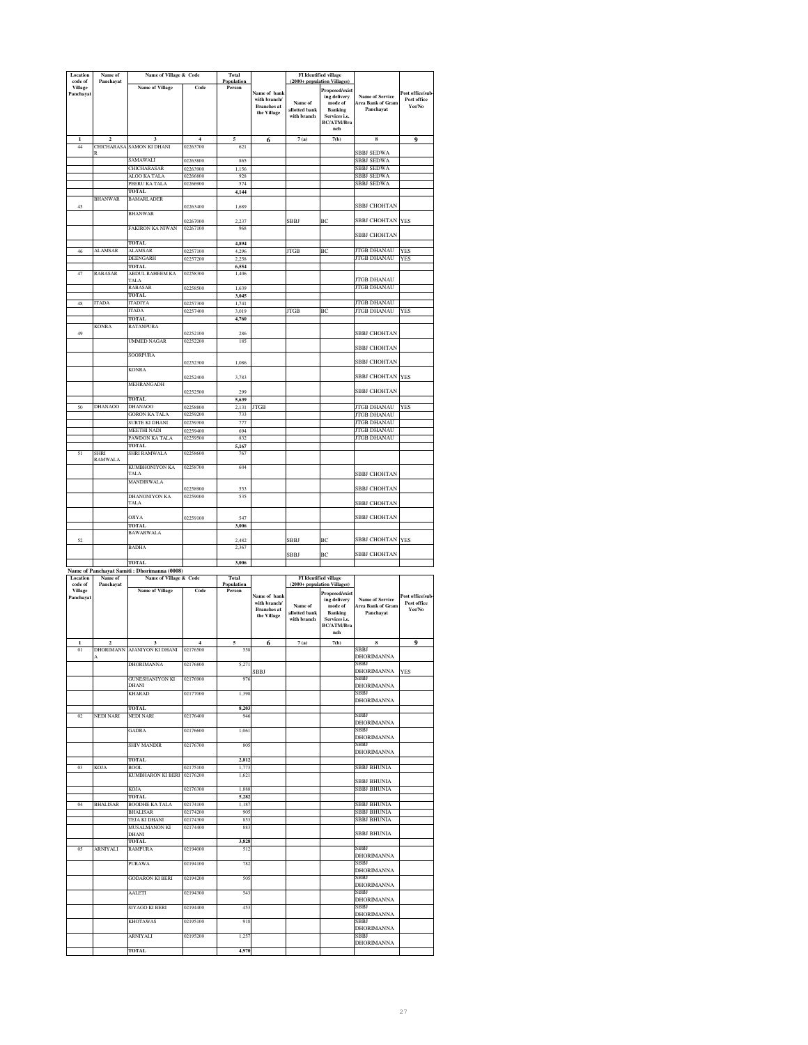| Location code of Village Panchayat | Name of Panchayat | Name of Village & Code | | Total Population | | FI Identified village (2000+ population Villages) | | | |
|---|---|---|---|---|---|---|---|---|---|
| | | Name of Village | Code | Person | Name of bank with branch/ Branches at the Village | Name of allotted bank with branch | Proposed/existing delivery mode of Banking Services i.e. BC/ATM/Branch | Name of Service Area Bank of Gram Panchayat | Post office/sub-Post office Yes/No |
| 1 | 2 | 3 | 4 | 5 | 6 | 7 (a) | 7(b) | 8 | 9 |
| 44 | CHICHARASAR | SAMON KI DHANI | 02263700 | 621 | | | | SBBJ SEDWA | |
| | | SAMAWALI | 02263800 | 865 | | | | SBBJ SEDWA | |
| | | CHICHARASAR | 02263900 | 1,156 | | | | SBBJ SEDWA | |
| | | ALOO KA TALA | 02266800 | 928 | | | | SBBJ SEDWA | |
| | | PEERU KA TALA | 02266900 | 574 | | | | SBBJ SEDWA | |
| | | TOTAL | | 4,144 | | | | | |
| 45 | BHANWAR | BAMARLADER | 02263400 | 1,689 | | | | SBBJ CHOHTAN | |
| | | BHANWAR | 02267000 | 2,237 | | SBBJ | BC | SBBJ CHOHTAN | YES |
| | | FAKIRON KA NIWAN | 02267100 | 968 | | | | SBBJ CHOHTAN | |
| | | TOTAL | | 4,894 | | | | | |
| 46 | ALAMSAR | ALAMSAR | 02257100 | 4,296 | | JTGB | BC | JTGB DHANAU | YES |
| | | DEENGARH | 02257200 | 2,258 | | | | JTGB DHANAU | YES |
| | | TOTAL | | 6,554 | | | | | |
| 47 | RABASAR | ABDUL RAHEEM KA TALA | 02258300 | 1,406 | | | | JTGB DHANAU | |
| | | RABASAR | 02258500 | 1,639 | | | | JTGB DHANAU | |
| | | TOTAL | | 3,045 | | | | | |
| 48 | ITADA | ITADIYA | 02257300 | 1,741 | | | | JTGB DHANAU | |
| | | ITADA | 02257400 | 3,019 | | JTGB | BC | JTGB DHANAU | YES |
| | | TOTAL | | 4,760 | | | | | |
| 49 | KONRA | RATANPURA | 02252100 | 286 | | | | SBBJ CHOHTAN | |
| | | UMMED NAGAR | 02252200 | 185 | | | | SBBJ CHOHTAN | |
| | | SOORPURA | 02252300 | 1,086 | | | | SBBJ CHOHTAN | |
| | | KONRA | 02252400 | 3,783 | | | | SBBJ CHOHTAN | YES |
| | | MEHRANGADH | 02252500 | 299 | | | | SBBJ CHOHTAN | |
| | | TOTAL | | 5,639 | | | | | |
| 50 | DHANAOO | DHANAOO | 02258800 | 2,131 | JTGB | | | JTGB DHANAU | YES |
| | | GORON KA TALA | 02259200 | 733 | | | | JTGB DHANAU | |
| | | SURTE KI DHANI | 02259300 | 777 | | | | JTGB DHANAU | |
| | | MEETHI NADI | 02259400 | 694 | | | | JTGB DHANAU | |
| | | PAWDON KA TALA | 02259500 | 832 | | | | JTGB DHANAU | |
| | | TOTAL | | 5,167 | | | | | |
| 51 | SHRI RAMWALA | SHRI RAMWALA | 02258600 | 767 | | | | | |
| | | KUMBHONIYON KA TALA | 02258700 | 604 | | | | SBBJ CHOHTAN | |
| | | MANDIRWALA | 02258900 | 553 | | | | SBBJ CHOHTAN | |
| | | DHANONIYON KA TALA | 02259000 | 535 | | | | SBBJ CHOHTAN | |
| | | OJIYA | 02259100 | 547 | | | | SBBJ CHOHTAN | |
| | | TOTAL | | 3,006 | | | | | |
| 52 | | BAWARWALA | | 2,482 | | SBBJ | BC | SBBJ CHOHTAN | YES |
| | | BADHA | | 2,367 | | SBBJ | BC | SBBJ CHOHTAN | |
| | | TOTAL | | 3,006 | | | | | |

**Name of Panchayat Samiti : Dhorimanna (0008)**

| Location code of Village Panchayat | Name of Panchayat | Name of Village & Code | | Total Population | | FI Identified village (2000+ population Villages) | | | |
|---|---|---|---|---|---|---|---|---|---|
| | | Name of Village | Code | Person | Name of bank with branch/ Branches at the Village | Name of allotted bank with branch | Proposed/existing delivery mode of Banking Services i.e. BC/ATM/Branch | Name of Service Area Bank of Gram Panchayat | Post office/sub-Post office Yes/No |
| 1 | 2 | 3 | 4 | 5 | 6 | 7 (a) | 7(b) | 8 | 9 |
| 01 | DHORIMANNA | AJANIYON KI DHANI | 02176500 | 558 | | | | SBBJ DHORIMANNA | |
| | | DHORIMANNA | 02176800 | 5,271 | SBBJ | | | SBBJ DHORIMANNA | YES |
| | | GUNESHANIYON KI DHANI | 02176900 | 976 | | | | SBBJ DHORIMANNA | |
| | | KHARAD | 02177000 | 1,398 | | | | SBBJ DHORIMANNA | |
| | | TOTAL | | 8,203 | | | | | |
| 02 | NEDI NARI | NEDI NARI | 02176400 | 946 | | | | SBBJ DHORIMANNA | |
| | | GADRA | 02176600 | 1,061 | | | | SBBJ DHORIMANNA | |
| | | SHIV MANDIR | 02176700 | 805 | | | | SBBJ DHORIMANNA | |
| | | TOTAL | | 2,812 | | | | | |
| 03 | KOJA | BOOL | 02175100 | 1,773 | | | | SBBJ BHUNIA | |
| | | KUMBHARON KI BERI | 02176200 | 1,621 | | | | SBBJ BHUNIA | |
| | | KOJA | 02176300 | 1,888 | | | | SBBJ BHUNIA | |
| | | TOTAL | | 5,282 | | | | | |
| 04 | BHALISAR | BOODHE KA TALA | 02174100 | 1,187 | | | | SBBJ BHUNIA | |
| | | BHALISAR | 02174200 | 905 | | | | SBBJ BHUNIA | |
| | | TEJA KI DHANI | 02174300 | 853 | | | | SBBJ BHUNIA | |
| | | MUSALMANON KI DHANI | 02174400 | 883 | | | | SBBJ BHUNIA | |
| | | TOTAL | | 3,828 | | | | | |
| 05 | ARNIYALI | RAMPURA | 02194000 | 512 | | | | SBBJ DHORIMANNA | |
| | | PURAWA | 02194100 | 782 | | | | SBBJ DHORIMANNA | |
| | | GODARON KI BERI | 02194200 | 505 | | | | SBBJ DHORIMANNA | |
| | | AALETI | 02194300 | 543 | | | | SBBJ DHORIMANNA | |
| | | SIYAGO KI BERI | 02194400 | 453 | | | | SBBJ DHORIMANNA | |
| | | KHOTAWAS | 02195100 | 918 | | | | SBBJ DHORIMANNA | |
| | | ARNIYALI | 02195200 | 1,257 | | | | SBBJ DHORIMANNA | |
| | | TOTAL | | 4,970 | | | | | |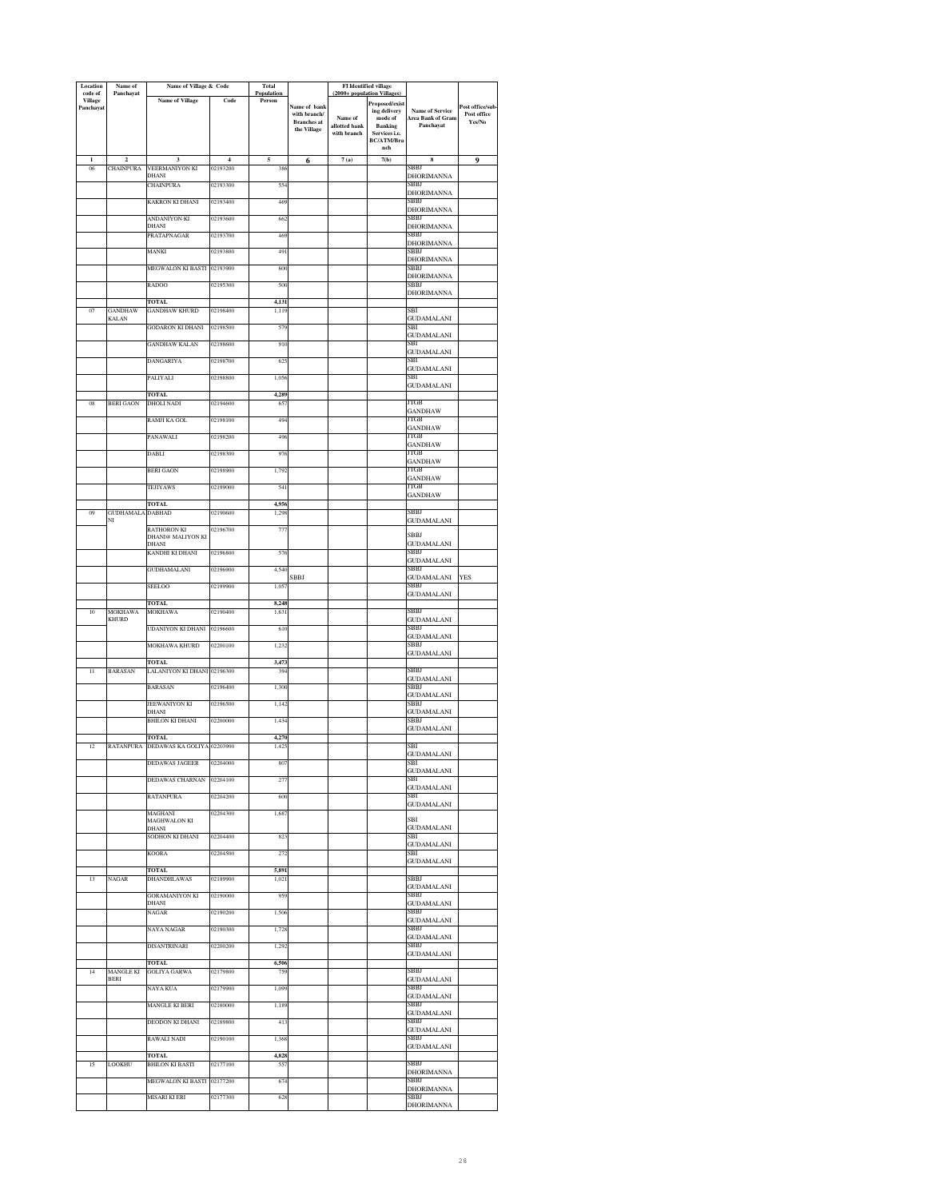| Location code of Village Panchayat | Name of Panchayat | Name of Village & Code | | Total Population | | FI Identified village (2000+ population Villages) | | | |
|---|---|---|---|---|---|---|---|---|---|
| | | Name of Village | Code | Person | Name of bank with branch/ Branches at the Village | Name of allotted bank with branch | Proposed/existing delivery mode of Banking Services i.e. BC/ATM/Branch | Name of Service Area Bank of Gram Panchayat | Post office/sub-Post office Yes/No |
| 1 | 2 | 3 | 4 | 5 | 6 | 7 (a) | 7(b) | 8 | 9 |
| 06 | CHAINPURA | VEERMANIYON KI DHANI | 02193200 | 386 | | | | SBBJ DHORIMANNA | |
| | | CHAINPURA | 02193300 | 554 | | | | SBBJ DHORIMANNA | |
| | | KAKRON KI DHANI | 02193400 | 469 | | | | SBBJ DHORIMANNA | |
| | | ANDANIYON KI DHANI | 02193600 | 662 | | | | SBBJ DHORIMANNA | |
| | | PRATAPNAGAR | 02193700 | 469 | | | | SBBJ DHORIMANNA | |
| | | MANKI | 02193800 | 491 | | | | SBBJ DHORIMANNA | |
| | | MEGWALON KI BASTI | 02193900 | 600 | | | | SBBJ DHORIMANNA | |
| | | RADOO | 02195300 | 500 | | | | SBBJ DHORIMANNA | |
| | | TOTAL | | 4,131 | | | | | |
| 07 | GANDHAW KALAN | GANDHAW KHURD | 02198400 | 1,119 | | | | SBI GUDAMALANI | |
| | | GODARON KI DHANI | 02198500 | 579 | | | | SBI GUDAMALANI | |
| | | GANDHAW KALAN | 02198600 | 910 | | | | SBI GUDAMALANI | |
| | | DANGARIYA | 02198700 | 625 | | | | SBI GUDAMALANI | |
| | | PALIYALI | 02198800 | 1,056 | | | | SBI GUDAMALANI | |
| | | TOTAL | | 4,289 | | | | | |
| 08 | BERI GAON | DHOLI NADI | 02194600 | 657 | | | | JTGB GANDHAW | |
| | | RAMJI KA GOL | 02198100 | 494 | | | | JTGB GANDHAW | |
| | | PANAWALI | 02198200 | 496 | | | | JTGB GANDHAW | |
| | | DABLI | 02198300 | 976 | | | | JTGB GANDHAW | |
| | | BERI GAON | 02198900 | 1,792 | | | | JTGB GANDHAW | |
| | | TEJIYAWS | 02199000 | 541 | | | | JTGB GANDHAW | |
| | | TOTAL | | 4,956 | | | | | |
| 09 | GUDHAMALANI | DABHAD | 02190600 | 1,298 | | | | SBBJ GUDAMALANI | |
| | | RATHORON KI DHANI# MALIYON KI DHANI | 02196700 | 777 | | | | SBBJ GUDAMALANI | |
| | | KANDHI KI DHANI | 02196800 | 576 | | | | SBBJ GUDAMALANI | |
| | | GUDHAMALANI | 02196900 | 4,540 | SBBJ | | | SBBJ GUDAMALANI | YES |
| | | SEELOO | 02199900 | 1,057 | | | | SBBJ GUDAMALANI | |
| | | TOTAL | | 8,248 | | | | | |
| 10 | MOKHAWA KHURD | MOKHAWA | 02190400 | 1,631 | | | | SBBJ GUDAMALANI | |
| | | UDANIYON KI DHANI | 02196600 | 610 | | | | SBBJ GUDAMALANI | |
| | | MOKHAWA KHURD | 02200100 | 1,232 | | | | SBBJ GUDAMALANI | |
| | | TOTAL | | 3,473 | | | | | |
| 11 | BARASAN | LALANIYON KI DHANI | 02196300 | 394 | | | | SBBJ GUDAMALANI | |
| | | BARASAN | 02196400 | 1,300 | | | | SBBJ GUDAMALANI | |
| | | JEEWANIYON KI DHANI | 02196500 | 1,142 | | | | SBBJ GUDAMALANI | |
| | | BHILON KI DHANI | 02200000 | 1,434 | | | | SBBJ GUDAMALANI | |
| | | TOTAL | | 4,270 | | | | | |
| 12 | RATANPURA | DEDAWAS KA GOLIYA | 02203900 | 1,425 | | | | SBI GUDAMALANI | |
| | | DEDAWAS JAGEER | 02204000 | 807 | | | | SBI GUDAMALANI | |
| | | DEDAWAS CHARNAN | 02204100 | 277 | | | | SBI GUDAMALANI | |
| | | RATANPURA | 02204200 | 600 | | | | SBI GUDAMALANI | |
| | | MAGHANI MAGHWALON KI DHANI | 02204300 | 1,687 | | | | SBI GUDAMALANI | |
| | | SODHON KI DHANI | 02204400 | 823 | | | | SBI GUDAMALANI | |
| | | KOORA | 02204500 | 272 | | | | SBI GUDAMALANI | |
| | | TOTAL | | 5,891 | | | | | |
| 13 | NAGAR | DHANDHLAWAS | 02189900 | 1,021 | | | | SBBJ GUDAMALANI | |
| | | GORAMANIYON KI DHANI | 02190000 | 959 | | | | SBBJ GUDAMALANI | |
| | | NAGAR | 02190200 | 1,506 | | | | SBBJ GUDAMALANI | |
| | | NAYA NAGAR | 02190300 | 1,728 | | | | SBBJ GUDAMALANI | |
| | | DISANTRINARI | 02200200 | 1,292 | | | | SBBJ GUDAMALANI | |
| | | TOTAL | | 6,506 | | | | | |
| 14 | MANGLE KI BERI | GOLIYA GARWA | 02179800 | 759 | | | | SBBJ GUDAMALANI | |
| | | NAYA KUA | 02179900 | 1,099 | | | | SBBJ GUDAMALANI | |
| | | MANGLE KI BERI | 02180000 | 1,189 | | | | SBBJ GUDAMALANI | |
| | | DEODON KI DHANI | 02189800 | 413 | | | | SBBJ GUDAMALANI | |
| | | RAWALI NADI | 02190100 | 1,368 | | | | SBBJ GUDAMALANI | |
| | | TOTAL | | 4,828 | | | | | |
| 15 | LOOKHU | BHILON KI BASTI | 02177100 | 557 | | | | SBBJ DHORIMANNA | |
| | | MEGWALON KI BASTI | 02177200 | 674 | | | | SBBJ DHORIMANNA | |
| | | MISARI KI ERI | 02177300 | 628 | | | | SBBJ DHORIMANNA | |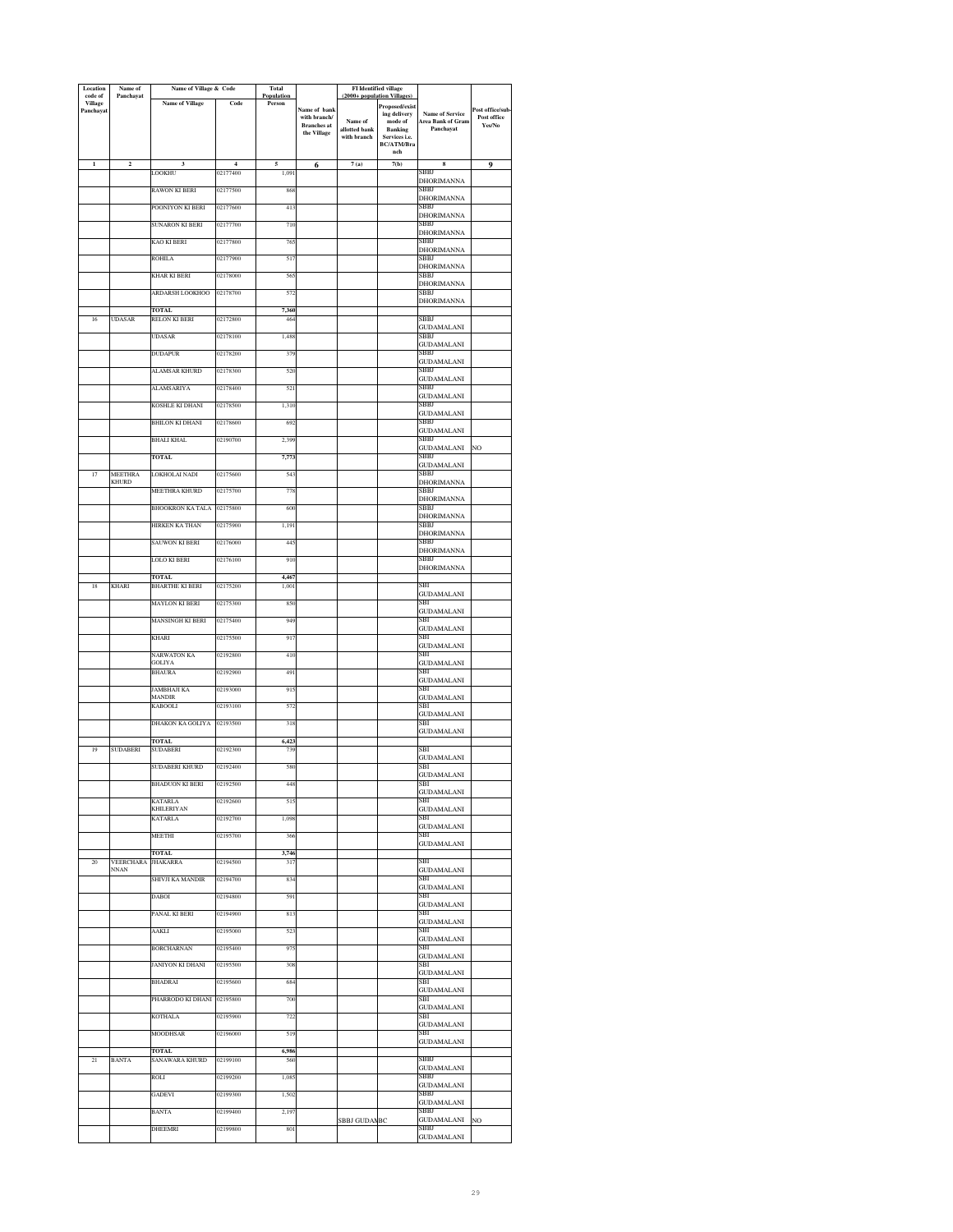| Location code of Village Panchayat | Name of Panchayat | Name of Village & Code | | Total Population | Name of bank with branch/ Branches at the Village | FI Identified village (2000+ population Villages) | | Name of Service Area Bank of Gram Panchayat | Post office/sub-Post office Yes/No |
|---|---|---|---|---|---|---|---|---|---|
| | | Name of Village | Code | Person | | Name of allotted bank with branch | Proposed/existing delivery mode of Banking Services i.e. BC/ATM/Branch | | |
| 1 | 2 | 3 | 4 | 5 | 6 | 7 (a) | 7(b) | 8 | 9 |
| | | LOOKHU | 02177400 | 1,091 | | | | SBBJ DHORIMANNA | |
| | | RAWON KI BERI | 02177500 | 868 | | | | SBBJ DHORIMANNA | |
| | | POONIYON KI BERI | 02177600 | 413 | | | | SBBJ DHORIMANNA | |
| | | SUNARON KI BERI | 02177700 | 710 | | | | SBBJ DHORIMANNA | |
| | | KAO KI BERI | 02177800 | 765 | | | | SBBJ DHORIMANNA | |
| | | ROHILA | 02177900 | 517 | | | | SBBJ DHORIMANNA | |
| | | KHAR KI BERI | 02178000 | 565 | | | | SBBJ DHORIMANNA | |
| | | ARDARSH LOOKHOO | 02178700 | 572 | | | | SBBJ DHORIMANNA | |
| | | TOTAL | | 7,360 | | | | | |
| 16 | UDASAR | RELON KI BERI | 02172800 | 464 | | | | SBBJ GUDAMALANI | |
| | | UDASAR | 02178100 | 1,488 | | | | SBBJ GUDAMALANI | |
| | | DUDAPUR | 02178200 | 379 | | | | SBBJ GUDAMALANI | |
| | | ALAMSAR KHURD | 02178300 | 520 | | | | SBBJ GUDAMALANI | |
| | | ALAMSARIYA | 02178400 | 521 | | | | SBBJ GUDAMALANI | |
| | | KOSHLE KI DHANI | 02178500 | 1,310 | | | | SBBJ GUDAMALANI | |
| | | BHILON KI DHANI | 02178600 | 692 | | | | SBBJ GUDAMALANI | |
| | | BHALI KHAL | 02190700 | 2,399 | | | | SBBJ GUDAMALANI | NO |
| | | TOTAL | | 7,773 | | | | SBBJ GUDAMALANI | |
| 17 | MEETHRA KHURD | LOKHOLAI NADI | 02175600 | 543 | | | | SBBJ DHORIMANNA | |
| | | MEETHRA KHURD | 02175700 | 778 | | | | SBBJ DHORIMANNA | |
| | | BHOOKRON KA TALA | 02175800 | 600 | | | | SBBJ DHORIMANNA | |
| | | HIRKEN KA THAN | 02175900 | 1,191 | | | | SBBJ DHORIMANNA | |
| | | SAUWON KI BERI | 02176000 | 445 | | | | SBBJ DHORIMANNA | |
| | | LOLO KI BERI | 02176100 | 910 | | | | SBBJ DHORIMANNA | |
| | | TOTAL | | 4,467 | | | | | |
| 18 | KHARI | BHARTHE KI BERI | 02175200 | 1,001 | | | | SBI GUDAMALANI | |
| | | MAYLON KI BERI | 02175300 | 850 | | | | SBI GUDAMALANI | |
| | | MANSINGH KI BERI | 02175400 | 949 | | | | SBI GUDAMALANI | |
| | | KHARI | 02175500 | 917 | | | | SBI GUDAMALANI | |
| | | NARWATON KA GOLIYA | 02192800 | 410 | | | | SBI GUDAMALANI | |
| | | BHAURA | 02192900 | 491 | | | | SBI GUDAMALANI | |
| | | JAMBHAJI KA MANDIR | 02193000 | 915 | | | | SBI GUDAMALANI | |
| | | KABOOLI | 02193100 | 572 | | | | SBI GUDAMALANI | |
| | | DHAKON KA GOLIYA | 02193500 | 318 | | | | SBI GUDAMALANI | |
| | | TOTAL | | 6,423 | | | | | |
| 19 | SUDABERI | SUDABERI | 02192300 | 739 | | | | SBI GUDAMALANI | |
| | | SUDABERI KHURD | 02192400 | 580 | | | | SBI GUDAMALANI | |
| | | BHADUON KI BERI | 02192500 | 448 | | | | SBI GUDAMALANI | |
| | | KATARLA KHILERIYAN | 02192600 | 515 | | | | SBI GUDAMALANI | |
| | | KATARLA | 02192700 | 1,098 | | | | SBI GUDAMALANI | |
| | | MEETHI | 02195700 | 366 | | | | SBI GUDAMALANI | |
| | | TOTAL | | 3,746 | | | | | |
| 20 | VEERCHARANNAN | JHAKARRA | 02194500 | 317 | | | | SBI GUDAMALANI | |
| | | SHIVJI KA MANDIR | 02194700 | 834 | | | | SBI GUDAMALANI | |
| | | DABOI | 02194800 | 591 | | | | SBI GUDAMALANI | |
| | | PANAL KI BERI | 02194900 | 813 | | | | SBI GUDAMALANI | |
| | | AAKLI | 02195000 | 523 | | | | SBI GUDAMALANI | |
| | | BORCHARNAN | 02195400 | 975 | | | | SBI GUDAMALANI | |
| | | JANIYON KI DHANI | 02195500 | 308 | | | | SBI GUDAMALANI | |
| | | BHADRAI | 02195600 | 684 | | | | SBI GUDAMALANI | |
| | | PHARRODO KI DHANI | 02195800 | 700 | | | | SBI GUDAMALANI | |
| | | KOTHALA | 02195900 | 722 | | | | SBI GUDAMALANI | |
| | | MOODHSAR | 02196000 | 519 | | | | SBI GUDAMALANI | |
| | | TOTAL | | 6,986 | | | | | |
| 21 | BANTA | SANAWARA KHURD | 02199100 | 560 | | | | SBBJ GUDAMALANI | |
| | | ROLI | 02199200 | 1,085 | | | | SBBJ GUDAMALANI | |
| | | GADEVI | 02199300 | 1,502 | | | | SBBJ GUDAMALANI | |
| | | BANTA | 02199400 | 2,197 | | SBBJ GUDAM | BC | SBBJ GUDAMALANI | NO |
| | | DHEEMRI | 02199800 | 801 | | | | SBBJ GUDAMALANI | |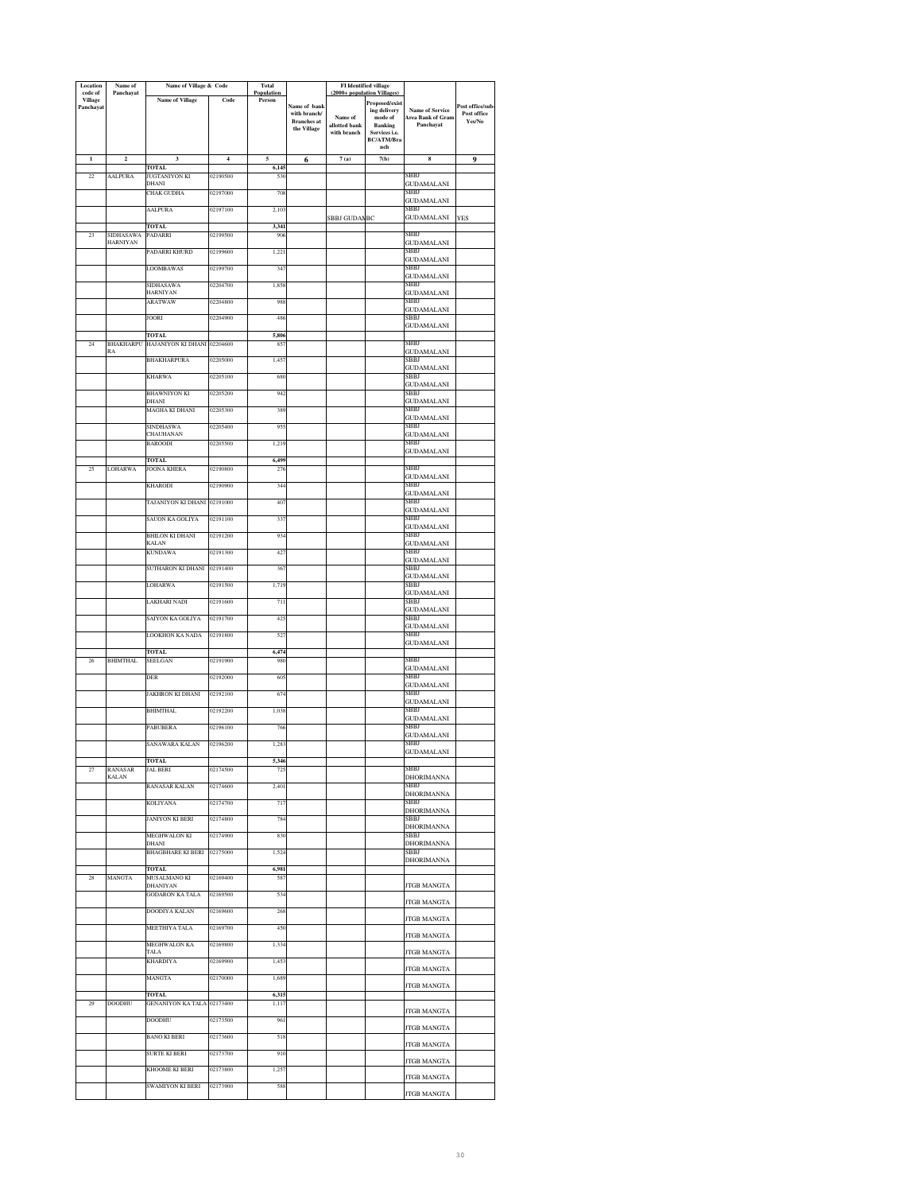| Location code of Village Panchayat | Name of Panchayat | Name of Village & Code | | Total Population | Name of bank with branch/ Branches at the Village | FI Identified village (2000+ population Villages) | | Name of Service Area Bank of Gram Panchayat | Post office/sub-Post office Yes/No |
|---|---|---|---|---|---|---|---|---|---|
| | | Name of Village | Code | Person | | Name of allotted bank with branch | Proposed/existing delivery mode of Banking Services i.e. BC/ATM/Branch | | |
| 1 | 2 | 3 | 4 | 5 | 6 | 7 (a) | 7(b) | 8 | 9 |
| | | TOTAL | | 6,145 | | | | | |
| 22 | AALPURA | JUGTANIYON KI DHANI | 02190500 | 530 | | | | SBBJ GUDAMALANI | |
| | | CHAK GUDHA | 02197000 | 708 | | | | SBBJ GUDAMALANI | |
| | | AALPURA | 02197100 | 2,103 | | SBBJ GUDAM | BC | SBBJ GUDAMALANI | YES |
| | | TOTAL | | 3,341 | | | | | |
| 23 | SIDHASAWA HARNIYAN | PADARRI | 02199500 | 906 | | | | SBBJ GUDAMALANI | |
| | | PADARRI KHURD | 02199600 | 1,221 | | | | SBBJ GUDAMALANI | |
| | | LOOMBAWAS | 02199700 | 347 | | | | SBBJ GUDAMALANI | |
| | | SIDHASAWA HARNIYAN | 02204700 | 1,858 | | | | SBBJ GUDAMALANI | |
| | | ARATWAW | 02204800 | 988 | | | | SBBJ GUDAMALANI | |
| | | JOORI | 02204900 | 486 | | | | SBBJ GUDAMALANI | |
| | | TOTAL | | 5,806 | | | | | |
| 24 | BHAKHARPURA | HAJANIYON KI DHANI | 02204600 | 857 | | | | SBBJ GUDAMALANI | |
| | | BHAKHARPURA | 02205000 | 1,457 | | | | SBBJ GUDAMALANI | |
| | | KHARWA | 02205100 | 680 | | | | SBBJ GUDAMALANI | |
| | | BHAWNIYON KI DHANI | 02205200 | 942 | | | | SBBJ GUDAMALANI | |
| | | MAGHA KI DHANI | 02205300 | 389 | | | | SBBJ GUDAMALANI | |
| | | SINDHASWA CHAUHANAN | 02205400 | 955 | | | | SBBJ GUDAMALANI | |
| | | BAROODI | 02205500 | 1,219 | | | | SBBJ GUDAMALANI | |
| | | TOTAL | | 6,499 | | | | | |
| 25 | LOHARWA | JOONA KHERA | 02190800 | 276 | | | | SBBJ GUDAMALANI | |
| | | KHARODI | 02190900 | 344 | | | | SBBJ GUDAMALANI | |
| | | TAJANIYON KI DHANI | 02191000 | 407 | | | | SBBJ GUDAMALANI | |
| | | SAUON KA GOLIYA | 02191100 | 337 | | | | SBBJ GUDAMALANI | |
| | | BHILON KI DHANI KALAN | 02191200 | 934 | | | | SBBJ GUDAMALANI | |
| | | KUNDAWA | 02191300 | 427 | | | | SBBJ GUDAMALANI | |
| | | SUTHARON KI DHANI | 02191400 | 367 | | | | SBBJ GUDAMALANI | |
| | | LOHARWA | 02191500 | 1,719 | | | | SBBJ GUDAMALANI | |
| | | LAKHARI NADI | 02191600 | 711 | | | | SBBJ GUDAMALANI | |
| | | SAIYON KA GOLIYA | 02191700 | 425 | | | | SBBJ GUDAMALANI | |
| | | LOOKHON KA NADA | 02191800 | 527 | | | | SBBJ GUDAMALANI | |
| | | TOTAL | | 6,474 | | | | | |
| 26 | BHIMTHAL | SEELGAN | 02191900 | 980 | | | | SBBJ GUDAMALANI | |
| | | DER | 02192000 | 605 | | | | SBBJ GUDAMALANI | |
| | | JAKHRON KI DHANI | 02192100 | 674 | | | | SBBJ GUDAMALANI | |
| | | BHIMTHAL | 02192200 | 1,038 | | | | SBBJ GUDAMALANI | |
| | | PABUBERA | 02196100 | 766 | | | | SBBJ GUDAMALANI | |
| | | SANAWARA KALAN | 02196200 | 1,283 | | | | SBBJ GUDAMALANI | |
| | | TOTAL | | 5,346 | | | | | |
| 27 | RANASAR KALAN | JAL BERI | 02174500 | 725 | | | | SBBJ DHORIMANNA | |
| | | RANASAR KALAN | 02174600 | 2,401 | | | | SBBJ DHORIMANNA | |
| | | KOLIYANA | 02174700 | 717 | | | | SBBJ DHORIMANNA | |
| | | JANIYON KI BERI | 02174800 | 784 | | | | SBBJ DHORIMANNA | |
| | | MEGHWALON KI DHANI | 02174900 | 830 | | | | SBBJ DHORIMANNA | |
| | | BHAGBHARE KI BERI | 02175000 | 1,524 | | | | SBBJ DHORIMANNA | |
| | | TOTAL | | 6,981 | | | | | |
| 28 | MANGTA | MUSALMANO KI DHANIYAN | 02169400 | 587 | | | | JTGB MANGTA | |
| | | GODARON KA TALA | 02169500 | 534 | | | | JTGB MANGTA | |
| | | DOODIYA KALAN | 02169600 | 268 | | | | JTGB MANGTA | |
| | | MEETHIYA TALA | 02169700 | 450 | | | | JTGB MANGTA | |
| | | MEGHWALON KA TALA | 02169800 | 1,334 | | | | JTGB MANGTA | |
| | | KHARDIYA | 02169900 | 1,453 | | | | JTGB MANGTA | |
| | | MANGTA | 02170000 | 1,689 | | | | JTGB MANGTA | |
| | | TOTAL | | 6,315 | | | | | |
| 29 | DOODHU | GENANIYON KA TALA | 02173400 | 1,117 | | | | JTGB MANGTA | |
| | | DOODHU | 02173500 | 961 | | | | JTGB MANGTA | |
| | | BANO KI BERI | 02173600 | 518 | | | | JTGB MANGTA | |
| | | SURTE KI BERI | 02173700 | 910 | | | | JTGB MANGTA | |
| | | KHOOME KI BERI | 02173800 | 1,257 | | | | JTGB MANGTA | |
| | | SWAMIYON KI BERI | 02173900 | 588 | | | | JTGB MANGTA | |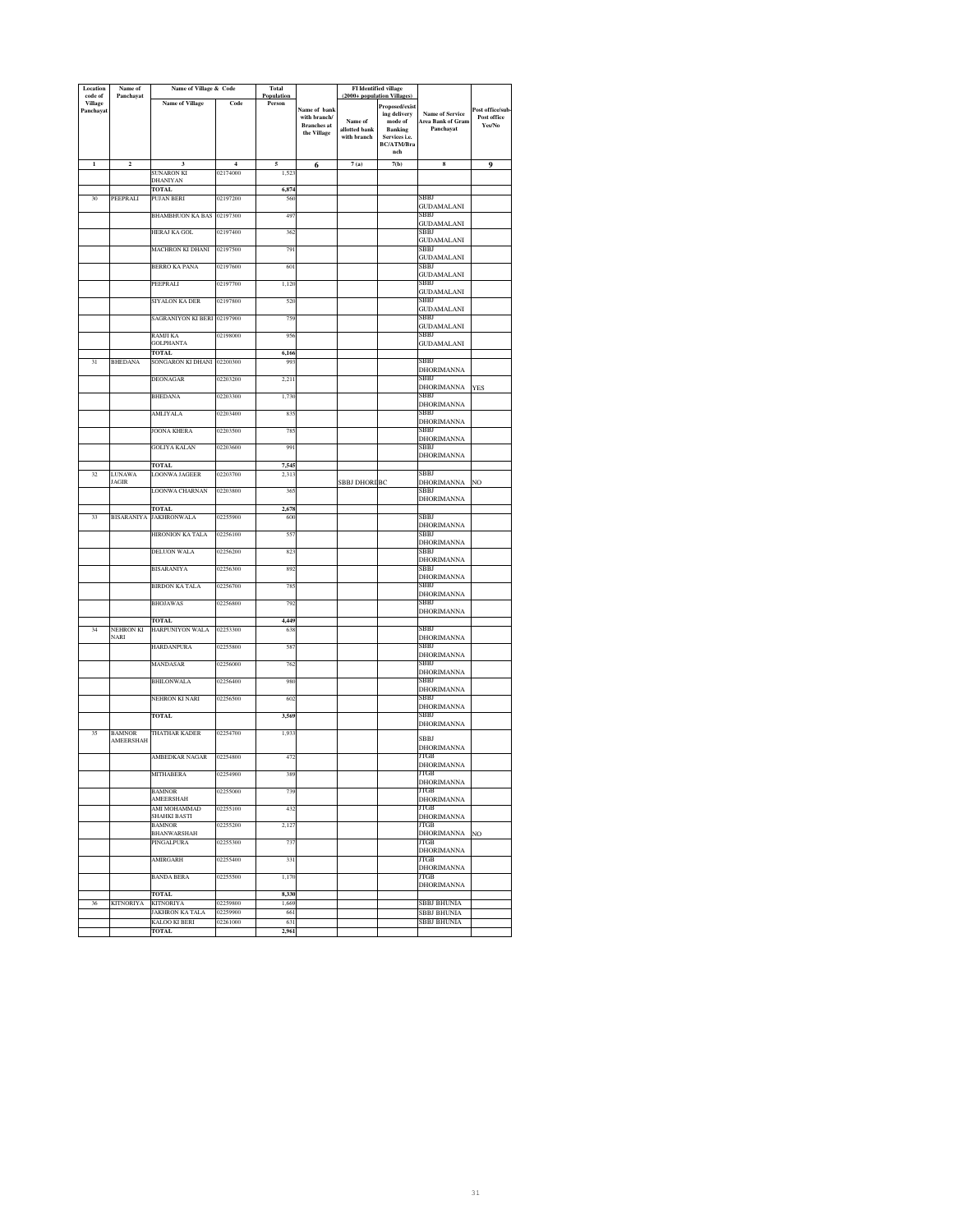| Location code of Village Panchayat | Name of Panchayat | Name of Village & Code | | Total Population | | FI Identified village (2000+ population Villages) | | | |
|---|---|---|---|---|---|---|---|---|---|
| | | Name of Village | Code | Person | Name of bank with branch/ Branches at the Village | Name of allotted bank with branch | Proposed/existing delivery mode of Banking Services i.e. BC/ATM/Branch | Name of Service Area Bank of Gram Panchayat | Post office/sub-Post office Yes/No |
| 1 | 2 | 3 | 4 | 5 | 6 | 7 (a) | 7(b) | 8 | 9 |
| | | SUNARON KI DHANIYAN | 02174000 | 1,523 | | | | | |
| | | TOTAL | | 6,874 | | | | | |
| 30 | PEEPRALI | PUJAN BERI | 02197200 | 560 | | | | SBBJ GUDAMALANI | |
| | | BHAMBHUON KA BAS | 02197300 | 497 | | | | SBBJ GUDAMALANI | |
| | | HERAJ KA GOL | 02197400 | 362 | | | | SBBJ GUDAMALANI | |
| | | MACHRON KI DHANI | 02197500 | 791 | | | | SBBJ GUDAMALANI | |
| | | BERRO KA PANA | 02197600 | 601 | | | | SBBJ GUDAMALANI | |
| | | PEEPRALI | 02197700 | 1,120 | | | | SBBJ GUDAMALANI | |
| | | SIYALON KA DER | 02197800 | 520 | | | | SBBJ GUDAMALANI | |
| | | SAGRANIYON KI BERI | 02197900 | 759 | | | | SBBJ GUDAMALANI | |
| | | RAMJI KA GOLPHANTA | 02198000 | 956 | | | | SBBJ GUDAMALANI | |
| | | TOTAL | | 6,166 | | | | | |
| 31 | BHEDANA | SONGARON KI DHANI | 02200300 | 993 | | | | SBBJ DHORIMANNA | |
| | | DEONAGAR | 02203200 | 2,211 | | | | SBBJ DHORIMANNA | YES |
| | | BHEDANA | 02203300 | 1,730 | | | | SBBJ DHORIMANNA | |
| | | AMLIYALA | 02203400 | 835 | | | | SBBJ DHORIMANNA | |
| | | JOONA KHERA | 02203500 | 785 | | | | SBBJ DHORIMANNA | |
| | | GOLIYA KALAN | 02203600 | 991 | | | | SBBJ DHORIMANNA | |
| | | TOTAL | | 7,545 | | | | | |
| 32 | LUNAWA JAGIR | LOONWA JAGEER | 02203700 | 2,313 | | SBBJ DHORI | BC | SBBJ DHORIMANNA | NO |
| | | LOONWA CHARNAN | 02203800 | 365 | | | | SBBJ DHORIMANNA | |
| | | TOTAL | | 2,678 | | | | | |
| 33 | BISARANIYA | JAKHRONWALA | 02255900 | 600 | | | | SBBJ DHORIMANNA | |
| | | HIRONION KA TALA | 02256100 | 557 | | | | SBBJ DHORIMANNA | |
| | | DELUON WALA | 02256200 | 823 | | | | SBBJ DHORIMANNA | |
| | | BISARANIYA | 02256300 | 892 | | | | SBBJ DHORIMANNA | |
| | | BIRDON KA TALA | 02256700 | 785 | | | | SBBJ DHORIMANNA | |
| | | BHOJAWAS | 02256800 | 792 | | | | SBBJ DHORIMANNA | |
| | | TOTAL | | 4,449 | | | | | |
| 34 | NEHRON KI NARI | HARPUNIYON WALA | 02253300 | 638 | | | | SBBJ DHORIMANNA | |
| | | HARDANPURA | 02255800 | 587 | | | | SBBJ DHORIMANNA | |
| | | MANDASAR | 02256000 | 762 | | | | SBBJ DHORIMANNA | |
| | | BHILONWALA | 02256400 | 980 | | | | SBBJ DHORIMANNA | |
| | | NEHRON KI NARI | 02256500 | 602 | | | | SBBJ DHORIMANNA | |
| | | TOTAL | | 3,569 | | | | SBBJ DHORIMANNA | |
| 35 | BAMNOR AMEERSHAH | THATHAR KADER | 02254700 | 1,933 | | | | SBBJ DHORIMANNA | |
| | | AMBEDKAR NAGAR | 02254800 | 472 | | | | JTGB DHORIMANNA | |
| | | MITHABERA | 02254900 | 389 | | | | JTGB DHORIMANNA | |
| | | BAMNOR AMEERSHAH | 02255000 | 739 | | | | JTGB DHORIMANNA | |
| | | AMI MOHAMMAD SHAHKI BASTI | 02255100 | 432 | | | | JTGB DHORIMANNA | |
| | | BAMNOR BHANWARSHAH | 02255200 | 2,127 | | | | JTGB DHORIMANNA | NO |
| | | PINGALPURA | 02255300 | 737 | | | | JTGB DHORIMANNA | |
| | | AMIRGARH | 02255400 | 331 | | | | JTGB DHORIMANNA | |
| | | BANDA BERA | 02255500 | 1,170 | | | | JTGB DHORIMANNA | |
| | | TOTAL | | 8,330 | | | | | |
| 36 | KITNORIYA | KITNORIYA | 02259800 | 1,669 | | | | SBBJ BHUNIA | |
| | | JAKHRON KA TALA | 02259900 | 661 | | | | SBBJ BHUNIA | |
| | | KALOO KI BERI | 02261000 | 631 | | | | SBBJ BHUNIA | |
| | | TOTAL | | 2,961 | | | | | |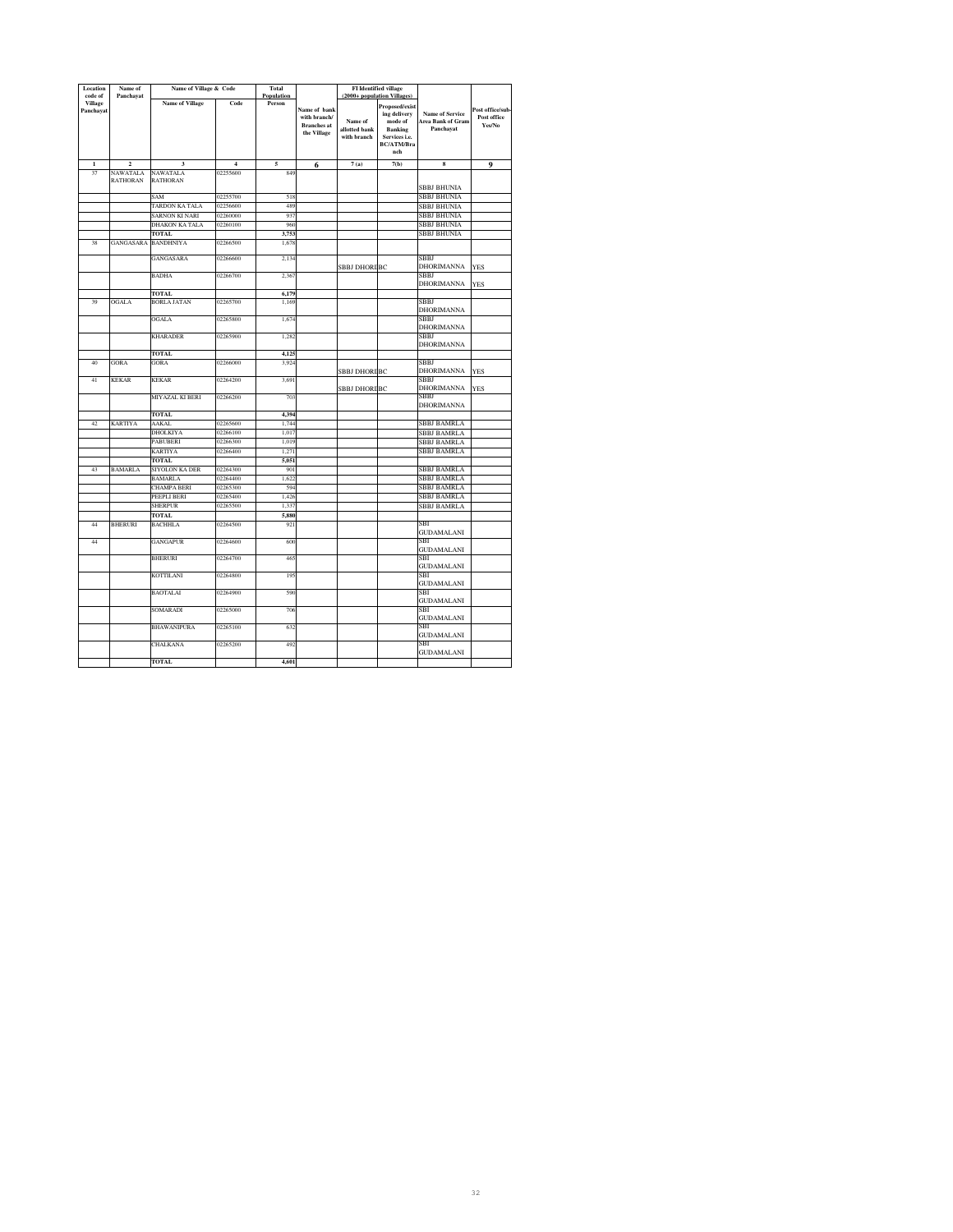| Location code of Village Panchayat | Name of Panchayat | Name of Village & Code | | Total Population | | FI Identified village (2000+ population Villages) | | | |
|---|---|---|---|---|---|---|---|---|---|
| | | Name of Village | Code | Person | Name of bank with branch/ Branches at the Village | Name of allotted bank with branch | Proposed/existing delivery mode of Banking Services i.e. BC/ATM/Branch | Name of Service Area Bank of Gram Panchayat | Post office/sub-Post office Yes/No |
| 1 | 2 | 3 | 4 | 5 | 6 | 7 (a) | 7(b) | 8 | 9 |
| 37 | NAWATALA RATHORAN | NAWATALA RATHORAN | 02255600 | 849 | | | | SBBJ BHUNIA | |
| | | SAM | 02255700 | 518 | | | | SBBJ BHUNIA | |
| | | TARDON KA TALA | 02256600 | 489 | | | | SBBJ BHUNIA | |
| | | SARNON KI NARI | 02260000 | 937 | | | | SBBJ BHUNIA | |
| | | DHAKON KA TALA | 02260100 | 960 | | | | SBBJ BHUNIA | |
| | | **TOTAL** | | **3,753** | | | | SBBJ BHUNIA | |
| 38 | GANGASARA | BANDHNIYA | 02266500 | 1,678 | | | | | |
| | | GANGASARA | 02266600 | 2,134 | | SBBJ DHORI | BC | SBBJ DHORIMANNA | YES |
| | | BADHA | 02266700 | 2,367 | | | | SBBJ DHORIMANNA | YES |
| | | **TOTAL** | | **6,179** | | | | | |
| 39 | OGALA | BORLA JATAN | 02265700 | 1,169 | | | | SBBJ DHORIMANNA | |
| | | OGALA | 02265800 | 1,674 | | | | SBBJ DHORIMANNA | |
| | | KHARADER | 02265900 | 1,282 | | | | SBBJ DHORIMANNA | |
| | | **TOTAL** | | **4,125** | | | | | |
| 40 | GORA | GORA | 02266000 | 3,924 | | SBBJ DHORI | BC | SBBJ DHORIMANNA | YES |
| 41 | KEKAR | KEKAR | 02264200 | 3,691 | | SBBJ DHORI | BC | SBBJ DHORIMANNA | YES |
| | | MIYAZAL KI BERI | 02266200 | 703 | | | | SBBJ DHORIMANNA | |
| | | **TOTAL** | | **4,394** | | | | | |
| 42 | KARTIYA | AAKAL | 02265600 | 1,744 | | | | SBBJ BAMRLA | |
| | | DHOLKIYA | 02266100 | 1,017 | | | | SBBJ BAMRLA | |
| | | PABUBERI | 02266300 | 1,019 | | | | SBBJ BAMRLA | |
| | | KARTIYA | 02266400 | 1,271 | | | | SBBJ BAMRLA | |
| | | **TOTAL** | | **5,051** | | | | | |
| 43 | BAMARLA | SIYOLON KA DER | 02264300 | 901 | | | | SBBJ BAMRLA | |
| | | BAMARLA | 02264400 | 1,622 | | | | SBBJ BAMRLA | |
| | | CHAMPA BERI | 02265300 | 594 | | | | SBBJ BAMRLA | |
| | | PEEPLI BERI | 02265400 | 1,426 | | | | SBBJ BAMRLA | |
| | | SHERPUR | 02265500 | 1,337 | | | | SBBJ BAMRLA | |
| | | **TOTAL** | | **5,880** | | | | | |
| 44 | BHERURI | BACHHLA | 02264500 | 921 | | | | SBI GUDAMALANI | |
| 44 | | GANGAPUR | 02264600 | 600 | | | | SBI GUDAMALANI | |
| | | BHERURI | 02264700 | 465 | | | | SBI GUDAMALANI | |
| | | KOTTILANI | 02264800 | 195 | | | | SBI GUDAMALANI | |
| | | BAOTALAI | 02264900 | 590 | | | | SBI GUDAMALANI | |
| | | SOMARADI | 02265000 | 706 | | | | SBI GUDAMALANI | |
| | | BHAWANIPURA | 02265100 | 632 | | | | SBI GUDAMALANI | |
| | | CHALKANA | 02265200 | 492 | | | | SBI GUDAMALANI | |
| | | **TOTAL** | | **4,601** | | | | | |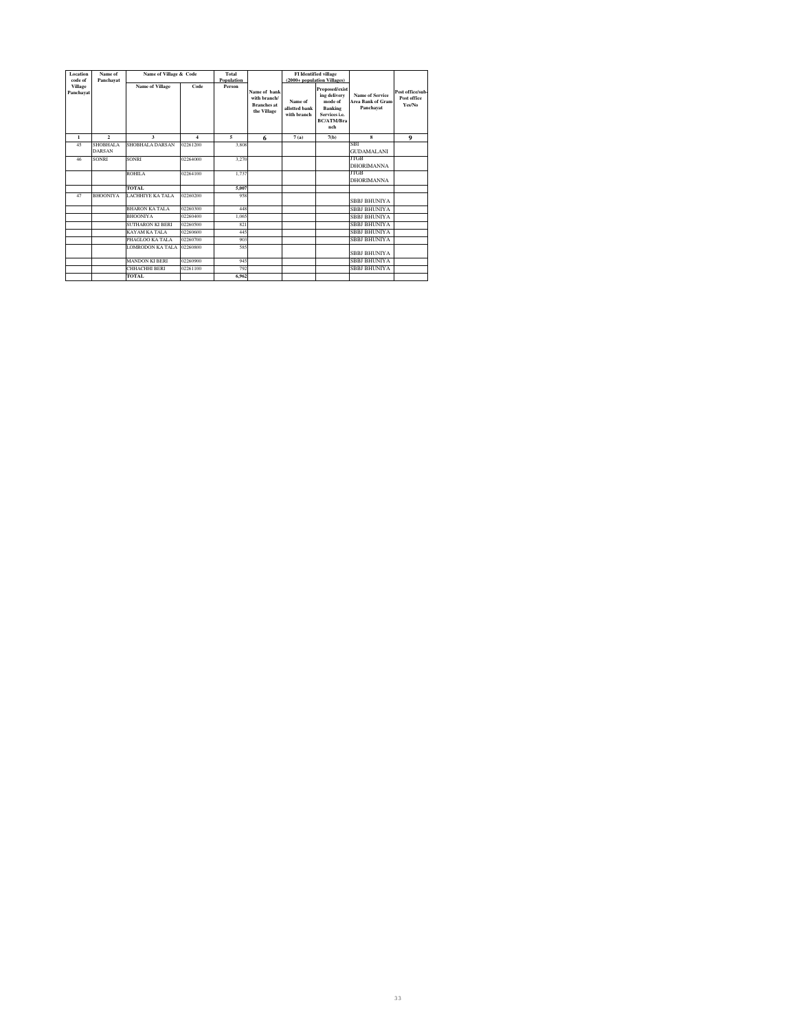| Location code of Village Panchayat | Name of Panchayat | Name of Village & Code | | Total Population | Name of bank with branch/ Branches at the Village | FI Identified village (2000+ population Villages) | | Name of Service Area Bank of Gram Panchayat | Post office/sub-Post office Yes/No |
|---|---|---|---|---|---|---|---|---|---|
| | | Name of Village | Code | Person | | Name of allotted bank with branch | Proposed/existing delivery mode of Banking Services i.e. BC/ATM/Branch | | |
| 1 | 2 | 3 | 4 | 5 | 6 | 7 (a) | 7(b) | 8 | 9 |
| 45 | SHOBHALA DARSAN | SHOBHALA DARSAN | 02261200 | 3,808 | | | | SBI GUDAMALANI | |
| 46 | SONRI | SONRI | 02264000 | 3,270 | | | | JTGB DHORIMANNA | |
| | | ROHILA | 02264100 | 1,737 | | | | JTGB DHORIMANNA | |
| | | TOTAL | | 5,007 | | | | | |
| 47 | BHOONIYA | LACHHIYE KA TALA | 02260200 | 958 | | | | SBBJ BHUNIYA | |
| | | BHARON KA TALA | 02260300 | 448 | | | | SBBJ BHUNIYA | |
| | | BHOONIYA | 02260400 | 1,065 | | | | SBBJ BHUNIYA | |
| | | SUTHARON KI BERI | 02260500 | 821 | | | | SBBJ BHUNIYA | |
| | | KAYAM KA TALA | 02260600 | 445 | | | | SBBJ BHUNIYA | |
| | | PHAGLOO KA TALA | 02260700 | 903 | | | | SBBJ BHUNIYA | |
| | | LOMRODON KA TALA | 02260800 | 585 | | | | SBBJ BHUNIYA | |
| | | MANDON KI BERI | 02260900 | 945 | | | | SBBJ BHUNIYA | |
| | | CHHACHHI BERI | 02261100 | 792 | | | | SBBJ BHUNIYA | |
| | | TOTAL | | 6,962 | | | | | |